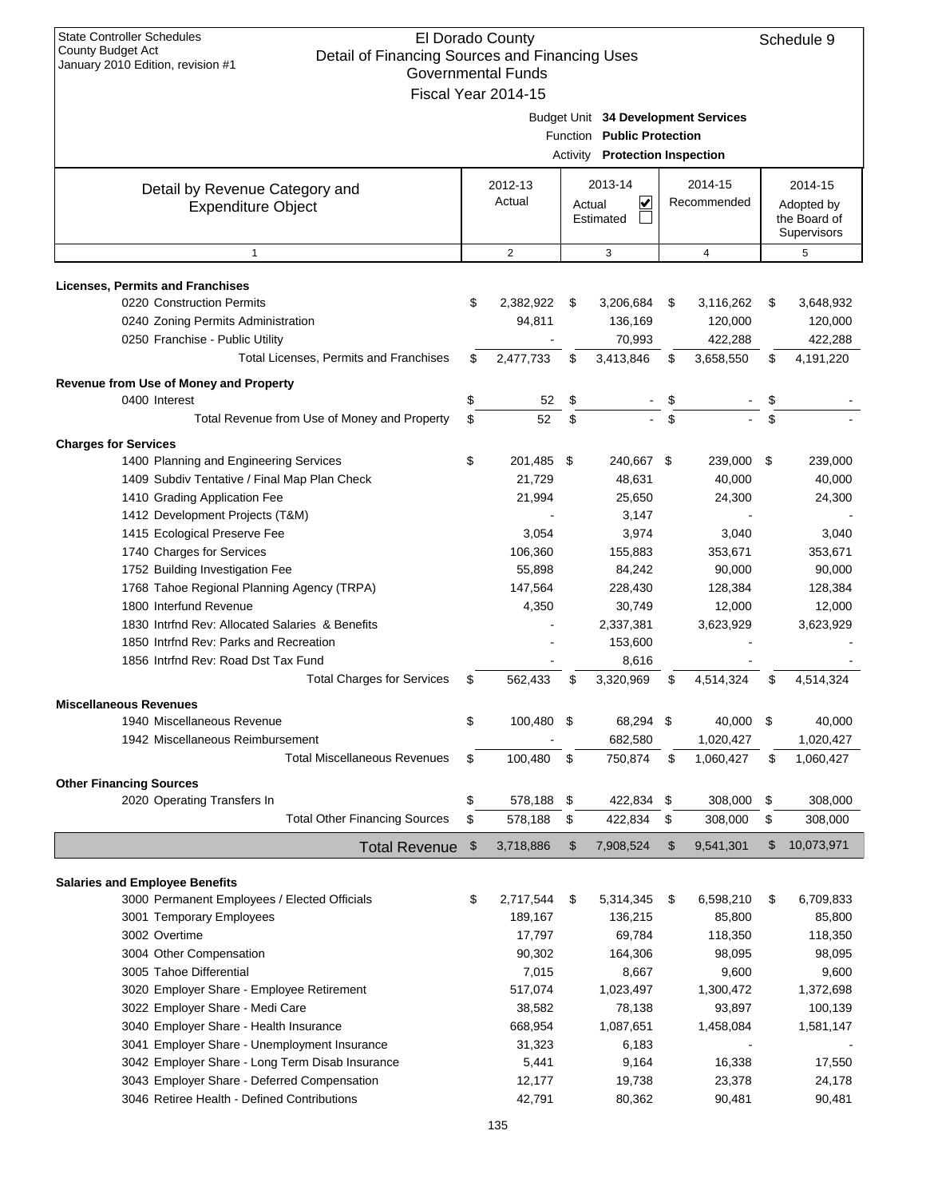State Controller Schedules
County Budget Act
January 2010 Edition, revision #1

# El Dorado County
## Detail of Financing Sources and Financing Uses
### Governmental Funds
### Fiscal Year 2014-15

Schedule 9

Budget Unit **34 Development Services**
Function **Public Protection**
Activity **Protection Inspection**

| Detail by Revenue Category and Expenditure Object | 2012-13 Actual | 2013-14 Actual ☑ Estimated ☐ | 2014-15 Recommended | 2014-15 Adopted by the Board of Supervisors |
|---|---|---|---|---|
| 1 | 2 | 3 | 4 | 5 |
| **Licenses, Permits and Franchises** | | | | |
| 0220 Construction Permits | $ 2,382,922 | $ 3,206,684 | $ 3,116,262 | $ 3,648,932 |
| 0240 Zoning Permits Administration | 94,811 | 136,169 | 120,000 | 120,000 |
| 0250 Franchise - Public Utility | - | 70,993 | 422,288 | 422,288 |
| Total Licenses, Permits and Franchises | $ 2,477,733 | $ 3,413,846 | $ 3,658,550 | $ 4,191,220 |
| **Revenue from Use of Money and Property** | | | | |
| 0400 Interest | $ 52 | $ - | $ - | $ - |
| Total Revenue from Use of Money and Property | $ 52 | $ - | $ - | $ - |
| **Charges for Services** | | | | |
| 1400 Planning and Engineering Services | $ 201,485 | $ 240,667 | $ 239,000 | $ 239,000 |
| 1409 Subdiv Tentative / Final Map Plan Check | 21,729 | 48,631 | 40,000 | 40,000 |
| 1410 Grading Application Fee | 21,994 | 25,650 | 24,300 | 24,300 |
| 1412 Development Projects (T&M) | - | 3,147 | - | - |
| 1415 Ecological Preserve Fee | 3,054 | 3,974 | 3,040 | 3,040 |
| 1740 Charges for Services | 106,360 | 155,883 | 353,671 | 353,671 |
| 1752 Building Investigation Fee | 55,898 | 84,242 | 90,000 | 90,000 |
| 1768 Tahoe Regional Planning Agency (TRPA) | 147,564 | 228,430 | 128,384 | 128,384 |
| 1800 Interfund Revenue | 4,350 | 30,749 | 12,000 | 12,000 |
| 1830 Intrfnd Rev: Allocated Salaries & Benefits | - | 2,337,381 | 3,623,929 | 3,623,929 |
| 1850 Intrfnd Rev: Parks and Recreation | - | 153,600 | - | - |
| 1856 Intrfnd Rev: Road Dst Tax Fund | - | 8,616 | - | - |
| Total Charges for Services | $ 562,433 | $ 3,320,969 | $ 4,514,324 | $ 4,514,324 |
| **Miscellaneous Revenues** | | | | |
| 1940 Miscellaneous Revenue | $ 100,480 | $ 68,294 | $ 40,000 | $ 40,000 |
| 1942 Miscellaneous Reimbursement | - | 682,580 | 1,020,427 | 1,020,427 |
| Total Miscellaneous Revenues | $ 100,480 | $ 750,874 | $ 1,060,427 | $ 1,060,427 |
| **Other Financing Sources** | | | | |
| 2020 Operating Transfers In | $ 578,188 | $ 422,834 | $ 308,000 | $ 308,000 |
| Total Other Financing Sources | $ 578,188 | $ 422,834 | $ 308,000 | $ 308,000 |
| **Total Revenue** | $ 3,718,886 | $ 7,908,524 | $ 9,541,301 | $ 10,073,971 |
| **Salaries and Employee Benefits** | | | | |
| 3000 Permanent Employees / Elected Officials | $ 2,717,544 | $ 5,314,345 | $ 6,598,210 | $ 6,709,833 |
| 3001 Temporary Employees | 189,167 | 136,215 | 85,800 | 85,800 |
| 3002 Overtime | 17,797 | 69,784 | 118,350 | 118,350 |
| 3004 Other Compensation | 90,302 | 164,306 | 98,095 | 98,095 |
| 3005 Tahoe Differential | 7,015 | 8,667 | 9,600 | 9,600 |
| 3020 Employer Share - Employee Retirement | 517,074 | 1,023,497 | 1,300,472 | 1,372,698 |
| 3022 Employer Share - Medi Care | 38,582 | 78,138 | 93,897 | 100,139 |
| 3040 Employer Share - Health Insurance | 668,954 | 1,087,651 | 1,458,084 | 1,581,147 |
| 3041 Employer Share - Unemployment Insurance | 31,323 | 6,183 | - | - |
| 3042 Employer Share - Long Term Disab Insurance | 5,441 | 9,164 | 16,338 | 17,550 |
| 3043 Employer Share - Deferred Compensation | 12,177 | 19,738 | 23,378 | 24,178 |
| 3046 Retiree Health - Defined Contributions | 42,791 | 80,362 | 90,481 | 90,481 |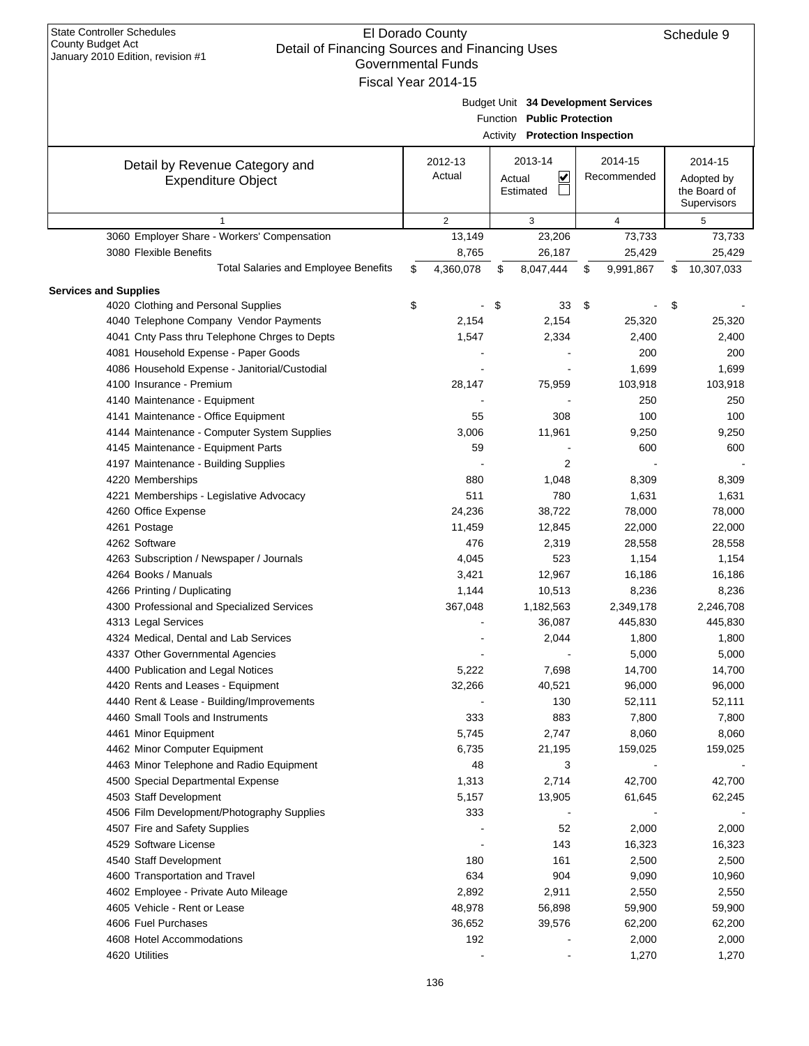State Controller Schedules
County Budget Act
January 2010 Edition, revision #1

# El Dorado County
## Detail of Financing Sources and Financing Uses
### Governmental Funds
### Fiscal Year 2014-15

Schedule 9

Budget Unit **34 Development Services**
Function **Public Protection**
Activity **Protection Inspection**

| Detail by Revenue Category and Expenditure Object | 2012-13 Actual | 2013-14 Actual ☑ Estimated ☐ | 2014-15 Recommended | 2014-15 Adopted by the Board of Supervisors |
|---|---|---|---|---|
| 1 | 2 | 3 | 4 | 5 |
| 3060 Employer Share - Workers' Compensation | 13,149 | 23,206 | 73,733 | 73,733 |
| 3080 Flexible Benefits | 8,765 | 26,187 | 25,429 | 25,429 |
| Total Salaries and Employee Benefits | $ 4,360,078 | $ 8,047,444 | $ 9,991,867 | $ 10,307,033 |
| **Services and Supplies** | | | | |
| 4020 Clothing and Personal Supplies | $ - | $ 33 | $ - | $ - |
| 4040 Telephone Company Vendor Payments | 2,154 | 2,154 | 25,320 | 25,320 |
| 4041 Cnty Pass thru Telephone Chrges to Depts | 1,547 | 2,334 | 2,400 | 2,400 |
| 4081 Household Expense - Paper Goods | - | - | 200 | 200 |
| 4086 Household Expense - Janitorial/Custodial | - | - | 1,699 | 1,699 |
| 4100 Insurance - Premium | 28,147 | 75,959 | 103,918 | 103,918 |
| 4140 Maintenance - Equipment | - | - | 250 | 250 |
| 4141 Maintenance - Office Equipment | 55 | 308 | 100 | 100 |
| 4144 Maintenance - Computer System Supplies | 3,006 | 11,961 | 9,250 | 9,250 |
| 4145 Maintenance - Equipment Parts | 59 | - | 600 | 600 |
| 4197 Maintenance - Building Supplies | - | 2 | - | - |
| 4220 Memberships | 880 | 1,048 | 8,309 | 8,309 |
| 4221 Memberships - Legislative Advocacy | 511 | 780 | 1,631 | 1,631 |
| 4260 Office Expense | 24,236 | 38,722 | 78,000 | 78,000 |
| 4261 Postage | 11,459 | 12,845 | 22,000 | 22,000 |
| 4262 Software | 476 | 2,319 | 28,558 | 28,558 |
| 4263 Subscription / Newspaper / Journals | 4,045 | 523 | 1,154 | 1,154 |
| 4264 Books / Manuals | 3,421 | 12,967 | 16,186 | 16,186 |
| 4266 Printing / Duplicating | 1,144 | 10,513 | 8,236 | 8,236 |
| 4300 Professional and Specialized Services | 367,048 | 1,182,563 | 2,349,178 | 2,246,708 |
| 4313 Legal Services | - | 36,087 | 445,830 | 445,830 |
| 4324 Medical, Dental and Lab Services | - | 2,044 | 1,800 | 1,800 |
| 4337 Other Governmental Agencies | - | - | 5,000 | 5,000 |
| 4400 Publication and Legal Notices | 5,222 | 7,698 | 14,700 | 14,700 |
| 4420 Rents and Leases - Equipment | 32,266 | 40,521 | 96,000 | 96,000 |
| 4440 Rent & Lease - Building/Improvements | - | 130 | 52,111 | 52,111 |
| 4460 Small Tools and Instruments | 333 | 883 | 7,800 | 7,800 |
| 4461 Minor Equipment | 5,745 | 2,747 | 8,060 | 8,060 |
| 4462 Minor Computer Equipment | 6,735 | 21,195 | 159,025 | 159,025 |
| 4463 Minor Telephone and Radio Equipment | 48 | 3 | - | - |
| 4500 Special Departmental Expense | 1,313 | 2,714 | 42,700 | 42,700 |
| 4503 Staff Development | 5,157 | 13,905 | 61,645 | 62,245 |
| 4506 Film Development/Photography Supplies | 333 | - | - | - |
| 4507 Fire and Safety Supplies | - | 52 | 2,000 | 2,000 |
| 4529 Software License | - | 143 | 16,323 | 16,323 |
| 4540 Staff Development | 180 | 161 | 2,500 | 2,500 |
| 4600 Transportation and Travel | 634 | 904 | 9,090 | 10,960 |
| 4602 Employee - Private Auto Mileage | 2,892 | 2,911 | 2,550 | 2,550 |
| 4605 Vehicle - Rent or Lease | 48,978 | 56,898 | 59,900 | 59,900 |
| 4606 Fuel Purchases | 36,652 | 39,576 | 62,200 | 62,200 |
| 4608 Hotel Accommodations | 192 | - | 2,000 | 2,000 |
| 4620 Utilities | - | - | 1,270 | 1,270 |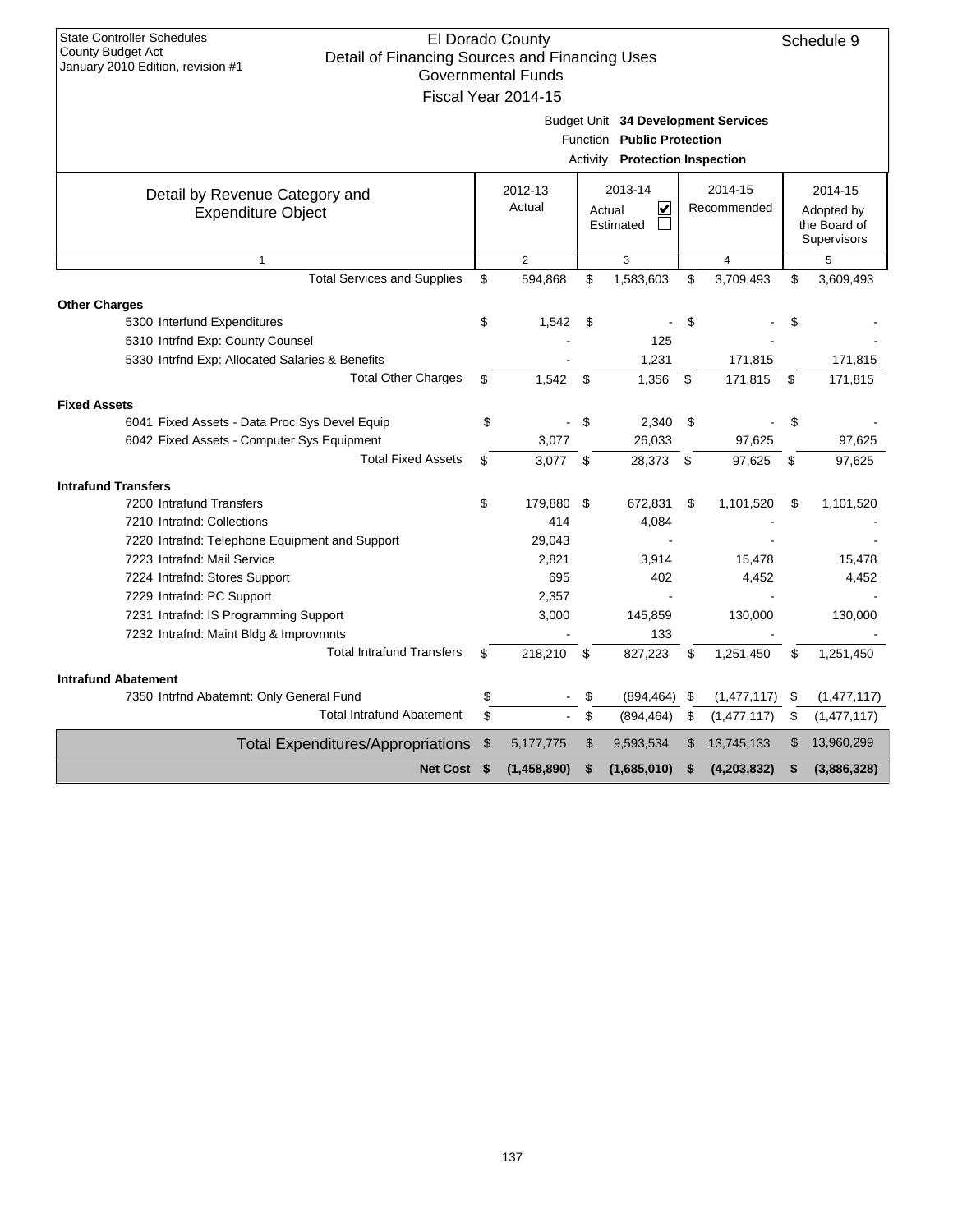State Controller Schedules
County Budget Act
January 2010 Edition, revision #1

# El Dorado County
## Detail of Financing Sources and Financing Uses
### Governmental Funds
### Fiscal Year 2014-15

Schedule 9

Budget Unit **34 Development Services**
Function **Public Protection**
Activity **Protection Inspection**

| Detail by Revenue Category and Expenditure Object | 2012-13 Actual | 2013-14 Actual ☑ Estimated ☐ | 2014-15 Recommended | 2014-15 Adopted by the Board of Supervisors |
|---|---|---|---|---|
| 1 | 2 | 3 | 4 | 5 |
| Total Services and Supplies | $ 594,868 | $ 1,583,603 | $ 3,709,493 | $ 3,609,493 |
| **Other Charges** | | | | |
| 5300 Interfund Expenditures | $ 1,542 | $ - | $ - | $ - |
| 5310 Intrfnd Exp: County Counsel | - | 125 | - | - |
| 5330 Intrfnd Exp: Allocated Salaries & Benefits | - | 1,231 | 171,815 | 171,815 |
| Total Other Charges | $ 1,542 | $ 1,356 | $ 171,815 | $ 171,815 |
| **Fixed Assets** | | | | |
| 6041 Fixed Assets - Data Proc Sys Devel Equip | $ - | $ 2,340 | $ - | $ - |
| 6042 Fixed Assets - Computer Sys Equipment | 3,077 | 26,033 | 97,625 | 97,625 |
| Total Fixed Assets | $ 3,077 | $ 28,373 | $ 97,625 | $ 97,625 |
| **Intrafund Transfers** | | | | |
| 7200 Intrafund Transfers | $ 179,880 | $ 672,831 | $ 1,101,520 | $ 1,101,520 |
| 7210 Intrafnd: Collections | 414 | 4,084 | - | - |
| 7220 Intrafnd: Telephone Equipment and Support | 29,043 | - | - | - |
| 7223 Intrafnd: Mail Service | 2,821 | 3,914 | 15,478 | 15,478 |
| 7224 Intrafnd: Stores Support | 695 | 402 | 4,452 | 4,452 |
| 7229 Intrafnd: PC Support | 2,357 | - | - | - |
| 7231 Intrafnd: IS Programming Support | 3,000 | 145,859 | 130,000 | 130,000 |
| 7232 Intrafnd: Maint Bldg & Improvmnts | - | 133 | - | - |
| Total Intrafund Transfers | $ 218,210 | $ 827,223 | $ 1,251,450 | $ 1,251,450 |
| **Intrafund Abatement** | | | | |
| 7350 Intrfnd Abatemnt: Only General Fund | $ - | $ (894,464) | $ (1,477,117) | $ (1,477,117) |
| Total Intrafund Abatement | $ - | $ (894,464) | $ (1,477,117) | $ (1,477,117) |
| Total Expenditures/Appropriations | $ 5,177,775 | $ 9,593,534 | $ 13,745,133 | $ 13,960,299 |
| **Net Cost** | **$ (1,458,890)** | **$ (1,685,010)** | **$ (4,203,832)** | **$ (3,886,328)** |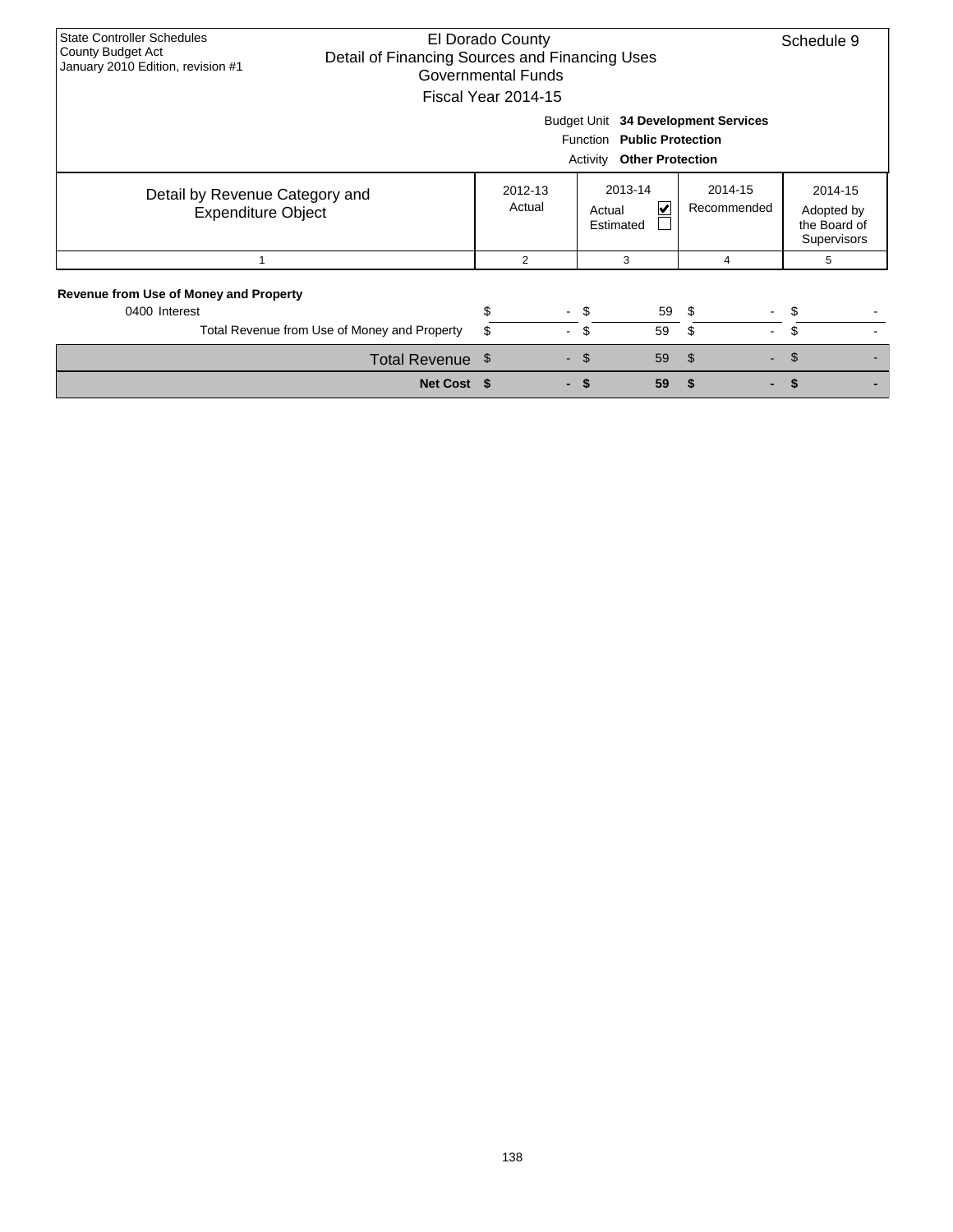State Controller Schedules
County Budget Act
January 2010 Edition, revision #1

# El Dorado County
## Detail of Financing Sources and Financing Uses
### Governmental Funds
### Fiscal Year 2014-15

Schedule 9

Budget Unit **34 Development Services**
Function **Public Protection**
Activity **Other Protection**

| Detail by Revenue Category and Expenditure Object | 2012-13 Actual | 2013-14 Actual ☑ Estimated ☐ | 2014-15 Recommended | 2014-15 Adopted by the Board of Supervisors |
|---|---|---|---|---|
| 1 | 2 | 3 | 4 | 5 |
| **Revenue from Use of Money and Property** | | | | |
| 0400 Interest | $ - | $ 59 | $ - | $ - |
| Total Revenue from Use of Money and Property | $ - | $ 59 | $ - | $ - |
| Total Revenue | $ - | $ 59 | $ - | $ - |
| **Net Cost** | **$ -** | **$ 59** | **$ -** | **$ -** |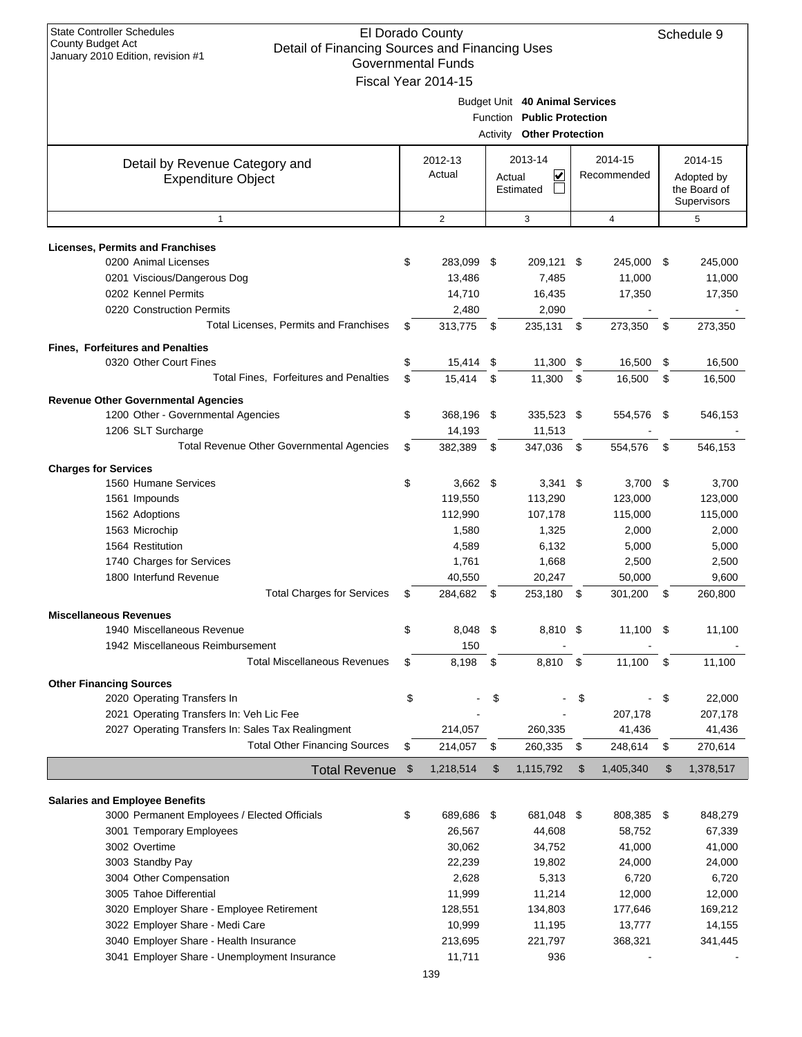State Controller Schedules
County Budget Act
January 2010 Edition, revision #1

# El Dorado County
## Detail of Financing Sources and Financing Uses
### Governmental Funds
### Fiscal Year 2014-15

Schedule 9

Budget Unit **40 Animal Services**
Function **Public Protection**
Activity **Other Protection**

| Detail by Revenue Category and Expenditure Object | 2012-13 Actual | 2013-14 Actual ☑ Estimated ☐ | 2014-15 Recommended | 2014-15 Adopted by the Board of Supervisors |
|---|---|---|---|---|
| 1 | 2 | 3 | 4 | 5 |
| **Licenses, Permits and Franchises** | | | | |
| 0200 Animal Licenses | $ 283,099 | $ 209,121 | $ 245,000 | $ 245,000 |
| 0201 Viscious/Dangerous Dog | 13,486 | 7,485 | 11,000 | 11,000 |
| 0202 Kennel Permits | 14,710 | 16,435 | 17,350 | 17,350 |
| 0220 Construction Permits | 2,480 | 2,090 | - | - |
| Total Licenses, Permits and Franchises | $ 313,775 | $ 235,131 | $ 273,350 | $ 273,350 |
| **Fines, Forfeitures and Penalties** | | | | |
| 0320 Other Court Fines | $ 15,414 | $ 11,300 | $ 16,500 | $ 16,500 |
| Total Fines, Forfeitures and Penalties | $ 15,414 | $ 11,300 | $ 16,500 | $ 16,500 |
| **Revenue Other Governmental Agencies** | | | | |
| 1200 Other - Governmental Agencies | $ 368,196 | $ 335,523 | $ 554,576 | $ 546,153 |
| 1206 SLT Surcharge | 14,193 | 11,513 | - | - |
| Total Revenue Other Governmental Agencies | $ 382,389 | $ 347,036 | $ 554,576 | $ 546,153 |
| **Charges for Services** | | | | |
| 1560 Humane Services | $ 3,662 | $ 3,341 | $ 3,700 | $ 3,700 |
| 1561 Impounds | 119,550 | 113,290 | 123,000 | 123,000 |
| 1562 Adoptions | 112,990 | 107,178 | 115,000 | 115,000 |
| 1563 Microchip | 1,580 | 1,325 | 2,000 | 2,000 |
| 1564 Restitution | 4,589 | 6,132 | 5,000 | 5,000 |
| 1740 Charges for Services | 1,761 | 1,668 | 2,500 | 2,500 |
| 1800 Interfund Revenue | 40,550 | 20,247 | 50,000 | 9,600 |
| Total Charges for Services | $ 284,682 | $ 253,180 | $ 301,200 | $ 260,800 |
| **Miscellaneous Revenues** | | | | |
| 1940 Miscellaneous Revenue | $ 8,048 | $ 8,810 | $ 11,100 | $ 11,100 |
| 1942 Miscellaneous Reimbursement | 150 | - | - | - |
| Total Miscellaneous Revenues | $ 8,198 | $ 8,810 | $ 11,100 | $ 11,100 |
| **Other Financing Sources** | | | | |
| 2020 Operating Transfers In | $ - | $ - | $ - | $ 22,000 |
| 2021 Operating Transfers In: Veh Lic Fee | - | - | 207,178 | 207,178 |
| 2027 Operating Transfers In: Sales Tax Realingment | 214,057 | 260,335 | 41,436 | 41,436 |
| Total Other Financing Sources | $ 214,057 | $ 260,335 | $ 248,614 | $ 270,614 |
| **Total Revenue** | $ 1,218,514 | $ 1,115,792 | $ 1,405,340 | $ 1,378,517 |
| **Salaries and Employee Benefits** | | | | |
| 3000 Permanent Employees / Elected Officials | $ 689,686 | $ 681,048 | $ 808,385 | $ 848,279 |
| 3001 Temporary Employees | 26,567 | 44,608 | 58,752 | 67,339 |
| 3002 Overtime | 30,062 | 34,752 | 41,000 | 41,000 |
| 3003 Standby Pay | 22,239 | 19,802 | 24,000 | 24,000 |
| 3004 Other Compensation | 2,628 | 5,313 | 6,720 | 6,720 |
| 3005 Tahoe Differential | 11,999 | 11,214 | 12,000 | 12,000 |
| 3020 Employer Share - Employee Retirement | 128,551 | 134,803 | 177,646 | 169,212 |
| 3022 Employer Share - Medi Care | 10,999 | 11,195 | 13,777 | 14,155 |
| 3040 Employer Share - Health Insurance | 213,695 | 221,797 | 368,321 | 341,445 |
| 3041 Employer Share - Unemployment Insurance | 11,711 | 936 | - | - |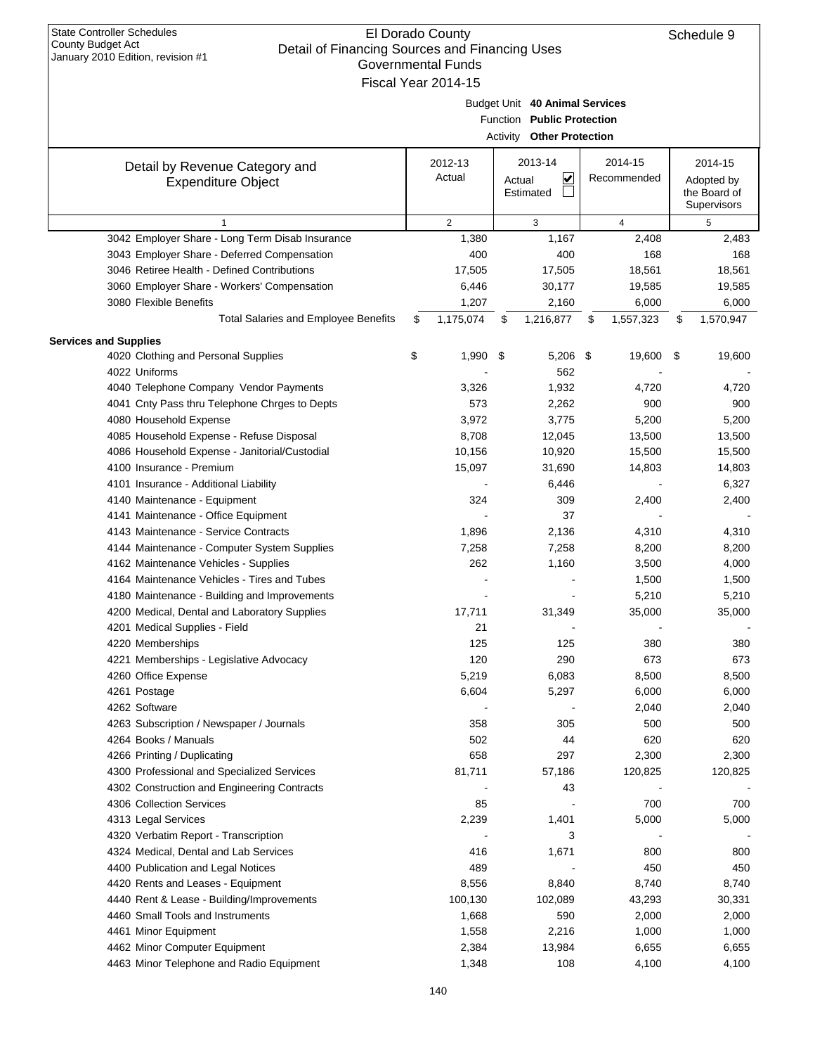State Controller Schedules
County Budget Act
January 2010 Edition, revision #1

# El Dorado County
## Detail of Financing Sources and Financing Uses
### Governmental Funds
### Fiscal Year 2014-15

Schedule 9

Budget Unit **40 Animal Services**
Function **Public Protection**
Activity **Other Protection**

| Detail by Revenue Category and Expenditure Object | 2012-13 Actual | 2013-14 Actual ☑ Estimated ☐ | 2014-15 Recommended | 2014-15 Adopted by the Board of Supervisors |
|---|---|---|---|---|
| 1 | 2 | 3 | 4 | 5 |
| 3042 Employer Share - Long Term Disab Insurance | 1,380 | 1,167 | 2,408 | 2,483 |
| 3043 Employer Share - Deferred Compensation | 400 | 400 | 168 | 168 |
| 3046 Retiree Health - Defined Contributions | 17,505 | 17,505 | 18,561 | 18,561 |
| 3060 Employer Share - Workers' Compensation | 6,446 | 30,177 | 19,585 | 19,585 |
| 3080 Flexible Benefits | 1,207 | 2,160 | 6,000 | 6,000 |
| Total Salaries and Employee Benefits | $ 1,175,074 | $ 1,216,877 | $ 1,557,323 | $ 1,570,947 |
| **Services and Supplies** | | | | |
| 4020 Clothing and Personal Supplies | $ 1,990 | $ 5,206 | $ 19,600 | $ 19,600 |
| 4022 Uniforms | - | 562 | - | - |
| 4040 Telephone Company Vendor Payments | 3,326 | 1,932 | 4,720 | 4,720 |
| 4041 Cnty Pass thru Telephone Chrges to Depts | 573 | 2,262 | 900 | 900 |
| 4080 Household Expense | 3,972 | 3,775 | 5,200 | 5,200 |
| 4085 Household Expense - Refuse Disposal | 8,708 | 12,045 | 13,500 | 13,500 |
| 4086 Household Expense - Janitorial/Custodial | 10,156 | 10,920 | 15,500 | 15,500 |
| 4100 Insurance - Premium | 15,097 | 31,690 | 14,803 | 14,803 |
| 4101 Insurance - Additional Liability | - | 6,446 | - | 6,327 |
| 4140 Maintenance - Equipment | 324 | 309 | 2,400 | 2,400 |
| 4141 Maintenance - Office Equipment | - | 37 | - | - |
| 4143 Maintenance - Service Contracts | 1,896 | 2,136 | 4,310 | 4,310 |
| 4144 Maintenance - Computer System Supplies | 7,258 | 7,258 | 8,200 | 8,200 |
| 4162 Maintenance Vehicles - Supplies | 262 | 1,160 | 3,500 | 4,000 |
| 4164 Maintenance Vehicles - Tires and Tubes | - | - | 1,500 | 1,500 |
| 4180 Maintenance - Building and Improvements | - | - | 5,210 | 5,210 |
| 4200 Medical, Dental and Laboratory Supplies | 17,711 | 31,349 | 35,000 | 35,000 |
| 4201 Medical Supplies - Field | 21 | - | - | - |
| 4220 Memberships | 125 | 125 | 380 | 380 |
| 4221 Memberships - Legislative Advocacy | 120 | 290 | 673 | 673 |
| 4260 Office Expense | 5,219 | 6,083 | 8,500 | 8,500 |
| 4261 Postage | 6,604 | 5,297 | 6,000 | 6,000 |
| 4262 Software | - | - | 2,040 | 2,040 |
| 4263 Subscription / Newspaper / Journals | 358 | 305 | 500 | 500 |
| 4264 Books / Manuals | 502 | 44 | 620 | 620 |
| 4266 Printing / Duplicating | 658 | 297 | 2,300 | 2,300 |
| 4300 Professional and Specialized Services | 81,711 | 57,186 | 120,825 | 120,825 |
| 4302 Construction and Engineering Contracts | - | 43 | - | - |
| 4306 Collection Services | 85 | - | 700 | 700 |
| 4313 Legal Services | 2,239 | 1,401 | 5,000 | 5,000 |
| 4320 Verbatim Report - Transcription | - | 3 | - | - |
| 4324 Medical, Dental and Lab Services | 416 | 1,671 | 800 | 800 |
| 4400 Publication and Legal Notices | 489 | - | 450 | 450 |
| 4420 Rents and Leases - Equipment | 8,556 | 8,840 | 8,740 | 8,740 |
| 4440 Rent & Lease - Building/Improvements | 100,130 | 102,089 | 43,293 | 30,331 |
| 4460 Small Tools and Instruments | 1,668 | 590 | 2,000 | 2,000 |
| 4461 Minor Equipment | 1,558 | 2,216 | 1,000 | 1,000 |
| 4462 Minor Computer Equipment | 2,384 | 13,984 | 6,655 | 6,655 |
| 4463 Minor Telephone and Radio Equipment | 1,348 | 108 | 4,100 | 4,100 |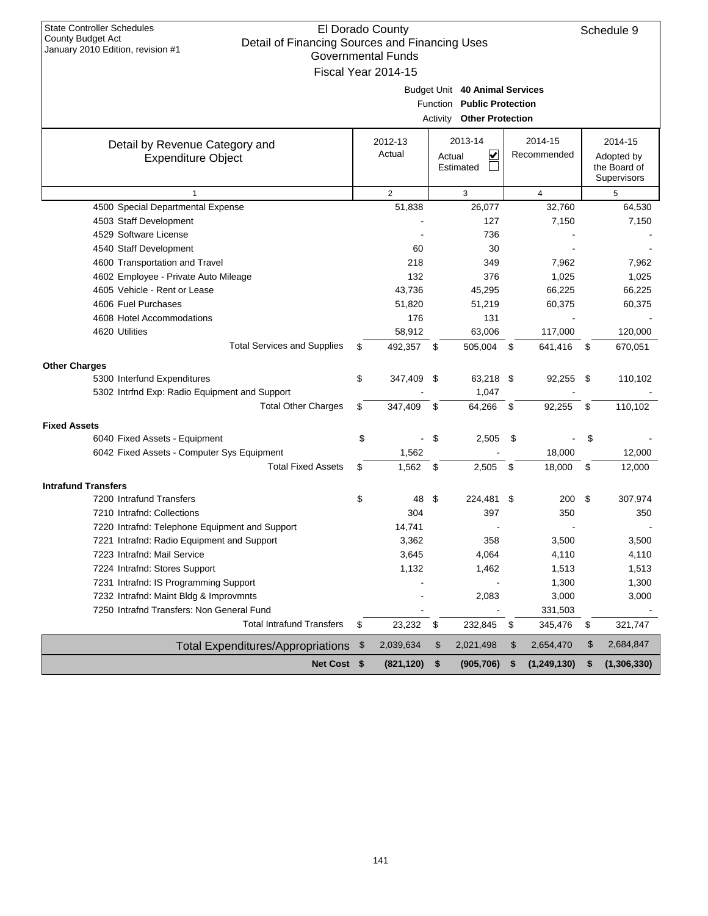State Controller Schedules
County Budget Act
January 2010 Edition, revision #1

# El Dorado County
## Detail of Financing Sources and Financing Uses
### Governmental Funds
### Fiscal Year 2014-15

Schedule 9

Budget Unit **40 Animal Services**
Function **Public Protection**
Activity **Other Protection**

| Detail by Revenue Category and Expenditure Object | 2012-13 Actual | 2013-14 Actual ☑ Estimated ☐ | 2014-15 Recommended | 2014-15 Adopted by the Board of Supervisors |
|---|---|---|---|---|
| 1 | 2 | 3 | 4 | 5 |
| 4500 Special Departmental Expense | 51,838 | 26,077 | 32,760 | 64,530 |
| 4503 Staff Development | - | 127 | 7,150 | 7,150 |
| 4529 Software License | - | 736 | - | - |
| 4540 Staff Development | 60 | 30 | - | - |
| 4600 Transportation and Travel | 218 | 349 | 7,962 | 7,962 |
| 4602 Employee - Private Auto Mileage | 132 | 376 | 1,025 | 1,025 |
| 4605 Vehicle - Rent or Lease | 43,736 | 45,295 | 66,225 | 66,225 |
| 4606 Fuel Purchases | 51,820 | 51,219 | 60,375 | 60,375 |
| 4608 Hotel Accommodations | 176 | 131 | - | - |
| 4620 Utilities | 58,912 | 63,006 | 117,000 | 120,000 |
| Total Services and Supplies | $ 492,357 | $ 505,004 | $ 641,416 | $ 670,051 |
| **Other Charges** | | | | |
| 5300 Interfund Expenditures | $ 347,409 | $ 63,218 | $ 92,255 | $ 110,102 |
| 5302 Intrfnd Exp: Radio Equipment and Support | - | 1,047 | - | - |
| Total Other Charges | $ 347,409 | $ 64,266 | $ 92,255 | $ 110,102 |
| **Fixed Assets** | | | | |
| 6040 Fixed Assets - Equipment | $ - | $ 2,505 | $ - | $ - |
| 6042 Fixed Assets - Computer Sys Equipment | 1,562 | - | 18,000 | 12,000 |
| Total Fixed Assets | $ 1,562 | $ 2,505 | $ 18,000 | $ 12,000 |
| **Intrafund Transfers** | | | | |
| 7200 Intrafund Transfers | $ 48 | $ 224,481 | $ 200 | $ 307,974 |
| 7210 Intrafnd: Collections | 304 | 397 | 350 | 350 |
| 7220 Intrafnd: Telephone Equipment and Support | 14,741 | - | - | - |
| 7221 Intrafnd: Radio Equipment and Support | 3,362 | 358 | 3,500 | 3,500 |
| 7223 Intrafnd: Mail Service | 3,645 | 4,064 | 4,110 | 4,110 |
| 7224 Intrafnd: Stores Support | 1,132 | 1,462 | 1,513 | 1,513 |
| 7231 Intrafnd: IS Programming Support | - | - | 1,300 | 1,300 |
| 7232 Intrafnd: Maint Bldg & Improvmnts | - | 2,083 | 3,000 | 3,000 |
| 7250 Intrafnd Transfers: Non General Fund | - | - | 331,503 | - |
| Total Intrafund Transfers | $ 23,232 | $ 232,845 | $ 345,476 | $ 321,747 |
| Total Expenditures/Appropriations | $ 2,039,634 | $ 2,021,498 | $ 2,654,470 | $ 2,684,847 |
| **Net Cost** | **$ (821,120)** | **$ (905,706)** | **$ (1,249,130)** | **$ (1,306,330)** |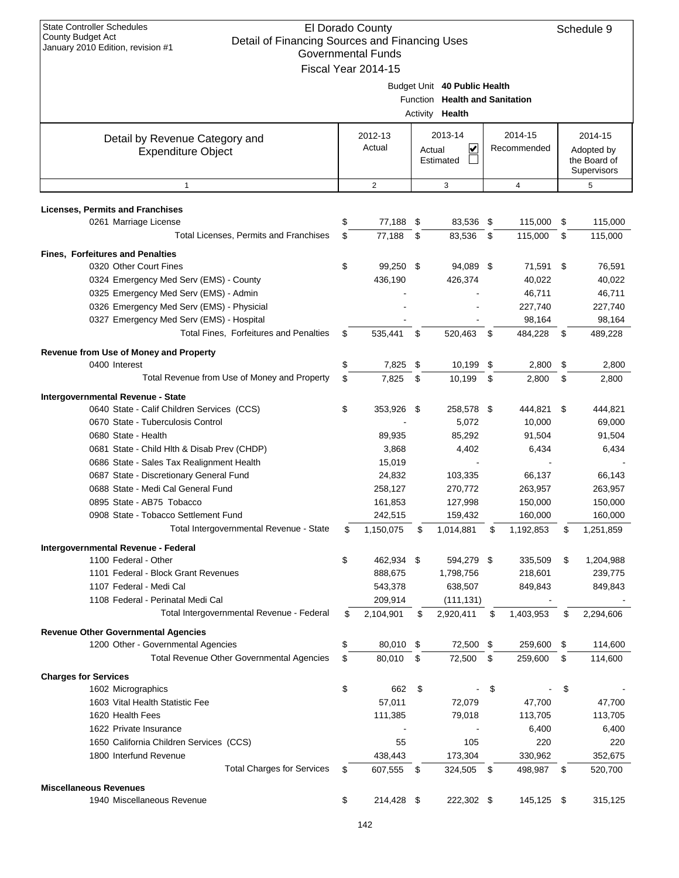State Controller Schedules
County Budget Act
January 2010 Edition, revision #1

# El Dorado County
## Detail of Financing Sources and Financing Uses
### Governmental Funds
### Fiscal Year 2014-15

Schedule 9

Budget Unit **40 Public Health**
Function **Health and Sanitation**
Activity **Health**

| Detail by Revenue Category and Expenditure Object | 2012-13 Actual | 2013-14 Actual ☑ Estimated ☐ | 2014-15 Recommended | 2014-15 Adopted by the Board of Supervisors |
|---|---|---|---|---|
| 1 | 2 | 3 | 4 | 5 |
| **Licenses, Permits and Franchises** | | | | |
| 0261 Marriage License | $ 77,188 | $ 83,536 | $ 115,000 | $ 115,000 |
| Total Licenses, Permits and Franchises | $ 77,188 | $ 83,536 | $ 115,000 | $ 115,000 |
| **Fines, Forfeitures and Penalties** | | | | |
| 0320 Other Court Fines | $ 99,250 | $ 94,089 | $ 71,591 | $ 76,591 |
| 0324 Emergency Med Serv (EMS) - County | 436,190 | 426,374 | 40,022 | 40,022 |
| 0325 Emergency Med Serv (EMS) - Admin | - | - | 46,711 | 46,711 |
| 0326 Emergency Med Serv (EMS) - Physicial | - | - | 227,740 | 227,740 |
| 0327 Emergency Med Serv (EMS) - Hospital | - | - | 98,164 | 98,164 |
| Total Fines, Forfeitures and Penalties | $ 535,441 | $ 520,463 | $ 484,228 | $ 489,228 |
| **Revenue from Use of Money and Property** | | | | |
| 0400 Interest | $ 7,825 | $ 10,199 | $ 2,800 | $ 2,800 |
| Total Revenue from Use of Money and Property | $ 7,825 | $ 10,199 | $ 2,800 | $ 2,800 |
| **Intergovernmental Revenue - State** | | | | |
| 0640 State - Calif Children Services (CCS) | $ 353,926 | $ 258,578 | $ 444,821 | $ 444,821 |
| 0670 State - Tuberculosis Control | - | 5,072 | 10,000 | 69,000 |
| 0680 State - Health | 89,935 | 85,292 | 91,504 | 91,504 |
| 0681 State - Child Hlth & Disab Prev (CHDP) | 3,868 | 4,402 | 6,434 | 6,434 |
| 0686 State - Sales Tax Realignment Health | 15,019 | - | - | - |
| 0687 State - Discretionary General Fund | 24,832 | 103,335 | 66,137 | 66,143 |
| 0688 State - Medi Cal General Fund | 258,127 | 270,772 | 263,957 | 263,957 |
| 0895 State - AB75 Tobacco | 161,853 | 127,998 | 150,000 | 150,000 |
| 0908 State - Tobacco Settlement Fund | 242,515 | 159,432 | 160,000 | 160,000 |
| Total Intergovernmental Revenue - State | $ 1,150,075 | $ 1,014,881 | $ 1,192,853 | $ 1,251,859 |
| **Intergovernmental Revenue - Federal** | | | | |
| 1100 Federal - Other | $ 462,934 | $ 594,279 | $ 335,509 | $ 1,204,988 |
| 1101 Federal - Block Grant Revenues | 888,675 | 1,798,756 | 218,601 | 239,775 |
| 1107 Federal - Medi Cal | 543,378 | 638,507 | 849,843 | 849,843 |
| 1108 Federal - Perinatal Medi Cal | 209,914 | (111,131) | - | - |
| Total Intergovernmental Revenue - Federal | $ 2,104,901 | $ 2,920,411 | $ 1,403,953 | $ 2,294,606 |
| **Revenue Other Governmental Agencies** | | | | |
| 1200 Other - Governmental Agencies | $ 80,010 | $ 72,500 | $ 259,600 | $ 114,600 |
| Total Revenue Other Governmental Agencies | $ 80,010 | $ 72,500 | $ 259,600 | $ 114,600 |
| **Charges for Services** | | | | |
| 1602 Micrographics | $ 662 | $ - | $ - | $ - |
| 1603 Vital Health Statistic Fee | 57,011 | 72,079 | 47,700 | 47,700 |
| 1620 Health Fees | 111,385 | 79,018 | 113,705 | 113,705 |
| 1622 Private Insurance | - | - | 6,400 | 6,400 |
| 1650 California Children Services (CCS) | 55 | 105 | 220 | 220 |
| 1800 Interfund Revenue | 438,443 | 173,304 | 330,962 | 352,675 |
| Total Charges for Services | $ 607,555 | $ 324,505 | $ 498,987 | $ 520,700 |
| **Miscellaneous Revenues** | | | | |
| 1940 Miscellaneous Revenue | $ 214,428 | $ 222,302 | $ 145,125 | $ 315,125 |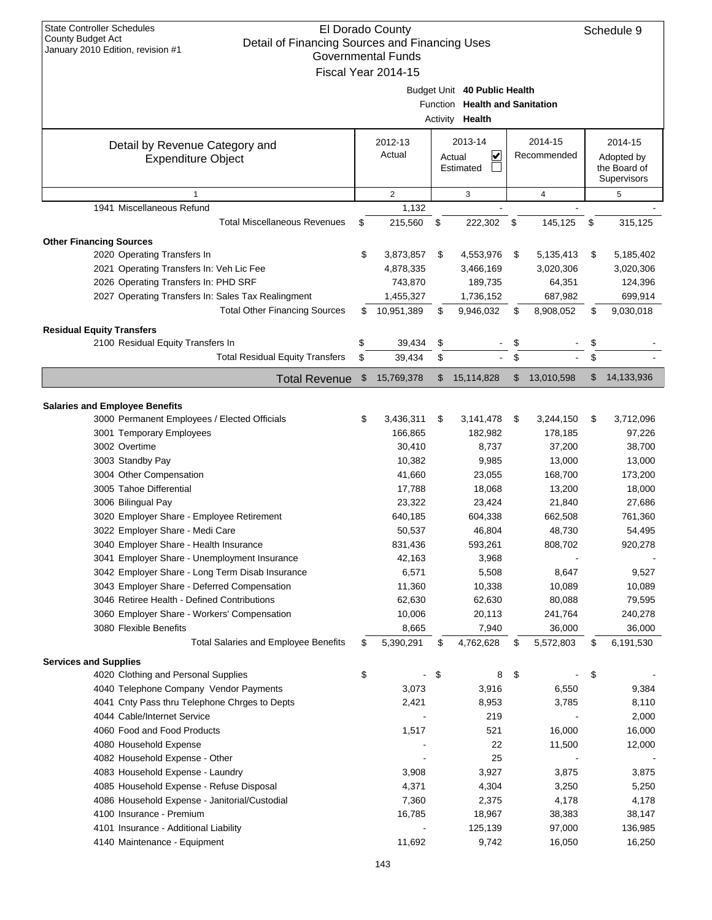State Controller Schedules
County Budget Act
January 2010 Edition, revision #1

# El Dorado County
## Detail of Financing Sources and Financing Uses
### Governmental Funds
### Fiscal Year 2014-15

Schedule 9

Budget Unit **40 Public Health**
Function **Health and Sanitation**
Activity **Health**

| Detail by Revenue Category and Expenditure Object | 2012-13 Actual | 2013-14 Actual ☑ Estimated ☐ | 2014-15 Recommended | 2014-15 Adopted by the Board of Supervisors |
|---|---|---|---|---|
| 1 | 2 | 3 | 4 | 5 |
| 1941 Miscellaneous Refund | 1,132 | - | - | - |
| Total Miscellaneous Revenues | $ 215,560 | $ 222,302 | $ 145,125 | $ 315,125 |
| **Other Financing Sources** | | | | |
| 2020 Operating Transfers In | $ 3,873,857 | $ 4,553,976 | $ 5,135,413 | $ 5,185,402 |
| 2021 Operating Transfers In: Veh Lic Fee | 4,878,335 | 3,466,169 | 3,020,306 | 3,020,306 |
| 2026 Operating Transfers In: PHD SRF | 743,870 | 189,735 | 64,351 | 124,396 |
| 2027 Operating Transfers In: Sales Tax Realingment | 1,455,327 | 1,736,152 | 687,982 | 699,914 |
| Total Other Financing Sources | $ 10,951,389 | $ 9,946,032 | $ 8,908,052 | $ 9,030,018 |
| **Residual Equity Transfers** | | | | |
| 2100 Residual Equity Transfers In | $ 39,434 | $ - | $ - | $ - |
| Total Residual Equity Transfers | $ 39,434 | $ - | $ - | $ - |
| **Total Revenue** | $ 15,769,378 | $ 15,114,828 | $ 13,010,598 | $ 14,133,936 |
| **Salaries and Employee Benefits** | | | | |
| 3000 Permanent Employees / Elected Officials | $ 3,436,311 | $ 3,141,478 | $ 3,244,150 | $ 3,712,096 |
| 3001 Temporary Employees | 166,865 | 182,982 | 178,185 | 97,226 |
| 3002 Overtime | 30,410 | 8,737 | 37,200 | 38,700 |
| 3003 Standby Pay | 10,382 | 9,985 | 13,000 | 13,000 |
| 3004 Other Compensation | 41,660 | 23,055 | 168,700 | 173,200 |
| 3005 Tahoe Differential | 17,788 | 18,068 | 13,200 | 18,000 |
| 3006 Bilingual Pay | 23,322 | 23,424 | 21,840 | 27,686 |
| 3020 Employer Share - Employee Retirement | 640,185 | 604,338 | 662,508 | 761,360 |
| 3022 Employer Share - Medi Care | 50,537 | 46,804 | 48,730 | 54,495 |
| 3040 Employer Share - Health Insurance | 831,436 | 593,261 | 808,702 | 920,278 |
| 3041 Employer Share - Unemployment Insurance | 42,163 | 3,968 | - | - |
| 3042 Employer Share - Long Term Disab Insurance | 6,571 | 5,508 | 8,647 | 9,527 |
| 3043 Employer Share - Deferred Compensation | 11,360 | 10,338 | 10,089 | 10,089 |
| 3046 Retiree Health - Defined Contributions | 62,630 | 62,630 | 80,088 | 79,595 |
| 3060 Employer Share - Workers' Compensation | 10,006 | 20,113 | 241,764 | 240,278 |
| 3080 Flexible Benefits | 8,665 | 7,940 | 36,000 | 36,000 |
| Total Salaries and Employee Benefits | $ 5,390,291 | $ 4,762,628 | $ 5,572,803 | $ 6,191,530 |
| **Services and Supplies** | | | | |
| 4020 Clothing and Personal Supplies | $ - | $ 8 | $ - | $ - |
| 4040 Telephone Company Vendor Payments | 3,073 | 3,916 | 6,550 | 9,384 |
| 4041 Cnty Pass thru Telephone Chrges to Depts | 2,421 | 8,953 | 3,785 | 8,110 |
| 4044 Cable/Internet Service | - | 219 | - | 2,000 |
| 4060 Food and Food Products | 1,517 | 521 | 16,000 | 16,000 |
| 4080 Household Expense | - | 22 | 11,500 | 12,000 |
| 4082 Household Expense - Other | - | 25 | - | - |
| 4083 Household Expense - Laundry | 3,908 | 3,927 | 3,875 | 3,875 |
| 4085 Household Expense - Refuse Disposal | 4,371 | 4,304 | 3,250 | 5,250 |
| 4086 Household Expense - Janitorial/Custodial | 7,360 | 2,375 | 4,178 | 4,178 |
| 4100 Insurance - Premium | 16,785 | 18,967 | 38,383 | 38,147 |
| 4101 Insurance - Additional Liability | - | 125,139 | 97,000 | 136,985 |
| 4140 Maintenance - Equipment | 11,692 | 9,742 | 16,050 | 16,250 |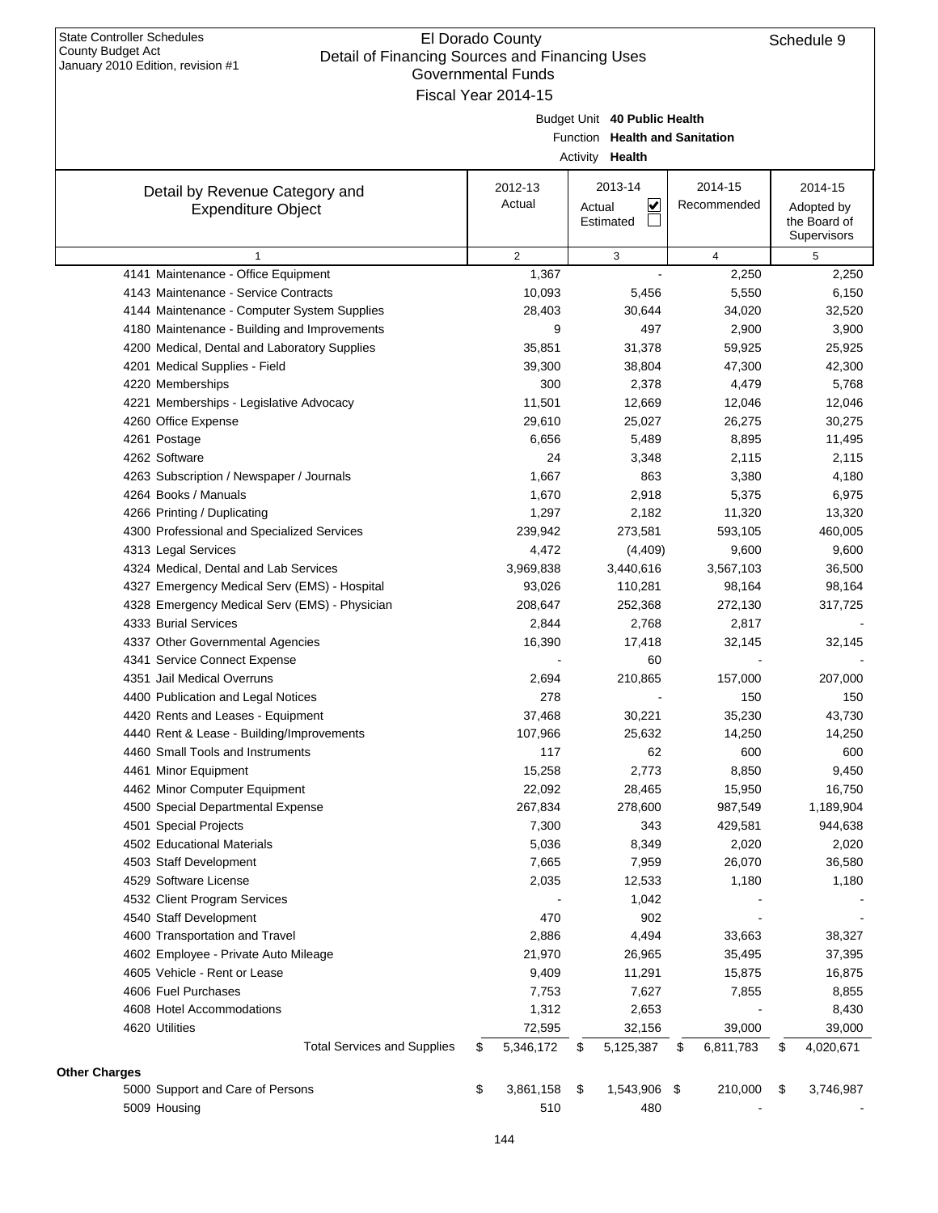State Controller Schedules
County Budget Act
January 2010 Edition, revision #1

# El Dorado County
## Detail of Financing Sources and Financing Uses
### Governmental Funds
### Fiscal Year 2014-15

Schedule 9

Budget Unit **40 Public Health**
Function **Health and Sanitation**
Activity **Health**

| Detail by Revenue Category and Expenditure Object | 2012-13 Actual | 2013-14 Actual ☑ Estimated ☐ | 2014-15 Recommended | 2014-15 Adopted by the Board of Supervisors |
|---|---|---|---|---|
| 1 | 2 | 3 | 4 | 5 |
| 4141 Maintenance - Office Equipment | 1,367 | - | 2,250 | 2,250 |
| 4143 Maintenance - Service Contracts | 10,093 | 5,456 | 5,550 | 6,150 |
| 4144 Maintenance - Computer System Supplies | 28,403 | 30,644 | 34,020 | 32,520 |
| 4180 Maintenance - Building and Improvements | 9 | 497 | 2,900 | 3,900 |
| 4200 Medical, Dental and Laboratory Supplies | 35,851 | 31,378 | 59,925 | 25,925 |
| 4201 Medical Supplies - Field | 39,300 | 38,804 | 47,300 | 42,300 |
| 4220 Memberships | 300 | 2,378 | 4,479 | 5,768 |
| 4221 Memberships - Legislative Advocacy | 11,501 | 12,669 | 12,046 | 12,046 |
| 4260 Office Expense | 29,610 | 25,027 | 26,275 | 30,275 |
| 4261 Postage | 6,656 | 5,489 | 8,895 | 11,495 |
| 4262 Software | 24 | 3,348 | 2,115 | 2,115 |
| 4263 Subscription / Newspaper / Journals | 1,667 | 863 | 3,380 | 4,180 |
| 4264 Books / Manuals | 1,670 | 2,918 | 5,375 | 6,975 |
| 4266 Printing / Duplicating | 1,297 | 2,182 | 11,320 | 13,320 |
| 4300 Professional and Specialized Services | 239,942 | 273,581 | 593,105 | 460,005 |
| 4313 Legal Services | 4,472 | (4,409) | 9,600 | 9,600 |
| 4324 Medical, Dental and Lab Services | 3,969,838 | 3,440,616 | 3,567,103 | 36,500 |
| 4327 Emergency Medical Serv (EMS) - Hospital | 93,026 | 110,281 | 98,164 | 98,164 |
| 4328 Emergency Medical Serv (EMS) - Physician | 208,647 | 252,368 | 272,130 | 317,725 |
| 4333 Burial Services | 2,844 | 2,768 | 2,817 | - |
| 4337 Other Governmental Agencies | 16,390 | 17,418 | 32,145 | 32,145 |
| 4341 Service Connect Expense | - | 60 | - | - |
| 4351 Jail Medical Overruns | 2,694 | 210,865 | 157,000 | 207,000 |
| 4400 Publication and Legal Notices | 278 | - | 150 | 150 |
| 4420 Rents and Leases - Equipment | 37,468 | 30,221 | 35,230 | 43,730 |
| 4440 Rent & Lease - Building/Improvements | 107,966 | 25,632 | 14,250 | 14,250 |
| 4460 Small Tools and Instruments | 117 | 62 | 600 | 600 |
| 4461 Minor Equipment | 15,258 | 2,773 | 8,850 | 9,450 |
| 4462 Minor Computer Equipment | 22,092 | 28,465 | 15,950 | 16,750 |
| 4500 Special Departmental Expense | 267,834 | 278,600 | 987,549 | 1,189,904 |
| 4501 Special Projects | 7,300 | 343 | 429,581 | 944,638 |
| 4502 Educational Materials | 5,036 | 8,349 | 2,020 | 2,020 |
| 4503 Staff Development | 7,665 | 7,959 | 26,070 | 36,580 |
| 4529 Software License | 2,035 | 12,533 | 1,180 | 1,180 |
| 4532 Client Program Services | - | 1,042 | - | - |
| 4540 Staff Development | 470 | 902 | - | - |
| 4600 Transportation and Travel | 2,886 | 4,494 | 33,663 | 38,327 |
| 4602 Employee - Private Auto Mileage | 21,970 | 26,965 | 35,495 | 37,395 |
| 4605 Vehicle - Rent or Lease | 9,409 | 11,291 | 15,875 | 16,875 |
| 4606 Fuel Purchases | 7,753 | 7,627 | 7,855 | 8,855 |
| 4608 Hotel Accommodations | 1,312 | 2,653 | - | 8,430 |
| 4620 Utilities | 72,595 | 32,156 | 39,000 | 39,000 |
| Total Services and Supplies | $ 5,346,172 | $ 5,125,387 | $ 6,811,783 | $ 4,020,671 |
| **Other Charges** | | | | |
| 5000 Support and Care of Persons | $ 3,861,158 | $ 1,543,906 | $ 210,000 | $ 3,746,987 |
| 5009 Housing | 510 | 480 | - | - |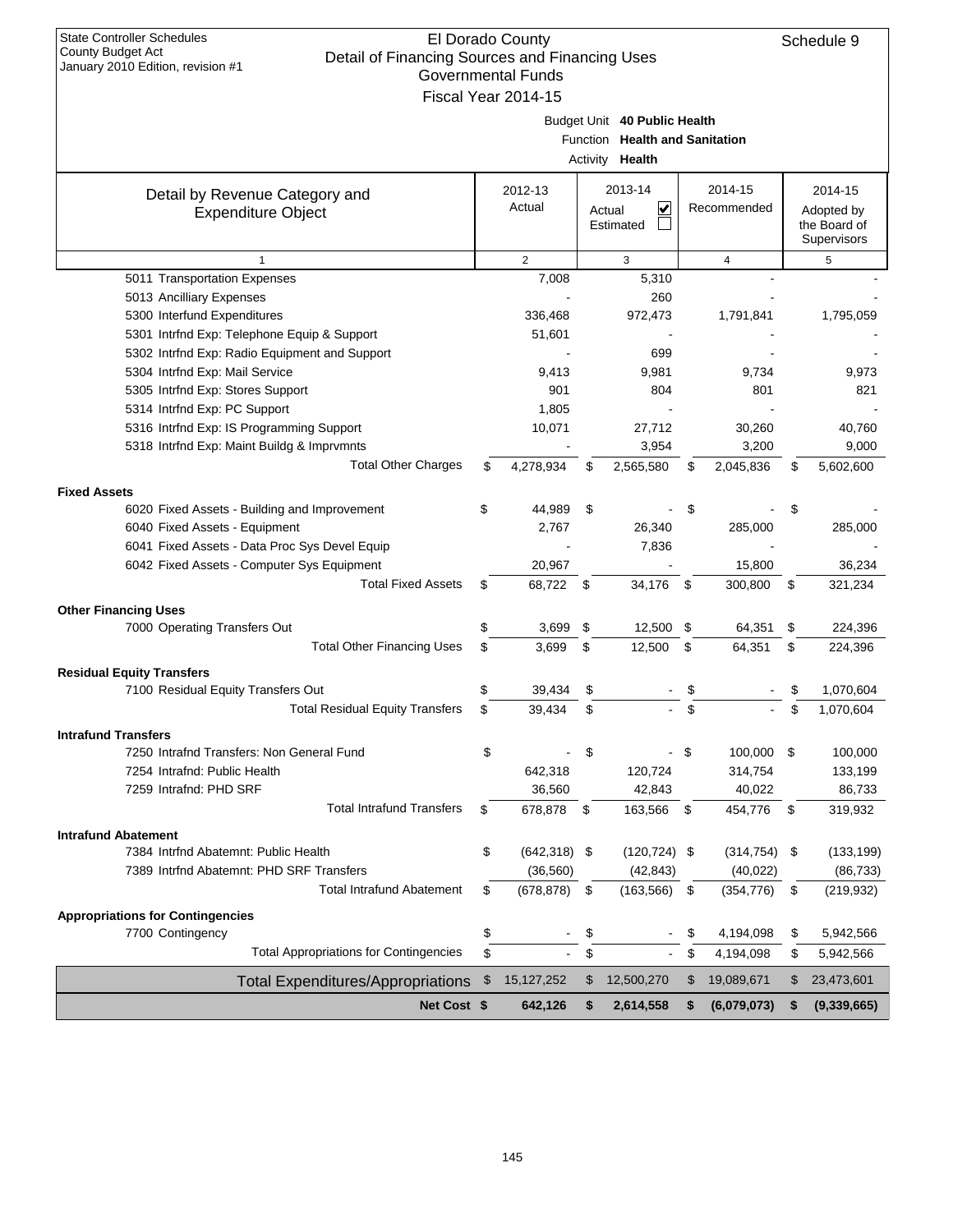State Controller Schedules
County Budget Act
January 2010 Edition, revision #1

# El Dorado County
## Detail of Financing Sources and Financing Uses
### Governmental Funds
### Fiscal Year 2014-15

Schedule 9

Budget Unit **40 Public Health**
Function **Health and Sanitation**
Activity **Health**

| Detail by Revenue Category and Expenditure Object | 2012-13 Actual | 2013-14 Actual ☑ Estimated ☐ | 2014-15 Recommended | 2014-15 Adopted by the Board of Supervisors |
|---|---|---|---|---|
| 1 | 2 | 3 | 4 | 5 |
| 5011 Transportation Expenses | 7,008 | 5,310 | - | - |
| 5013 Ancilliary Expenses | - | 260 | - | - |
| 5300 Interfund Expenditures | 336,468 | 972,473 | 1,791,841 | 1,795,059 |
| 5301 Intrfnd Exp: Telephone Equip & Support | 51,601 | - | - | - |
| 5302 Intrfnd Exp: Radio Equipment and Support | - | 699 | - | - |
| 5304 Intrfnd Exp: Mail Service | 9,413 | 9,981 | 9,734 | 9,973 |
| 5305 Intrfnd Exp: Stores Support | 901 | 804 | 801 | 821 |
| 5314 Intrfnd Exp: PC Support | 1,805 | - | - | - |
| 5316 Intrfnd Exp: IS Programming Support | 10,071 | 27,712 | 30,260 | 40,760 |
| 5318 Intrfnd Exp: Maint Buildg & Imprvmnts | - | 3,954 | 3,200 | 9,000 |
| Total Other Charges | $ 4,278,934 | $ 2,565,580 | $ 2,045,836 | $ 5,602,600 |
| **Fixed Assets** | | | | |
| 6020 Fixed Assets - Building and Improvement | $ 44,989 | $ - | $ - | $ - |
| 6040 Fixed Assets - Equipment | 2,767 | 26,340 | 285,000 | 285,000 |
| 6041 Fixed Assets - Data Proc Sys Devel Equip | - | 7,836 | - | - |
| 6042 Fixed Assets - Computer Sys Equipment | 20,967 | - | 15,800 | 36,234 |
| Total Fixed Assets | $ 68,722 | $ 34,176 | $ 300,800 | $ 321,234 |
| **Other Financing Uses** | | | | |
| 7000 Operating Transfers Out | $ 3,699 | $ 12,500 | $ 64,351 | $ 224,396 |
| Total Other Financing Uses | $ 3,699 | $ 12,500 | $ 64,351 | $ 224,396 |
| **Residual Equity Transfers** | | | | |
| 7100 Residual Equity Transfers Out | $ 39,434 | $ - | $ - | $ 1,070,604 |
| Total Residual Equity Transfers | $ 39,434 | $ - | $ - | $ 1,070,604 |
| **Intrafund Transfers** | | | | |
| 7250 Intrafnd Transfers: Non General Fund | $ - | $ - | $ 100,000 | $ 100,000 |
| 7254 Intrafnd: Public Health | 642,318 | 120,724 | 314,754 | 133,199 |
| 7259 Intrafnd: PHD SRF | 36,560 | 42,843 | 40,022 | 86,733 |
| Total Intrafund Transfers | $ 678,878 | $ 163,566 | $ 454,776 | $ 319,932 |
| **Intrafund Abatement** | | | | |
| 7384 Intrfnd Abatemnt: Public Health | $ (642,318) | $ (120,724) | $ (314,754) | $ (133,199) |
| 7389 Intrfnd Abatemnt: PHD SRF Transfers | (36,560) | (42,843) | (40,022) | (86,733) |
| Total Intrafund Abatement | $ (678,878) | $ (163,566) | $ (354,776) | $ (219,932) |
| **Appropriations for Contingencies** | | | | |
| 7700 Contingency | $ - | $ - | $ 4,194,098 | $ 5,942,566 |
| Total Appropriations for Contingencies | $ - | $ - | $ 4,194,098 | $ 5,942,566 |
| Total Expenditures/Appropriations | $ 15,127,252 | $ 12,500,270 | $ 19,089,671 | $ 23,473,601 |
| **Net Cost** | **$ 642,126** | **$ 2,614,558** | **$ (6,079,073)** | **$ (9,339,665)** |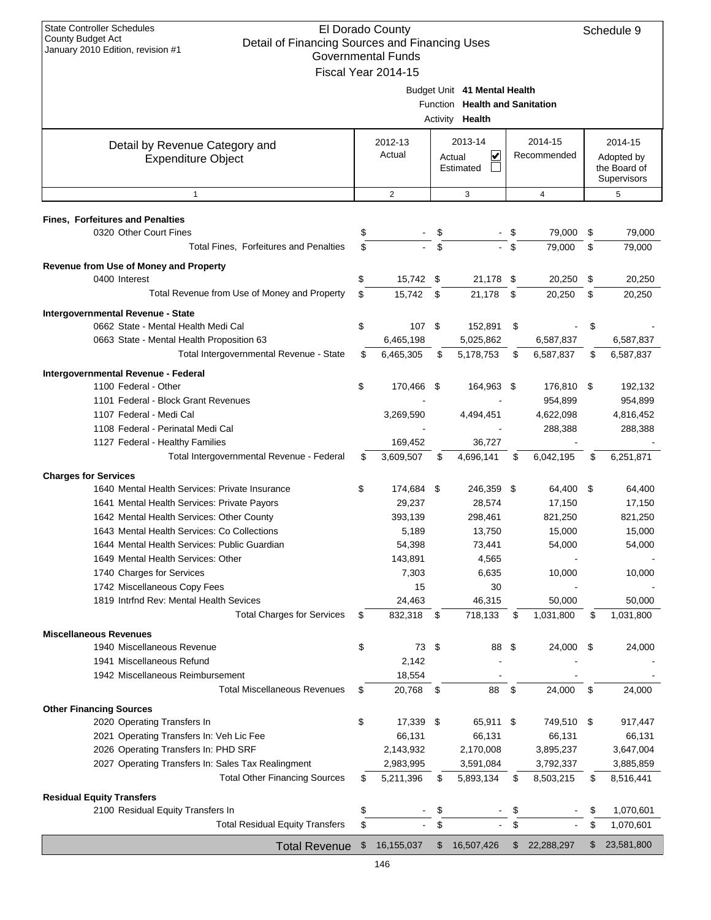State Controller Schedules
County Budget Act
January 2010 Edition, revision #1

# El Dorado County
## Detail of Financing Sources and Financing Uses
### Governmental Funds
### Fiscal Year 2014-15

Schedule 9

Budget Unit **41 Mental Health**
Function **Health and Sanitation**
Activity **Health**

| Detail by Revenue Category and Expenditure Object | 2012-13 Actual | 2013-14 Actual ☑ Estimated ☐ | 2014-15 Recommended | 2014-15 Adopted by the Board of Supervisors |
|---|---|---|---|---|
| 1 | 2 | 3 | 4 | 5 |
| **Fines, Forfeitures and Penalties** | | | | |
| 0320 Other Court Fines | $ - | $ - | $ 79,000 | $ 79,000 |
| Total Fines, Forfeitures and Penalties | $ - | $ - | $ 79,000 | $ 79,000 |
| **Revenue from Use of Money and Property** | | | | |
| 0400 Interest | $ 15,742 | $ 21,178 | $ 20,250 | $ 20,250 |
| Total Revenue from Use of Money and Property | $ 15,742 | $ 21,178 | $ 20,250 | $ 20,250 |
| **Intergovernmental Revenue - State** | | | | |
| 0662 State - Mental Health Medi Cal | $ 107 | $ 152,891 | $ - | $ - |
| 0663 State - Mental Health Proposition 63 | 6,465,198 | 5,025,862 | 6,587,837 | 6,587,837 |
| Total Intergovernmental Revenue - State | $ 6,465,305 | $ 5,178,753 | $ 6,587,837 | $ 6,587,837 |
| **Intergovernmental Revenue - Federal** | | | | |
| 1100 Federal - Other | $ 170,466 | $ 164,963 | $ 176,810 | $ 192,132 |
| 1101 Federal - Block Grant Revenues | - | - | 954,899 | 954,899 |
| 1107 Federal - Medi Cal | 3,269,590 | 4,494,451 | 4,622,098 | 4,816,452 |
| 1108 Federal - Perinatal Medi Cal | - | - | 288,388 | 288,388 |
| 1127 Federal - Healthy Families | 169,452 | 36,727 | - | - |
| Total Intergovernmental Revenue - Federal | $ 3,609,507 | $ 4,696,141 | $ 6,042,195 | $ 6,251,871 |
| **Charges for Services** | | | | |
| 1640 Mental Health Services: Private Insurance | $ 174,684 | $ 246,359 | $ 64,400 | $ 64,400 |
| 1641 Mental Health Services: Private Payors | 29,237 | 28,574 | 17,150 | 17,150 |
| 1642 Mental Health Services: Other County | 393,139 | 298,461 | 821,250 | 821,250 |
| 1643 Mental Health Services: Co Collections | 5,189 | 13,750 | 15,000 | 15,000 |
| 1644 Mental Health Services: Public Guardian | 54,398 | 73,441 | 54,000 | 54,000 |
| 1649 Mental Health Services: Other | 143,891 | 4,565 | - | - |
| 1740 Charges for Services | 7,303 | 6,635 | 10,000 | 10,000 |
| 1742 Miscellaneous Copy Fees | 15 | 30 | - | - |
| 1819 Intrfnd Rev: Mental Health Sevices | 24,463 | 46,315 | 50,000 | 50,000 |
| Total Charges for Services | $ 832,318 | $ 718,133 | $ 1,031,800 | $ 1,031,800 |
| **Miscellaneous Revenues** | | | | |
| 1940 Miscellaneous Revenue | $ 73 | $ 88 | $ 24,000 | $ 24,000 |
| 1941 Miscellaneous Refund | 2,142 | - | - | - |
| 1942 Miscellaneous Reimbursement | 18,554 | - | - | - |
| Total Miscellaneous Revenues | $ 20,768 | $ 88 | $ 24,000 | $ 24,000 |
| **Other Financing Sources** | | | | |
| 2020 Operating Transfers In | $ 17,339 | $ 65,911 | $ 749,510 | $ 917,447 |
| 2021 Operating Transfers In: Veh Lic Fee | 66,131 | 66,131 | 66,131 | 66,131 |
| 2026 Operating Transfers In: PHD SRF | 2,143,932 | 2,170,008 | 3,895,237 | 3,647,004 |
| 2027 Operating Transfers In: Sales Tax Realingment | 2,983,995 | 3,591,084 | 3,792,337 | 3,885,859 |
| Total Other Financing Sources | $ 5,211,396 | $ 5,893,134 | $ 8,503,215 | $ 8,516,441 |
| **Residual Equity Transfers** | | | | |
| 2100 Residual Equity Transfers In | $ - | $ - | $ - | $ 1,070,601 |
| Total Residual Equity Transfers | $ - | $ - | $ - | $ 1,070,601 |
| **Total Revenue** | $ 16,155,037 | $ 16,507,426 | $ 22,288,297 | $ 23,581,800 |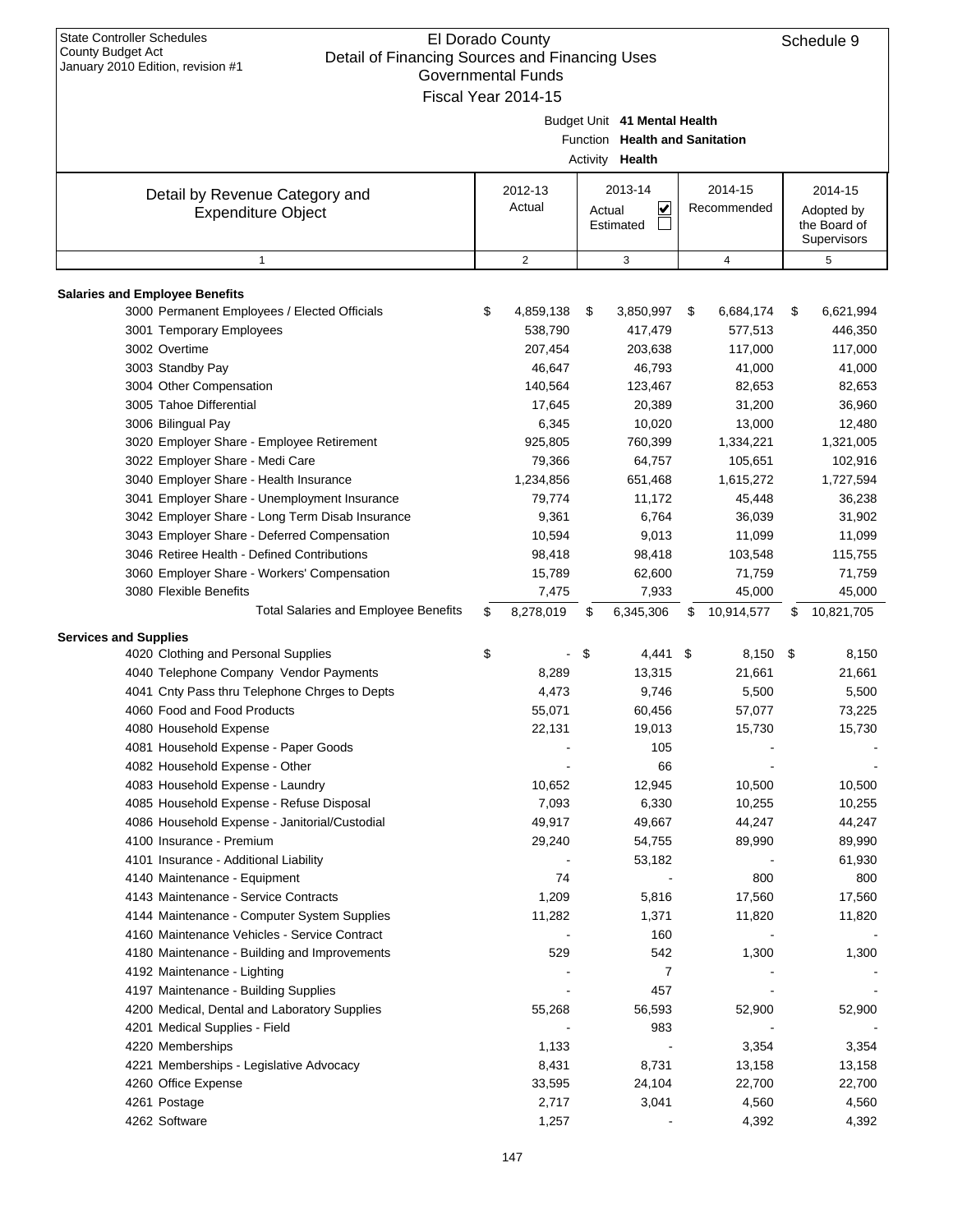State Controller Schedules
County Budget Act
January 2010 Edition, revision #1

# El Dorado County
## Detail of Financing Sources and Financing Uses
### Governmental Funds
### Fiscal Year 2014-15

Schedule 9

Budget Unit **41 Mental Health**
Function **Health and Sanitation**
Activity **Health**

| Detail by Revenue Category and Expenditure Object | 2012-13 Actual | 2013-14 Actual ☑ Estimated ☐ | 2014-15 Recommended | 2014-15 Adopted by the Board of Supervisors |
|---|---|---|---|---|
| 1 | 2 | 3 | 4 | 5 |
| **Salaries and Employee Benefits** | | | | |
| 3000 Permanent Employees / Elected Officials | $ 4,859,138 | $ 3,850,997 | $ 6,684,174 | $ 6,621,994 |
| 3001 Temporary Employees | 538,790 | 417,479 | 577,513 | 446,350 |
| 3002 Overtime | 207,454 | 203,638 | 117,000 | 117,000 |
| 3003 Standby Pay | 46,647 | 46,793 | 41,000 | 41,000 |
| 3004 Other Compensation | 140,564 | 123,467 | 82,653 | 82,653 |
| 3005 Tahoe Differential | 17,645 | 20,389 | 31,200 | 36,960 |
| 3006 Bilingual Pay | 6,345 | 10,020 | 13,000 | 12,480 |
| 3020 Employer Share - Employee Retirement | 925,805 | 760,399 | 1,334,221 | 1,321,005 |
| 3022 Employer Share - Medi Care | 79,366 | 64,757 | 105,651 | 102,916 |
| 3040 Employer Share - Health Insurance | 1,234,856 | 651,468 | 1,615,272 | 1,727,594 |
| 3041 Employer Share - Unemployment Insurance | 79,774 | 11,172 | 45,448 | 36,238 |
| 3042 Employer Share - Long Term Disab Insurance | 9,361 | 6,764 | 36,039 | 31,902 |
| 3043 Employer Share - Deferred Compensation | 10,594 | 9,013 | 11,099 | 11,099 |
| 3046 Retiree Health - Defined Contributions | 98,418 | 98,418 | 103,548 | 115,755 |
| 3060 Employer Share - Workers' Compensation | 15,789 | 62,600 | 71,759 | 71,759 |
| 3080 Flexible Benefits | 7,475 | 7,933 | 45,000 | 45,000 |
| Total Salaries and Employee Benefits | $ 8,278,019 | $ 6,345,306 | $ 10,914,577 | $ 10,821,705 |
| **Services and Supplies** | | | | |
| 4020 Clothing and Personal Supplies | $ - | $ 4,441 | $ 8,150 | $ 8,150 |
| 4040 Telephone Company Vendor Payments | 8,289 | 13,315 | 21,661 | 21,661 |
| 4041 Cnty Pass thru Telephone Chrges to Depts | 4,473 | 9,746 | 5,500 | 5,500 |
| 4060 Food and Food Products | 55,071 | 60,456 | 57,077 | 73,225 |
| 4080 Household Expense | 22,131 | 19,013 | 15,730 | 15,730 |
| 4081 Household Expense - Paper Goods | - | 105 | - | - |
| 4082 Household Expense - Other | - | 66 | - | - |
| 4083 Household Expense - Laundry | 10,652 | 12,945 | 10,500 | 10,500 |
| 4085 Household Expense - Refuse Disposal | 7,093 | 6,330 | 10,255 | 10,255 |
| 4086 Household Expense - Janitorial/Custodial | 49,917 | 49,667 | 44,247 | 44,247 |
| 4100 Insurance - Premium | 29,240 | 54,755 | 89,990 | 89,990 |
| 4101 Insurance - Additional Liability | - | 53,182 | - | 61,930 |
| 4140 Maintenance - Equipment | 74 | - | 800 | 800 |
| 4143 Maintenance - Service Contracts | 1,209 | 5,816 | 17,560 | 17,560 |
| 4144 Maintenance - Computer System Supplies | 11,282 | 1,371 | 11,820 | 11,820 |
| 4160 Maintenance Vehicles - Service Contract | - | 160 | - | - |
| 4180 Maintenance - Building and Improvements | 529 | 542 | 1,300 | 1,300 |
| 4192 Maintenance - Lighting | - | 7 | - | - |
| 4197 Maintenance - Building Supplies | - | 457 | - | - |
| 4200 Medical, Dental and Laboratory Supplies | 55,268 | 56,593 | 52,900 | 52,900 |
| 4201 Medical Supplies - Field | - | 983 | - | - |
| 4220 Memberships | 1,133 | - | 3,354 | 3,354 |
| 4221 Memberships - Legislative Advocacy | 8,431 | 8,731 | 13,158 | 13,158 |
| 4260 Office Expense | 33,595 | 24,104 | 22,700 | 22,700 |
| 4261 Postage | 2,717 | 3,041 | 4,560 | 4,560 |
| 4262 Software | 1,257 | - | 4,392 | 4,392 |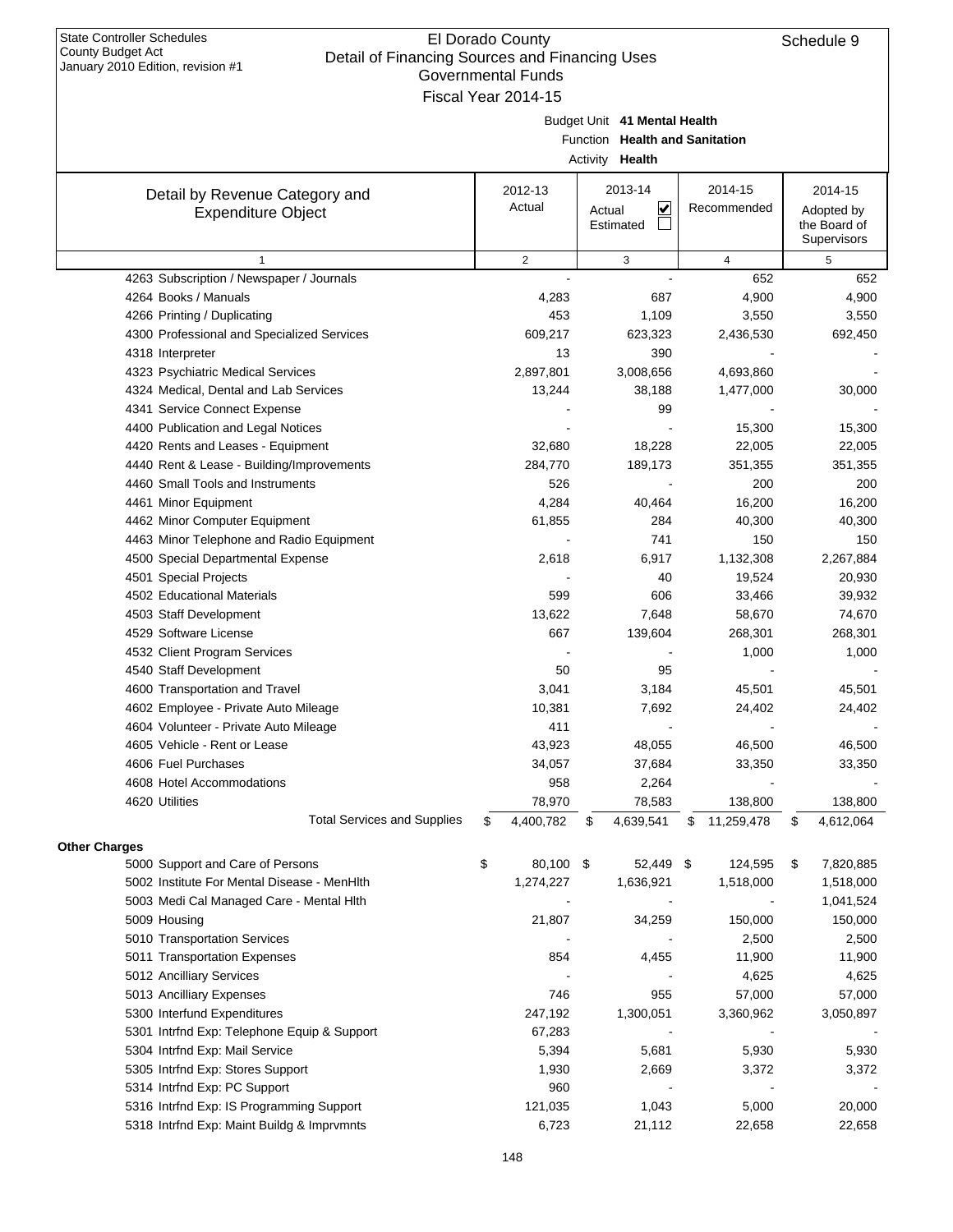State Controller Schedules
County Budget Act
January 2010 Edition, revision #1

# El Dorado County
## Detail of Financing Sources and Financing Uses
### Governmental Funds
### Fiscal Year 2014-15

Schedule 9

Budget Unit **41 Mental Health**
Function **Health and Sanitation**
Activity **Health**

| Detail by Revenue Category and Expenditure Object | 2012-13 Actual | 2013-14 Actual ☑ Estimated ☐ | 2014-15 Recommended | 2014-15 Adopted by the Board of Supervisors |
|---|---|---|---|---|
| 1 | 2 | 3 | 4 | 5 |
| 4263 Subscription / Newspaper / Journals | - | - | 652 | 652 |
| 4264 Books / Manuals | 4,283 | 687 | 4,900 | 4,900 |
| 4266 Printing / Duplicating | 453 | 1,109 | 3,550 | 3,550 |
| 4300 Professional and Specialized Services | 609,217 | 623,323 | 2,436,530 | 692,450 |
| 4318 Interpreter | 13 | 390 | - | - |
| 4323 Psychiatric Medical Services | 2,897,801 | 3,008,656 | 4,693,860 | - |
| 4324 Medical, Dental and Lab Services | 13,244 | 38,188 | 1,477,000 | 30,000 |
| 4341 Service Connect Expense | - | 99 | - | - |
| 4400 Publication and Legal Notices | - | - | 15,300 | 15,300 |
| 4420 Rents and Leases - Equipment | 32,680 | 18,228 | 22,005 | 22,005 |
| 4440 Rent & Lease - Building/Improvements | 284,770 | 189,173 | 351,355 | 351,355 |
| 4460 Small Tools and Instruments | 526 | - | 200 | 200 |
| 4461 Minor Equipment | 4,284 | 40,464 | 16,200 | 16,200 |
| 4462 Minor Computer Equipment | 61,855 | 284 | 40,300 | 40,300 |
| 4463 Minor Telephone and Radio Equipment | - | 741 | 150 | 150 |
| 4500 Special Departmental Expense | 2,618 | 6,917 | 1,132,308 | 2,267,884 |
| 4501 Special Projects | - | 40 | 19,524 | 20,930 |
| 4502 Educational Materials | 599 | 606 | 33,466 | 39,932 |
| 4503 Staff Development | 13,622 | 7,648 | 58,670 | 74,670 |
| 4529 Software License | 667 | 139,604 | 268,301 | 268,301 |
| 4532 Client Program Services | - | - | 1,000 | 1,000 |
| 4540 Staff Development | 50 | 95 | - | - |
| 4600 Transportation and Travel | 3,041 | 3,184 | 45,501 | 45,501 |
| 4602 Employee - Private Auto Mileage | 10,381 | 7,692 | 24,402 | 24,402 |
| 4604 Volunteer - Private Auto Mileage | 411 | - | - | - |
| 4605 Vehicle - Rent or Lease | 43,923 | 48,055 | 46,500 | 46,500 |
| 4606 Fuel Purchases | 34,057 | 37,684 | 33,350 | 33,350 |
| 4608 Hotel Accommodations | 958 | 2,264 | - | - |
| 4620 Utilities | 78,970 | 78,583 | 138,800 | 138,800 |
| Total Services and Supplies | $ 4,400,782 | $ 4,639,541 | $ 11,259,478 | $ 4,612,064 |
| **Other Charges** | | | | |
| 5000 Support and Care of Persons | $ 80,100 | $ 52,449 | $ 124,595 | $ 7,820,885 |
| 5002 Institute For Mental Disease - MenHlth | 1,274,227 | 1,636,921 | 1,518,000 | 1,518,000 |
| 5003 Medi Cal Managed Care - Mental Hlth | - | - | - | 1,041,524 |
| 5009 Housing | 21,807 | 34,259 | 150,000 | 150,000 |
| 5010 Transportation Services | - | - | 2,500 | 2,500 |
| 5011 Transportation Expenses | 854 | 4,455 | 11,900 | 11,900 |
| 5012 Ancilliary Services | - | - | 4,625 | 4,625 |
| 5013 Ancilliary Expenses | 746 | 955 | 57,000 | 57,000 |
| 5300 Interfund Expenditures | 247,192 | 1,300,051 | 3,360,962 | 3,050,897 |
| 5301 Intrfnd Exp: Telephone Equip & Support | 67,283 | - | - | - |
| 5304 Intrfnd Exp: Mail Service | 5,394 | 5,681 | 5,930 | 5,930 |
| 5305 Intrfnd Exp: Stores Support | 1,930 | 2,669 | 3,372 | 3,372 |
| 5314 Intrfnd Exp: PC Support | 960 | - | - | - |
| 5316 Intrfnd Exp: IS Programming Support | 121,035 | 1,043 | 5,000 | 20,000 |
| 5318 Intrfnd Exp: Maint Buildg & Imprvmnts | 6,723 | 21,112 | 22,658 | 22,658 |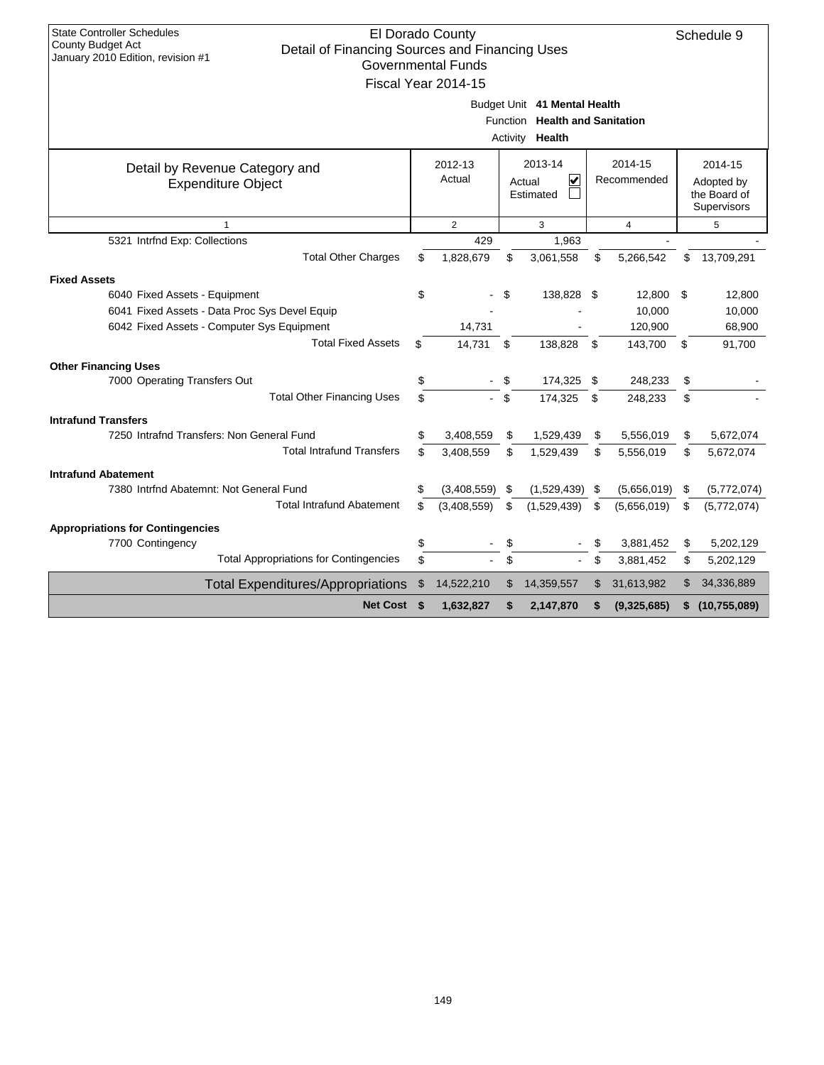State Controller Schedules
County Budget Act
January 2010 Edition, revision #1

# El Dorado County
## Detail of Financing Sources and Financing Uses
### Governmental Funds
### Fiscal Year 2014-15

Schedule 9

Budget Unit **41 Mental Health**
Function **Health and Sanitation**
Activity **Health**

| Detail by Revenue Category and Expenditure Object | 2012-13 Actual | 2013-14 Actual ☑ Estimated ☐ | 2014-15 Recommended | 2014-15 Adopted by the Board of Supervisors |
|---|---|---|---|---|
| 1 | 2 | 3 | 4 | 5 |
| 5321 Intrfnd Exp: Collections | 429 | 1,963 | - | - |
| Total Other Charges | $ 1,828,679 | $ 3,061,558 | $ 5,266,542 | $ 13,709,291 |
| **Fixed Assets** | | | | |
| 6040 Fixed Assets - Equipment | $ - | $ 138,828 | $ 12,800 | $ 12,800 |
| 6041 Fixed Assets - Data Proc Sys Devel Equip | - | - | 10,000 | 10,000 |
| 6042 Fixed Assets - Computer Sys Equipment | 14,731 | - | 120,900 | 68,900 |
| Total Fixed Assets | $ 14,731 | $ 138,828 | $ 143,700 | $ 91,700 |
| **Other Financing Uses** | | | | |
| 7000 Operating Transfers Out | $ - | $ 174,325 | $ 248,233 | $ - |
| Total Other Financing Uses | $ - | $ 174,325 | $ 248,233 | $ - |
| **Intrafund Transfers** | | | | |
| 7250 Intrafnd Transfers: Non General Fund | $ 3,408,559 | $ 1,529,439 | $ 5,556,019 | $ 5,672,074 |
| Total Intrafund Transfers | $ 3,408,559 | $ 1,529,439 | $ 5,556,019 | $ 5,672,074 |
| **Intrafund Abatement** | | | | |
| 7380 Intrfnd Abatemnt: Not General Fund | $ (3,408,559) | $ (1,529,439) | $ (5,656,019) | $ (5,772,074) |
| Total Intrafund Abatement | $ (3,408,559) | $ (1,529,439) | $ (5,656,019) | $ (5,772,074) |
| **Appropriations for Contingencies** | | | | |
| 7700 Contingency | $ - | $ - | $ 3,881,452 | $ 5,202,129 |
| Total Appropriations for Contingencies | $ - | $ - | $ 3,881,452 | $ 5,202,129 |
| Total Expenditures/Appropriations | $ 14,522,210 | $ 14,359,557 | $ 31,613,982 | $ 34,336,889 |
| **Net Cost** | **$ 1,632,827** | **$ 2,147,870** | **$ (9,325,685)** | **$ (10,755,089)** |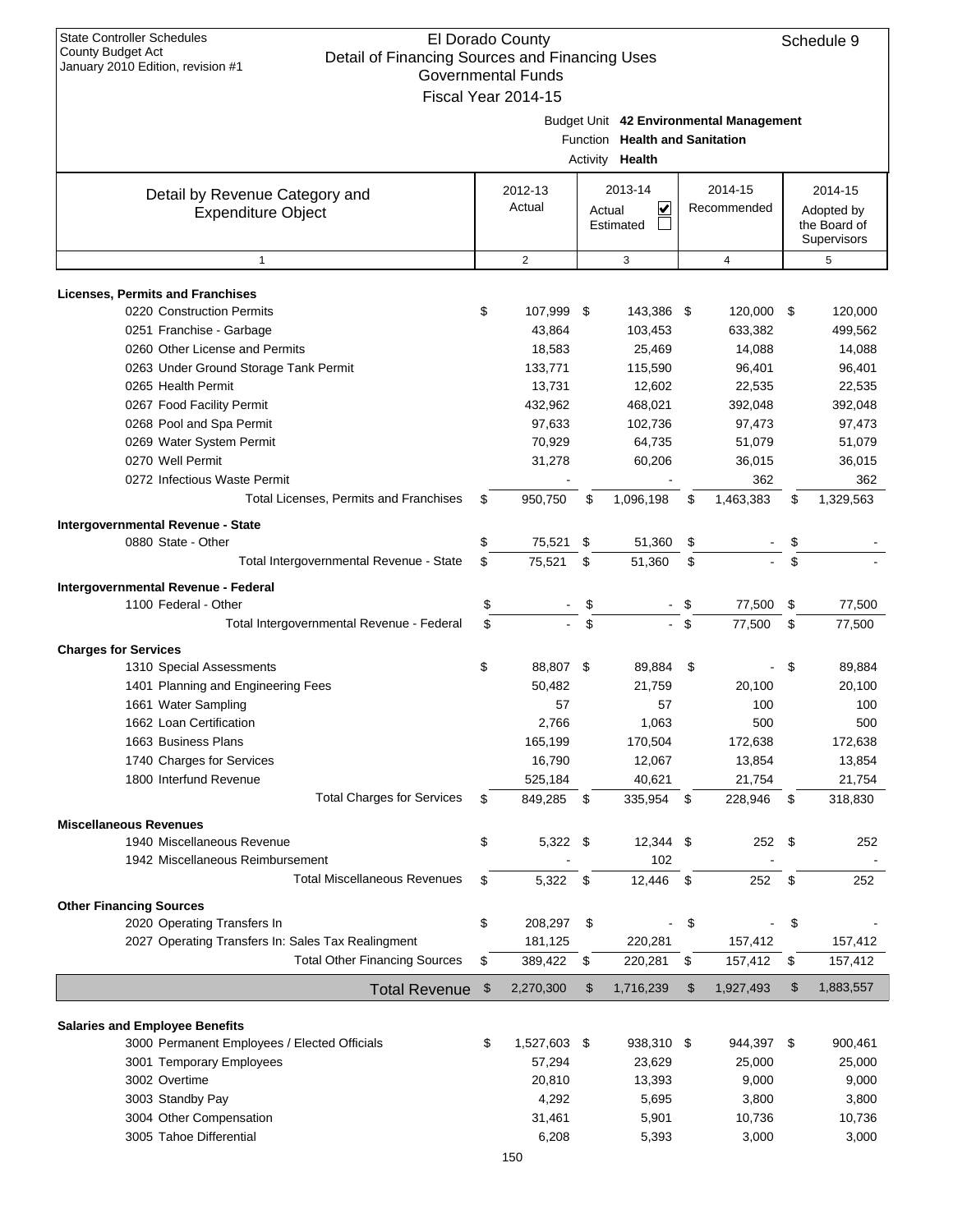State Controller Schedules
County Budget Act
January 2010 Edition, revision #1

# El Dorado County
## Detail of Financing Sources and Financing Uses
### Governmental Funds
### Fiscal Year 2014-15

Schedule 9

Budget Unit **42 Environmental Management**
Function **Health and Sanitation**
Activity **Health**

| Detail by Revenue Category and Expenditure Object | 2012-13 Actual | 2013-14 Actual ☑ Estimated ☐ | 2014-15 Recommended | 2014-15 Adopted by the Board of Supervisors |
|---|---|---|---|---|
| 1 | 2 | 3 | 4 | 5 |
| **Licenses, Permits and Franchises** | | | | |
| 0220 Construction Permits | $ 107,999 | $ 143,386 | $ 120,000 | $ 120,000 |
| 0251 Franchise - Garbage | 43,864 | 103,453 | 633,382 | 499,562 |
| 0260 Other License and Permits | 18,583 | 25,469 | 14,088 | 14,088 |
| 0263 Under Ground Storage Tank Permit | 133,771 | 115,590 | 96,401 | 96,401 |
| 0265 Health Permit | 13,731 | 12,602 | 22,535 | 22,535 |
| 0267 Food Facility Permit | 432,962 | 468,021 | 392,048 | 392,048 |
| 0268 Pool and Spa Permit | 97,633 | 102,736 | 97,473 | 97,473 |
| 0269 Water System Permit | 70,929 | 64,735 | 51,079 | 51,079 |
| 0270 Well Permit | 31,278 | 60,206 | 36,015 | 36,015 |
| 0272 Infectious Waste Permit | - | - | 362 | 362 |
| Total Licenses, Permits and Franchises | $ 950,750 | $ 1,096,198 | $ 1,463,383 | $ 1,329,563 |
| **Intergovernmental Revenue - State** | | | | |
| 0880 State - Other | $ 75,521 | $ 51,360 | $ - | $ - |
| Total Intergovernmental Revenue - State | $ 75,521 | $ 51,360 | $ - | $ - |
| **Intergovernmental Revenue - Federal** | | | | |
| 1100 Federal - Other | $ - | $ - | $ 77,500 | $ 77,500 |
| Total Intergovernmental Revenue - Federal | $ - | $ - | $ 77,500 | $ 77,500 |
| **Charges for Services** | | | | |
| 1310 Special Assessments | $ 88,807 | $ 89,884 | $ - | $ 89,884 |
| 1401 Planning and Engineering Fees | 50,482 | 21,759 | 20,100 | 20,100 |
| 1661 Water Sampling | 57 | 57 | 100 | 100 |
| 1662 Loan Certification | 2,766 | 1,063 | 500 | 500 |
| 1663 Business Plans | 165,199 | 170,504 | 172,638 | 172,638 |
| 1740 Charges for Services | 16,790 | 12,067 | 13,854 | 13,854 |
| 1800 Interfund Revenue | 525,184 | 40,621 | 21,754 | 21,754 |
| Total Charges for Services | $ 849,285 | $ 335,954 | $ 228,946 | $ 318,830 |
| **Miscellaneous Revenues** | | | | |
| 1940 Miscellaneous Revenue | $ 5,322 | $ 12,344 | $ 252 | $ 252 |
| 1942 Miscellaneous Reimbursement | - | 102 | - | - |
| Total Miscellaneous Revenues | $ 5,322 | $ 12,446 | $ 252 | $ 252 |
| **Other Financing Sources** | | | | |
| 2020 Operating Transfers In | $ 208,297 | $ - | $ - | $ - |
| 2027 Operating Transfers In: Sales Tax Realingment | 181,125 | 220,281 | 157,412 | 157,412 |
| Total Other Financing Sources | $ 389,422 | $ 220,281 | $ 157,412 | $ 157,412 |
| **Total Revenue** | $ 2,270,300 | $ 1,716,239 | $ 1,927,493 | $ 1,883,557 |
| **Salaries and Employee Benefits** | | | | |
| 3000 Permanent Employees / Elected Officials | $ 1,527,603 | $ 938,310 | $ 944,397 | $ 900,461 |
| 3001 Temporary Employees | 57,294 | 23,629 | 25,000 | 25,000 |
| 3002 Overtime | 20,810 | 13,393 | 9,000 | 9,000 |
| 3003 Standby Pay | 4,292 | 5,695 | 3,800 | 3,800 |
| 3004 Other Compensation | 31,461 | 5,901 | 10,736 | 10,736 |
| 3005 Tahoe Differential | 6,208 | 5,393 | 3,000 | 3,000 |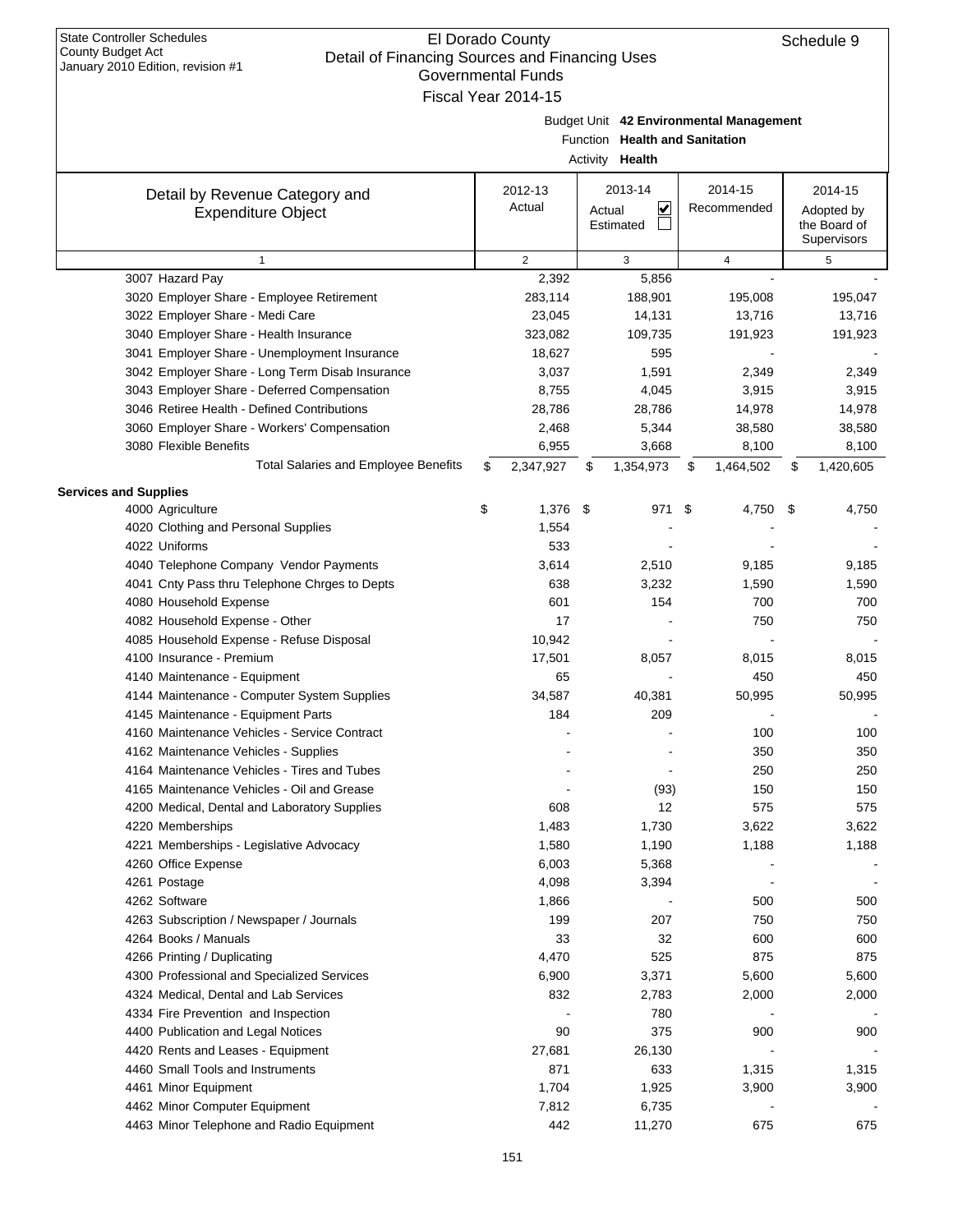State Controller Schedules
County Budget Act
January 2010 Edition, revision #1

El Dorado County
Detail of Financing Sources and Financing Uses
Governmental Funds
Fiscal Year 2014-15

Schedule 9

Budget Unit **42 Environmental Management**
Function **Health and Sanitation**
Activity **Health**

| Detail by Revenue Category and Expenditure Object | 2012-13 Actual | 2013-14 Actual ☑ Estimated ☐ | 2014-15 Recommended | 2014-15 Adopted by the Board of Supervisors |
|---|---|---|---|---|
| 1 | 2 | 3 | 4 | 5 |
| 3007 Hazard Pay | 2,392 | 5,856 | - | - |
| 3020 Employer Share - Employee Retirement | 283,114 | 188,901 | 195,008 | 195,047 |
| 3022 Employer Share - Medi Care | 23,045 | 14,131 | 13,716 | 13,716 |
| 3040 Employer Share - Health Insurance | 323,082 | 109,735 | 191,923 | 191,923 |
| 3041 Employer Share - Unemployment Insurance | 18,627 | 595 | - | - |
| 3042 Employer Share - Long Term Disab Insurance | 3,037 | 1,591 | 2,349 | 2,349 |
| 3043 Employer Share - Deferred Compensation | 8,755 | 4,045 | 3,915 | 3,915 |
| 3046 Retiree Health - Defined Contributions | 28,786 | 28,786 | 14,978 | 14,978 |
| 3060 Employer Share - Workers' Compensation | 2,468 | 5,344 | 38,580 | 38,580 |
| 3080 Flexible Benefits | 6,955 | 3,668 | 8,100 | 8,100 |
| Total Salaries and Employee Benefits | $ 2,347,927 | $ 1,354,973 | $ 1,464,502 | $ 1,420,605 |
| **Services and Supplies** | | | | |
| 4000 Agriculture | $ 1,376 | $ 971 | $ 4,750 | $ 4,750 |
| 4020 Clothing and Personal Supplies | 1,554 | - | - | - |
| 4022 Uniforms | 533 | - | - | - |
| 4040 Telephone Company Vendor Payments | 3,614 | 2,510 | 9,185 | 9,185 |
| 4041 Cnty Pass thru Telephone Chrges to Depts | 638 | 3,232 | 1,590 | 1,590 |
| 4080 Household Expense | 601 | 154 | 700 | 700 |
| 4082 Household Expense - Other | 17 | - | 750 | 750 |
| 4085 Household Expense - Refuse Disposal | 10,942 | - | - | - |
| 4100 Insurance - Premium | 17,501 | 8,057 | 8,015 | 8,015 |
| 4140 Maintenance - Equipment | 65 | - | 450 | 450 |
| 4144 Maintenance - Computer System Supplies | 34,587 | 40,381 | 50,995 | 50,995 |
| 4145 Maintenance - Equipment Parts | 184 | 209 | - | - |
| 4160 Maintenance Vehicles - Service Contract | - | - | 100 | 100 |
| 4162 Maintenance Vehicles - Supplies | - | - | 350 | 350 |
| 4164 Maintenance Vehicles - Tires and Tubes | - | - | 250 | 250 |
| 4165 Maintenance Vehicles - Oil and Grease | - | (93) | 150 | 150 |
| 4200 Medical, Dental and Laboratory Supplies | 608 | 12 | 575 | 575 |
| 4220 Memberships | 1,483 | 1,730 | 3,622 | 3,622 |
| 4221 Memberships - Legislative Advocacy | 1,580 | 1,190 | 1,188 | 1,188 |
| 4260 Office Expense | 6,003 | 5,368 | - | - |
| 4261 Postage | 4,098 | 3,394 | - | - |
| 4262 Software | 1,866 | - | 500 | 500 |
| 4263 Subscription / Newspaper / Journals | 199 | 207 | 750 | 750 |
| 4264 Books / Manuals | 33 | 32 | 600 | 600 |
| 4266 Printing / Duplicating | 4,470 | 525 | 875 | 875 |
| 4300 Professional and Specialized Services | 6,900 | 3,371 | 5,600 | 5,600 |
| 4324 Medical, Dental and Lab Services | 832 | 2,783 | 2,000 | 2,000 |
| 4334 Fire Prevention and Inspection | - | 780 | - | - |
| 4400 Publication and Legal Notices | 90 | 375 | 900 | 900 |
| 4420 Rents and Leases - Equipment | 27,681 | 26,130 | - | - |
| 4460 Small Tools and Instruments | 871 | 633 | 1,315 | 1,315 |
| 4461 Minor Equipment | 1,704 | 1,925 | 3,900 | 3,900 |
| 4462 Minor Computer Equipment | 7,812 | 6,735 | - | - |
| 4463 Minor Telephone and Radio Equipment | 442 | 11,270 | 675 | 675 |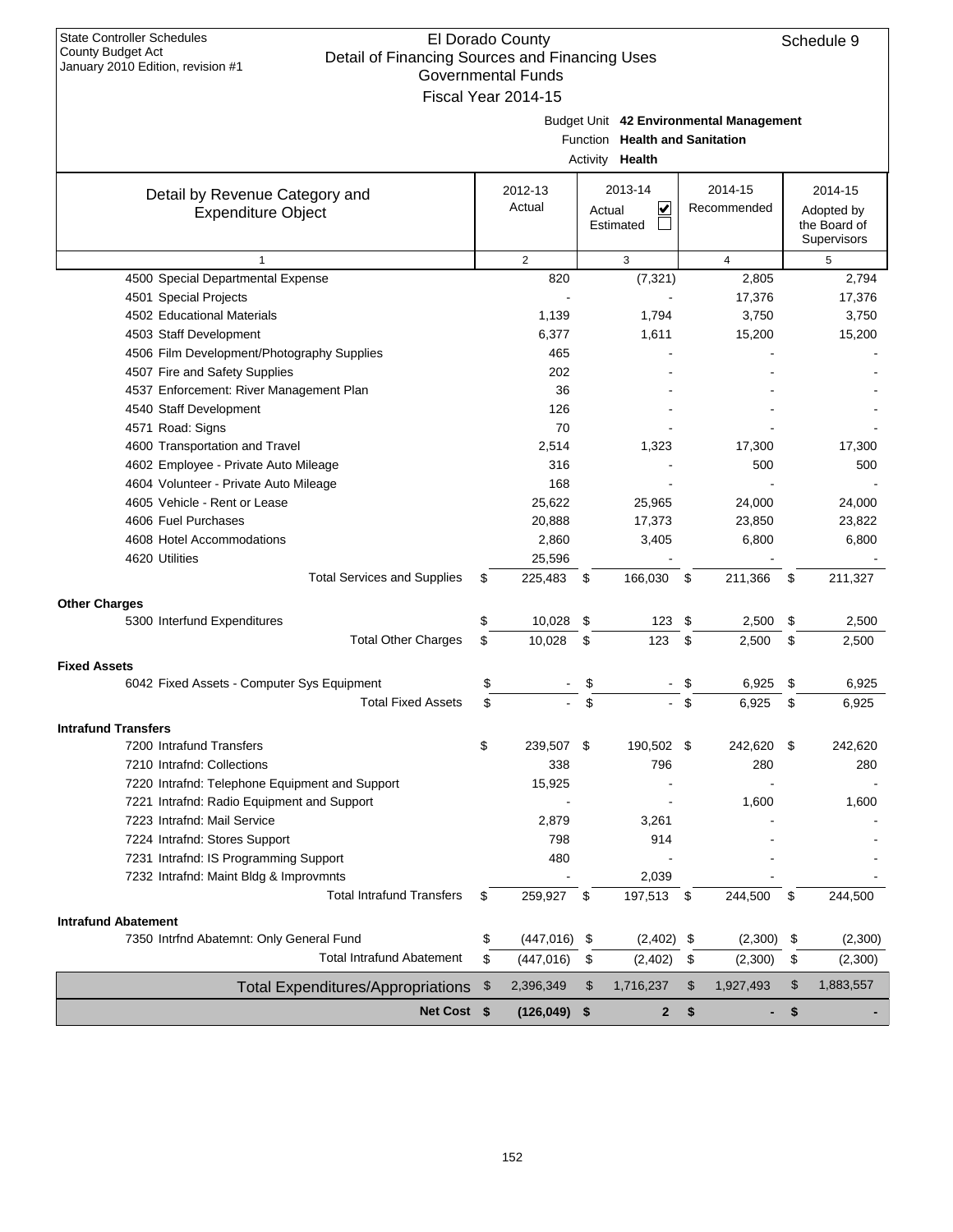State Controller Schedules
County Budget Act
January 2010 Edition, revision #1

# El Dorado County
## Detail of Financing Sources and Financing Uses
### Governmental Funds
### Fiscal Year 2014-15

Schedule 9

Budget Unit **42 Environmental Management**
Function **Health and Sanitation**
Activity **Health**

| Detail by Revenue Category and Expenditure Object | 2012-13 Actual | 2013-14 Actual ☑ Estimated ☐ | 2014-15 Recommended | 2014-15 Adopted by the Board of Supervisors |
|---|---|---|---|---|
| 1 | 2 | 3 | 4 | 5 |
| 4500 Special Departmental Expense | 820 | (7,321) | 2,805 | 2,794 |
| 4501 Special Projects | - | - | 17,376 | 17,376 |
| 4502 Educational Materials | 1,139 | 1,794 | 3,750 | 3,750 |
| 4503 Staff Development | 6,377 | 1,611 | 15,200 | 15,200 |
| 4506 Film Development/Photography Supplies | 465 | - | - | - |
| 4507 Fire and Safety Supplies | 202 | - | - | - |
| 4537 Enforcement: River Management Plan | 36 | - | - | - |
| 4540 Staff Development | 126 | - | - | - |
| 4571 Road: Signs | 70 | - | - | - |
| 4600 Transportation and Travel | 2,514 | 1,323 | 17,300 | 17,300 |
| 4602 Employee - Private Auto Mileage | 316 | - | 500 | 500 |
| 4604 Volunteer - Private Auto Mileage | 168 | - | - | - |
| 4605 Vehicle - Rent or Lease | 25,622 | 25,965 | 24,000 | 24,000 |
| 4606 Fuel Purchases | 20,888 | 17,373 | 23,850 | 23,822 |
| 4608 Hotel Accommodations | 2,860 | 3,405 | 6,800 | 6,800 |
| 4620 Utilities | 25,596 | - | - | - |
| Total Services and Supplies | $ 225,483 | $ 166,030 | $ 211,366 | $ 211,327 |
| **Other Charges** | | | | |
| 5300 Interfund Expenditures | $ 10,028 | $ 123 | $ 2,500 | $ 2,500 |
| Total Other Charges | $ 10,028 | $ 123 | $ 2,500 | $ 2,500 |
| **Fixed Assets** | | | | |
| 6042 Fixed Assets - Computer Sys Equipment | $ - | $ - | $ 6,925 | $ 6,925 |
| Total Fixed Assets | $ - | $ - | $ 6,925 | $ 6,925 |
| **Intrafund Transfers** | | | | |
| 7200 Intrafund Transfers | $ 239,507 | $ 190,502 | $ 242,620 | $ 242,620 |
| 7210 Intrafnd: Collections | 338 | 796 | 280 | 280 |
| 7220 Intrafnd: Telephone Equipment and Support | 15,925 | - | - | - |
| 7221 Intrafnd: Radio Equipment and Support | - | - | 1,600 | 1,600 |
| 7223 Intrafnd: Mail Service | 2,879 | 3,261 | - | - |
| 7224 Intrafnd: Stores Support | 798 | 914 | - | - |
| 7231 Intrafnd: IS Programming Support | 480 | - | - | - |
| 7232 Intrafnd: Maint Bldg & Improvmnts | - | 2,039 | - | - |
| Total Intrafund Transfers | $ 259,927 | $ 197,513 | $ 244,500 | $ 244,500 |
| **Intrafund Abatement** | | | | |
| 7350 Intrfnd Abatemnt: Only General Fund | $ (447,016) | $ (2,402) | $ (2,300) | $ (2,300) |
| Total Intrafund Abatement | $ (447,016) | $ (2,402) | $ (2,300) | $ (2,300) |
| Total Expenditures/Appropriations | $ 2,396,349 | $ 1,716,237 | $ 1,927,493 | $ 1,883,557 |
| **Net Cost** | **$ (126,049)** | **$ 2** | **$ -** | **$ -** |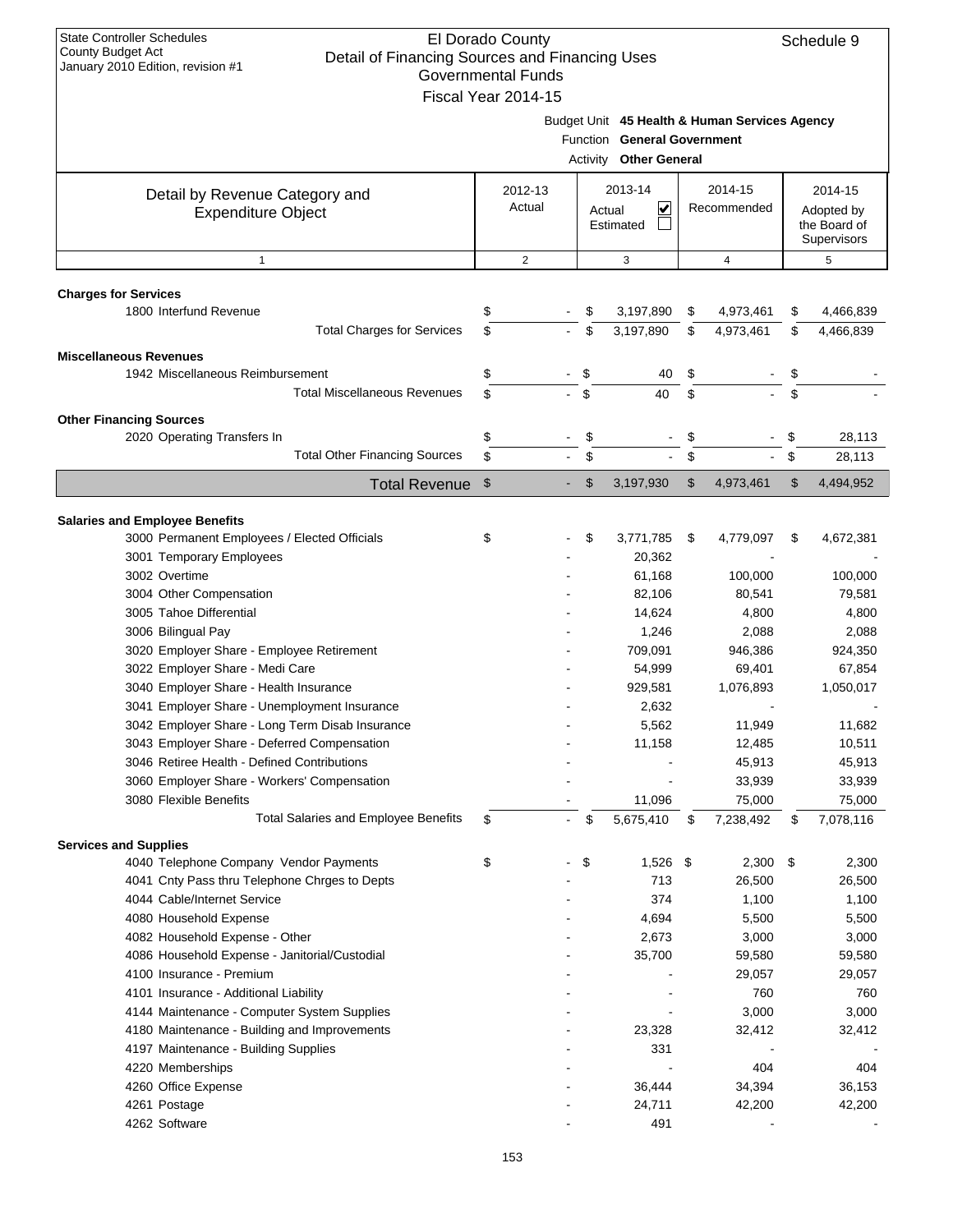State Controller Schedules
County Budget Act
January 2010 Edition, revision #1

# El Dorado County
## Detail of Financing Sources and Financing Uses
### Governmental Funds
### Fiscal Year 2014-15

Schedule 9

Budget Unit **45 Health & Human Services Agency**
Function **General Government**
Activity **Other General**

| Detail by Revenue Category and Expenditure Object | 2012-13 Actual | 2013-14 Actual ☑ Estimated ☐ | 2014-15 Recommended | 2014-15 Adopted by the Board of Supervisors |
|---|---|---|---|---|
| 1 | 2 | 3 | 4 | 5 |
| **Charges for Services** | | | | |
| 1800 Interfund Revenue | $ - | $ 3,197,890 | $ 4,973,461 | $ 4,466,839 |
| Total Charges for Services | $ - | $ 3,197,890 | $ 4,973,461 | $ 4,466,839 |
| **Miscellaneous Revenues** | | | | |
| 1942 Miscellaneous Reimbursement | $ - | $ 40 | $ - | $ - |
| Total Miscellaneous Revenues | $ - | $ 40 | $ - | $ - |
| **Other Financing Sources** | | | | |
| 2020 Operating Transfers In | $ - | $ - | $ - | $ 28,113 |
| Total Other Financing Sources | $ - | $ - | $ - | $ 28,113 |
| **Total Revenue** | $ - | $ 3,197,930 | $ 4,973,461 | $ 4,494,952 |
| **Salaries and Employee Benefits** | | | | |
| 3000 Permanent Employees / Elected Officials | $ - | $ 3,771,785 | $ 4,779,097 | $ 4,672,381 |
| 3001 Temporary Employees | - | 20,362 | - | - |
| 3002 Overtime | - | 61,168 | 100,000 | 100,000 |
| 3004 Other Compensation | - | 82,106 | 80,541 | 79,581 |
| 3005 Tahoe Differential | - | 14,624 | 4,800 | 4,800 |
| 3006 Bilingual Pay | - | 1,246 | 2,088 | 2,088 |
| 3020 Employer Share - Employee Retirement | - | 709,091 | 946,386 | 924,350 |
| 3022 Employer Share - Medi Care | - | 54,999 | 69,401 | 67,854 |
| 3040 Employer Share - Health Insurance | - | 929,581 | 1,076,893 | 1,050,017 |
| 3041 Employer Share - Unemployment Insurance | - | 2,632 | - | - |
| 3042 Employer Share - Long Term Disab Insurance | - | 5,562 | 11,949 | 11,682 |
| 3043 Employer Share - Deferred Compensation | - | 11,158 | 12,485 | 10,511 |
| 3046 Retiree Health - Defined Contributions | - | - | 45,913 | 45,913 |
| 3060 Employer Share - Workers' Compensation | - | - | 33,939 | 33,939 |
| 3080 Flexible Benefits | - | 11,096 | 75,000 | 75,000 |
| Total Salaries and Employee Benefits | $ - | $ 5,675,410 | $ 7,238,492 | $ 7,078,116 |
| **Services and Supplies** | | | | |
| 4040 Telephone Company Vendor Payments | $ - | $ 1,526 | $ 2,300 | $ 2,300 |
| 4041 Cnty Pass thru Telephone Chrges to Depts | - | 713 | 26,500 | 26,500 |
| 4044 Cable/Internet Service | - | 374 | 1,100 | 1,100 |
| 4080 Household Expense | - | 4,694 | 5,500 | 5,500 |
| 4082 Household Expense - Other | - | 2,673 | 3,000 | 3,000 |
| 4086 Household Expense - Janitorial/Custodial | - | 35,700 | 59,580 | 59,580 |
| 4100 Insurance - Premium | - | - | 29,057 | 29,057 |
| 4101 Insurance - Additional Liability | - | - | 760 | 760 |
| 4144 Maintenance - Computer System Supplies | - | - | 3,000 | 3,000 |
| 4180 Maintenance - Building and Improvements | - | 23,328 | 32,412 | 32,412 |
| 4197 Maintenance - Building Supplies | - | 331 | - | - |
| 4220 Memberships | - | - | 404 | 404 |
| 4260 Office Expense | - | 36,444 | 34,394 | 36,153 |
| 4261 Postage | - | 24,711 | 42,200 | 42,200 |
| 4262 Software | - | 491 | - | - |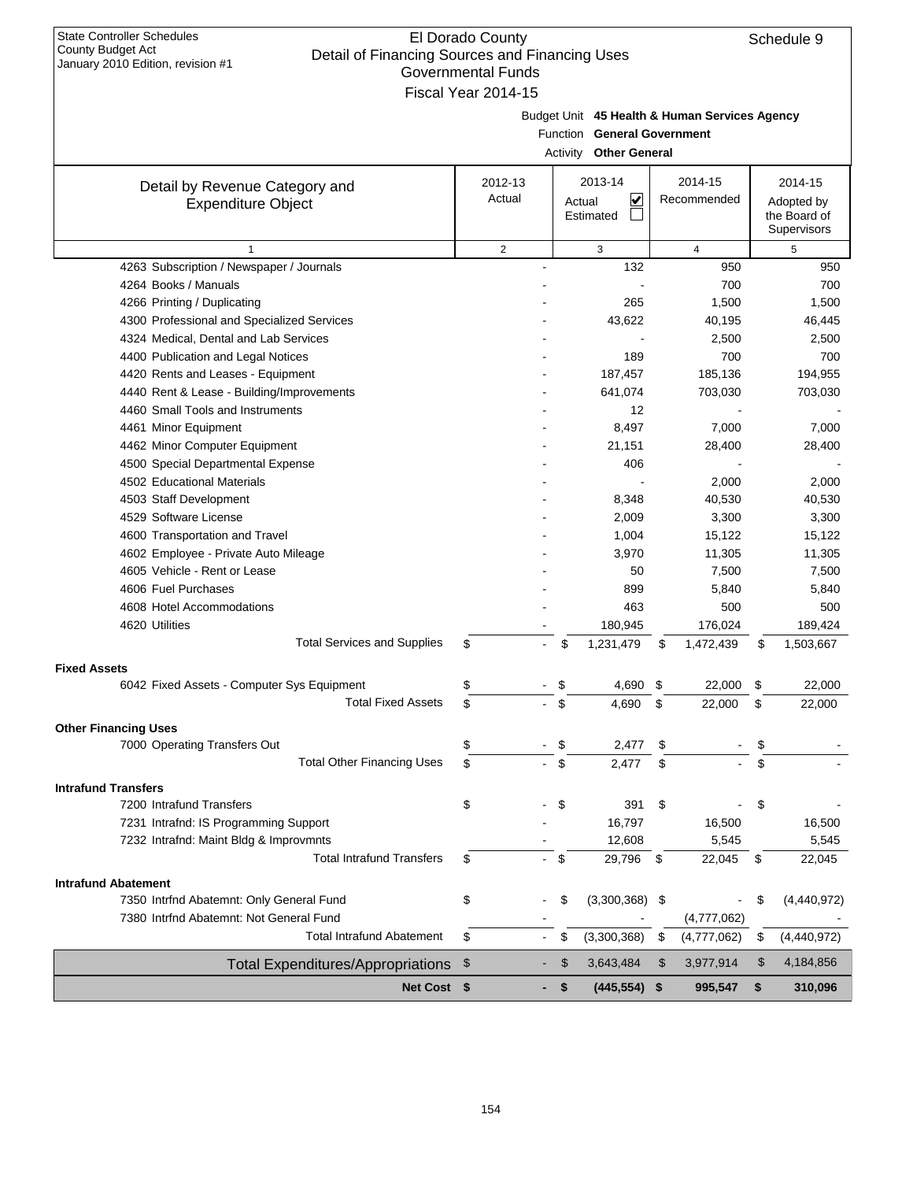State Controller Schedules
County Budget Act
January 2010 Edition, revision #1

El Dorado County
Detail of Financing Sources and Financing Uses
Governmental Funds
Fiscal Year 2014-15

Schedule 9

Budget Unit **45 Health & Human Services Agency**
Function **General Government**
Activity **Other General**

| Detail by Revenue Category and Expenditure Object | 2012-13 Actual | 2013-14 Actual ☑ Estimated ☐ | 2014-15 Recommended | 2014-15 Adopted by the Board of Supervisors |
|---|---|---|---|---|
| 1 | 2 | 3 | 4 | 5 |
| 4263 Subscription / Newspaper / Journals | - | 132 | 950 | 950 |
| 4264 Books / Manuals | - | - | 700 | 700 |
| 4266 Printing / Duplicating | - | 265 | 1,500 | 1,500 |
| 4300 Professional and Specialized Services | - | 43,622 | 40,195 | 46,445 |
| 4324 Medical, Dental and Lab Services | - | - | 2,500 | 2,500 |
| 4400 Publication and Legal Notices | - | 189 | 700 | 700 |
| 4420 Rents and Leases - Equipment | - | 187,457 | 185,136 | 194,955 |
| 4440 Rent & Lease - Building/Improvements | - | 641,074 | 703,030 | 703,030 |
| 4460 Small Tools and Instruments | - | 12 | - | - |
| 4461 Minor Equipment | - | 8,497 | 7,000 | 7,000 |
| 4462 Minor Computer Equipment | - | 21,151 | 28,400 | 28,400 |
| 4500 Special Departmental Expense | - | 406 | - | - |
| 4502 Educational Materials | - | - | 2,000 | 2,000 |
| 4503 Staff Development | - | 8,348 | 40,530 | 40,530 |
| 4529 Software License | - | 2,009 | 3,300 | 3,300 |
| 4600 Transportation and Travel | - | 1,004 | 15,122 | 15,122 |
| 4602 Employee - Private Auto Mileage | - | 3,970 | 11,305 | 11,305 |
| 4605 Vehicle - Rent or Lease | - | 50 | 7,500 | 7,500 |
| 4606 Fuel Purchases | - | 899 | 5,840 | 5,840 |
| 4608 Hotel Accommodations | - | 463 | 500 | 500 |
| 4620 Utilities | - | 180,945 | 176,024 | 189,424 |
| Total Services and Supplies | $ - | $ 1,231,479 | $ 1,472,439 | $ 1,503,667 |
| **Fixed Assets** | | | | |
| 6042 Fixed Assets - Computer Sys Equipment | $ - | $ 4,690 | $ 22,000 | $ 22,000 |
| Total Fixed Assets | $ - | $ 4,690 | $ 22,000 | $ 22,000 |
| **Other Financing Uses** | | | | |
| 7000 Operating Transfers Out | $ - | $ 2,477 | $ - | $ - |
| Total Other Financing Uses | $ - | $ 2,477 | $ - | $ - |
| **Intrafund Transfers** | | | | |
| 7200 Intrafund Transfers | $ - | $ 391 | $ - | $ - |
| 7231 Intrafnd: IS Programming Support | - | 16,797 | 16,500 | 16,500 |
| 7232 Intrafnd: Maint Bldg & Improvmnts | - | 12,608 | 5,545 | 5,545 |
| Total Intrafund Transfers | $ - | $ 29,796 | $ 22,045 | $ 22,045 |
| **Intrafund Abatement** | | | | |
| 7350 Intrfnd Abatemnt: Only General Fund | $ - | $ (3,300,368) | $ - | $ (4,440,972) |
| 7380 Intrfnd Abatemnt: Not General Fund | - | - | (4,777,062) | - |
| Total Intrafund Abatement | $ - | $ (3,300,368) | $ (4,777,062) | $ (4,440,972) |
| Total Expenditures/Appropriations | $ - | $ 3,643,484 | $ 3,977,914 | $ 4,184,856 |
| **Net Cost** | **$ -** | **$ (445,554)** | **$ 995,547** | **$ 310,096** |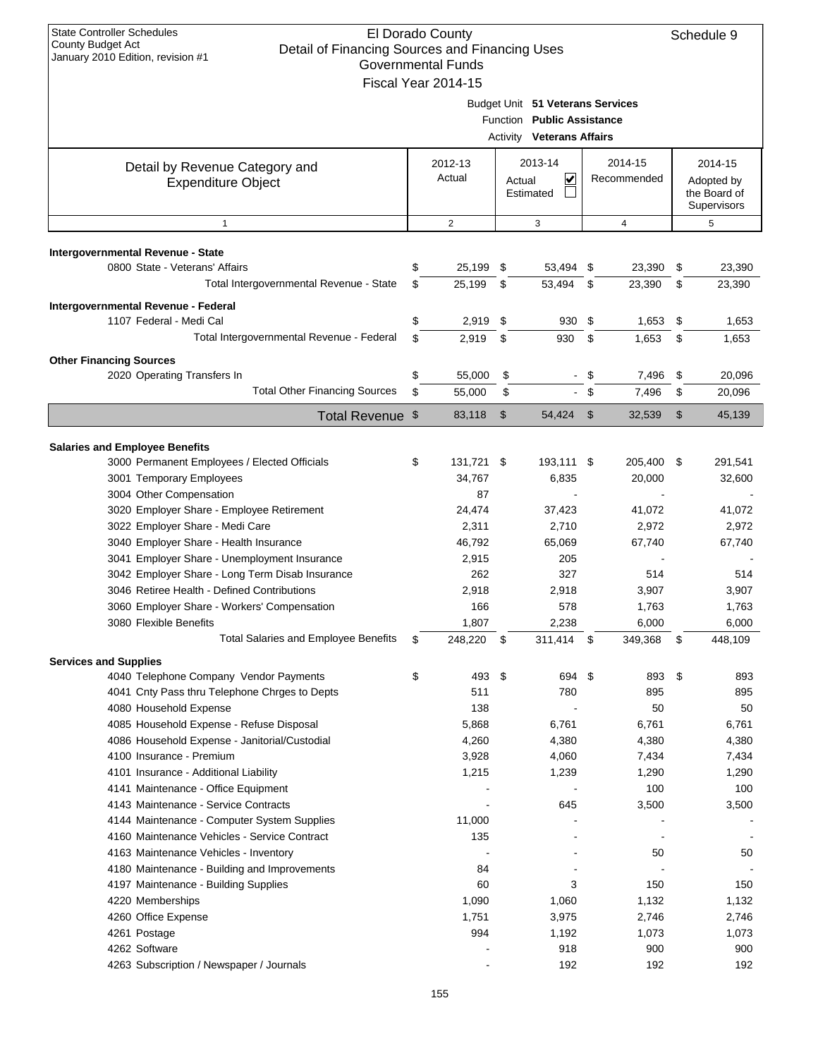State Controller Schedules
County Budget Act
January 2010 Edition, revision #1

# El Dorado County
## Detail of Financing Sources and Financing Uses
### Governmental Funds
### Fiscal Year 2014-15

Schedule 9

Budget Unit **51 Veterans Services**
Function **Public Assistance**
Activity **Veterans Affairs**

| Detail by Revenue Category and Expenditure Object | 2012-13 Actual | 2013-14 Actual ☑ Estimated ☐ | 2014-15 Recommended | 2014-15 Adopted by the Board of Supervisors |
|---|---|---|---|---|
| 1 | 2 | 3 | 4 | 5 |
| **Intergovernmental Revenue - State** | | | | |
| 0800 State - Veterans' Affairs | $ 25,199 | $ 53,494 | $ 23,390 | $ 23,390 |
| Total Intergovernmental Revenue - State | $ 25,199 | $ 53,494 | $ 23,390 | $ 23,390 |
| **Intergovernmental Revenue - Federal** | | | | |
| 1107 Federal - Medi Cal | $ 2,919 | $ 930 | $ 1,653 | $ 1,653 |
| Total Intergovernmental Revenue - Federal | $ 2,919 | $ 930 | $ 1,653 | $ 1,653 |
| **Other Financing Sources** | | | | |
| 2020 Operating Transfers In | $ 55,000 | $ - | $ 7,496 | $ 20,096 |
| Total Other Financing Sources | $ 55,000 | $ - | $ 7,496 | $ 20,096 |
| **Total Revenue** | $ 83,118 | $ 54,424 | $ 32,539 | $ 45,139 |
| **Salaries and Employee Benefits** | | | | |
| 3000 Permanent Employees / Elected Officials | $ 131,721 | $ 193,111 | $ 205,400 | $ 291,541 |
| 3001 Temporary Employees | 34,767 | 6,835 | 20,000 | 32,600 |
| 3004 Other Compensation | 87 | - | - | - |
| 3020 Employer Share - Employee Retirement | 24,474 | 37,423 | 41,072 | 41,072 |
| 3022 Employer Share - Medi Care | 2,311 | 2,710 | 2,972 | 2,972 |
| 3040 Employer Share - Health Insurance | 46,792 | 65,069 | 67,740 | 67,740 |
| 3041 Employer Share - Unemployment Insurance | 2,915 | 205 | - | - |
| 3042 Employer Share - Long Term Disab Insurance | 262 | 327 | 514 | 514 |
| 3046 Retiree Health - Defined Contributions | 2,918 | 2,918 | 3,907 | 3,907 |
| 3060 Employer Share - Workers' Compensation | 166 | 578 | 1,763 | 1,763 |
| 3080 Flexible Benefits | 1,807 | 2,238 | 6,000 | 6,000 |
| Total Salaries and Employee Benefits | $ 248,220 | $ 311,414 | $ 349,368 | $ 448,109 |
| **Services and Supplies** | | | | |
| 4040 Telephone Company Vendor Payments | $ 493 | $ 694 | $ 893 | $ 893 |
| 4041 Cnty Pass thru Telephone Chrges to Depts | 511 | 780 | 895 | 895 |
| 4080 Household Expense | 138 | - | 50 | 50 |
| 4085 Household Expense - Refuse Disposal | 5,868 | 6,761 | 6,761 | 6,761 |
| 4086 Household Expense - Janitorial/Custodial | 4,260 | 4,380 | 4,380 | 4,380 |
| 4100 Insurance - Premium | 3,928 | 4,060 | 7,434 | 7,434 |
| 4101 Insurance - Additional Liability | 1,215 | 1,239 | 1,290 | 1,290 |
| 4141 Maintenance - Office Equipment | - | - | 100 | 100 |
| 4143 Maintenance - Service Contracts | - | 645 | 3,500 | 3,500 |
| 4144 Maintenance - Computer System Supplies | 11,000 | - | - | - |
| 4160 Maintenance Vehicles - Service Contract | 135 | - | - | - |
| 4163 Maintenance Vehicles - Inventory | - | - | 50 | 50 |
| 4180 Maintenance - Building and Improvements | 84 | - | - | - |
| 4197 Maintenance - Building Supplies | 60 | 3 | 150 | 150 |
| 4220 Memberships | 1,090 | 1,060 | 1,132 | 1,132 |
| 4260 Office Expense | 1,751 | 3,975 | 2,746 | 2,746 |
| 4261 Postage | 994 | 1,192 | 1,073 | 1,073 |
| 4262 Software | - | 918 | 900 | 900 |
| 4263 Subscription / Newspaper / Journals | - | 192 | 192 | 192 |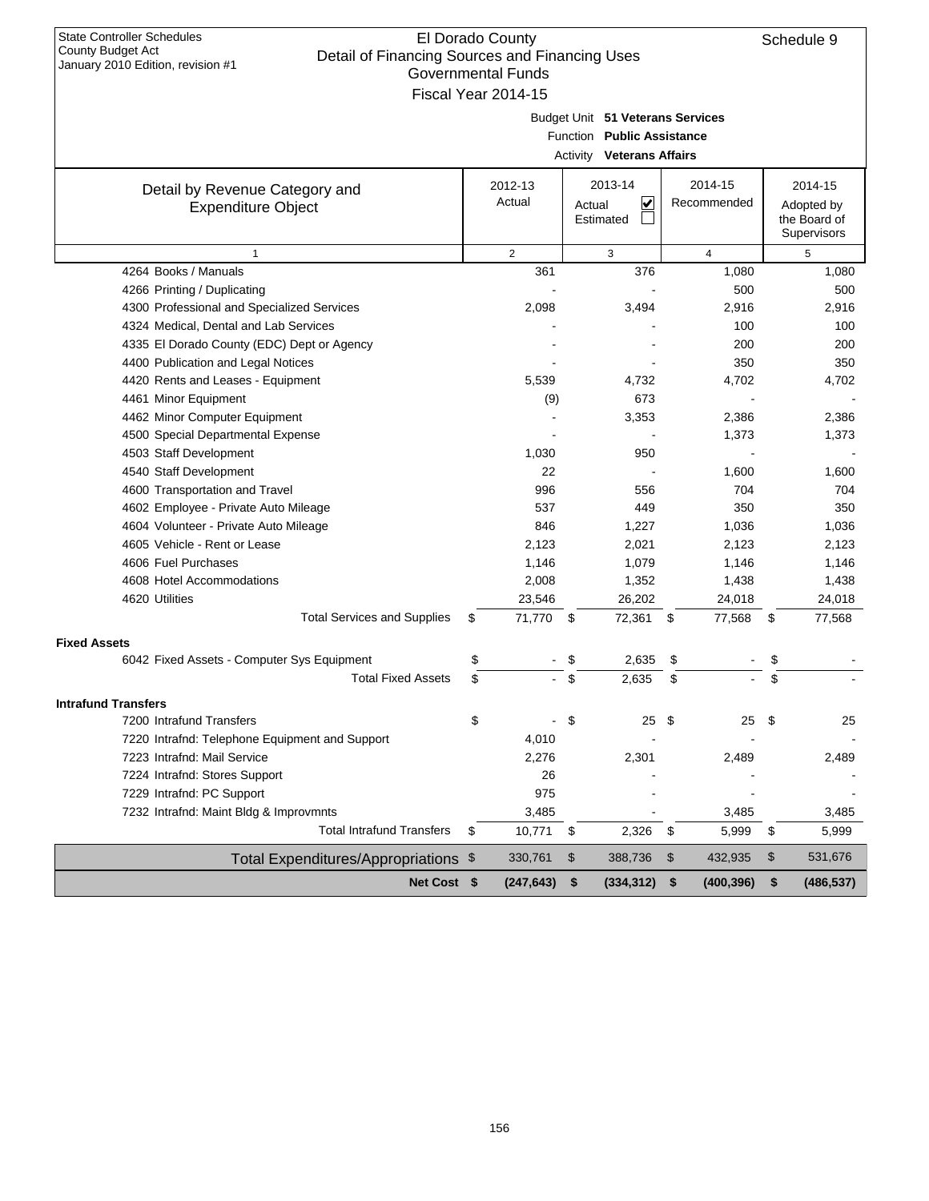State Controller Schedules
County Budget Act
January 2010 Edition, revision #1

# El Dorado County
## Detail of Financing Sources and Financing Uses
### Governmental Funds
### Fiscal Year 2014-15

Schedule 9

Budget Unit **51 Veterans Services**
Function **Public Assistance**
Activity **Veterans Affairs**

| Detail by Revenue Category and Expenditure Object | 2012-13 Actual | 2013-14 Actual ☑ Estimated ☐ | 2014-15 Recommended | 2014-15 Adopted by the Board of Supervisors |
|---|---|---|---|---|
| 1 | 2 | 3 | 4 | 5 |
| 4264 Books / Manuals | 361 | 376 | 1,080 | 1,080 |
| 4266 Printing / Duplicating | - | - | 500 | 500 |
| 4300 Professional and Specialized Services | 2,098 | 3,494 | 2,916 | 2,916 |
| 4324 Medical, Dental and Lab Services | - | - | 100 | 100 |
| 4335 El Dorado County (EDC) Dept or Agency | - | - | 200 | 200 |
| 4400 Publication and Legal Notices | - | - | 350 | 350 |
| 4420 Rents and Leases - Equipment | 5,539 | 4,732 | 4,702 | 4,702 |
| 4461 Minor Equipment | (9) | 673 | - | - |
| 4462 Minor Computer Equipment | - | 3,353 | 2,386 | 2,386 |
| 4500 Special Departmental Expense | - | - | 1,373 | 1,373 |
| 4503 Staff Development | 1,030 | 950 | - | - |
| 4540 Staff Development | 22 | - | 1,600 | 1,600 |
| 4600 Transportation and Travel | 996 | 556 | 704 | 704 |
| 4602 Employee - Private Auto Mileage | 537 | 449 | 350 | 350 |
| 4604 Volunteer - Private Auto Mileage | 846 | 1,227 | 1,036 | 1,036 |
| 4605 Vehicle - Rent or Lease | 2,123 | 2,021 | 2,123 | 2,123 |
| 4606 Fuel Purchases | 1,146 | 1,079 | 1,146 | 1,146 |
| 4608 Hotel Accommodations | 2,008 | 1,352 | 1,438 | 1,438 |
| 4620 Utilities | 23,546 | 26,202 | 24,018 | 24,018 |
| Total Services and Supplies | $ 71,770 | $ 72,361 | $ 77,568 | $ 77,568 |
| **Fixed Assets** | | | | |
| 6042 Fixed Assets - Computer Sys Equipment | $ - | $ 2,635 | $ - | $ - |
| Total Fixed Assets | $ - | $ 2,635 | $ - | $ - |
| **Intrafund Transfers** | | | | |
| 7200 Intrafund Transfers | $ - | $ 25 | $ 25 | $ 25 |
| 7220 Intrafnd: Telephone Equipment and Support | 4,010 | - | - | - |
| 7223 Intrafnd: Mail Service | 2,276 | 2,301 | 2,489 | 2,489 |
| 7224 Intrafnd: Stores Support | 26 | - | - | - |
| 7229 Intrafnd: PC Support | 975 | - | - | - |
| 7232 Intrafnd: Maint Bldg & Improvmnts | 3,485 | - | 3,485 | 3,485 |
| Total Intrafund Transfers | $ 10,771 | $ 2,326 | $ 5,999 | $ 5,999 |
| Total Expenditures/Appropriations | $ 330,761 | $ 388,736 | $ 432,935 | $ 531,676 |
| **Net Cost** | **$ (247,643)** | **$ (334,312)** | **$ (400,396)** | **$ (486,537)** |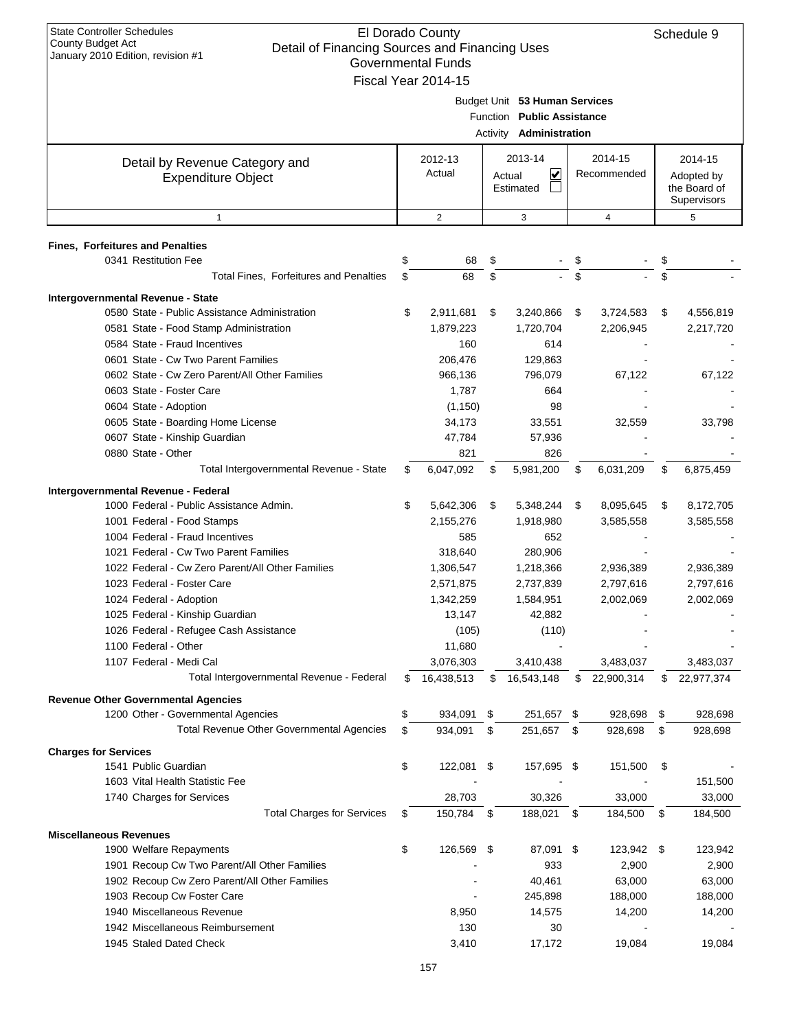State Controller Schedules
County Budget Act
January 2010 Edition, revision #1

# El Dorado County
## Detail of Financing Sources and Financing Uses
### Governmental Funds
### Fiscal Year 2014-15

Schedule 9

Budget Unit **53 Human Services**
Function **Public Assistance**
Activity **Administration**

| Detail by Revenue Category and Expenditure Object | 2012-13 Actual | 2013-14 Actual ☑ Estimated ☐ | 2014-15 Recommended | 2014-15 Adopted by the Board of Supervisors |
|---|---|---|---|---|
| 1 | 2 | 3 | 4 | 5 |
| **Fines, Forfeitures and Penalties** | | | | |
| 0341 Restitution Fee | $ 68 | $ - | $ - | $ - |
| Total Fines, Forfeitures and Penalties | $ 68 | $ - | $ - | $ - |
| **Intergovernmental Revenue - State** | | | | |
| 0580 State - Public Assistance Administration | $ 2,911,681 | $ 3,240,866 | $ 3,724,583 | $ 4,556,819 |
| 0581 State - Food Stamp Administration | 1,879,223 | 1,720,704 | 2,206,945 | 2,217,720 |
| 0584 State - Fraud Incentives | 160 | 614 | - | - |
| 0601 State - Cw Two Parent Families | 206,476 | 129,863 | - | - |
| 0602 State - Cw Zero Parent/All Other Families | 966,136 | 796,079 | 67,122 | 67,122 |
| 0603 State - Foster Care | 1,787 | 664 | - | - |
| 0604 State - Adoption | (1,150) | 98 | - | - |
| 0605 State - Boarding Home License | 34,173 | 33,551 | 32,559 | 33,798 |
| 0607 State - Kinship Guardian | 47,784 | 57,936 | - | - |
| 0880 State - Other | 821 | 826 | - | - |
| Total Intergovernmental Revenue - State | $ 6,047,092 | $ 5,981,200 | $ 6,031,209 | $ 6,875,459 |
| **Intergovernmental Revenue - Federal** | | | | |
| 1000 Federal - Public Assistance Admin. | $ 5,642,306 | $ 5,348,244 | $ 8,095,645 | $ 8,172,705 |
| 1001 Federal - Food Stamps | 2,155,276 | 1,918,980 | 3,585,558 | 3,585,558 |
| 1004 Federal - Fraud Incentives | 585 | 652 | - | - |
| 1021 Federal - Cw Two Parent Families | 318,640 | 280,906 | - | - |
| 1022 Federal - Cw Zero Parent/All Other Families | 1,306,547 | 1,218,366 | 2,936,389 | 2,936,389 |
| 1023 Federal - Foster Care | 2,571,875 | 2,737,839 | 2,797,616 | 2,797,616 |
| 1024 Federal - Adoption | 1,342,259 | 1,584,951 | 2,002,069 | 2,002,069 |
| 1025 Federal - Kinship Guardian | 13,147 | 42,882 | - | - |
| 1026 Federal - Refugee Cash Assistance | (105) | (110) | - | - |
| 1100 Federal - Other | 11,680 | - | - | - |
| 1107 Federal - Medi Cal | 3,076,303 | 3,410,438 | 3,483,037 | 3,483,037 |
| Total Intergovernmental Revenue - Federal | $ 16,438,513 | $ 16,543,148 | $ 22,900,314 | $ 22,977,374 |
| **Revenue Other Governmental Agencies** | | | | |
| 1200 Other - Governmental Agencies | $ 934,091 | $ 251,657 | $ 928,698 | $ 928,698 |
| Total Revenue Other Governmental Agencies | $ 934,091 | $ 251,657 | $ 928,698 | $ 928,698 |
| **Charges for Services** | | | | |
| 1541 Public Guardian | $ 122,081 | $ 157,695 | $ 151,500 | $ - |
| 1603 Vital Health Statistic Fee | - | - | - | 151,500 |
| 1740 Charges for Services | 28,703 | 30,326 | 33,000 | 33,000 |
| Total Charges for Services | $ 150,784 | $ 188,021 | $ 184,500 | $ 184,500 |
| **Miscellaneous Revenues** | | | | |
| 1900 Welfare Repayments | $ 126,569 | $ 87,091 | $ 123,942 | $ 123,942 |
| 1901 Recoup Cw Two Parent/All Other Families | - | 933 | 2,900 | 2,900 |
| 1902 Recoup Cw Zero Parent/All Other Families | - | 40,461 | 63,000 | 63,000 |
| 1903 Recoup Cw Foster Care | - | 245,898 | 188,000 | 188,000 |
| 1940 Miscellaneous Revenue | 8,950 | 14,575 | 14,200 | 14,200 |
| 1942 Miscellaneous Reimbursement | 130 | 30 | - | - |
| 1945 Staled Dated Check | 3,410 | 17,172 | 19,084 | 19,084 |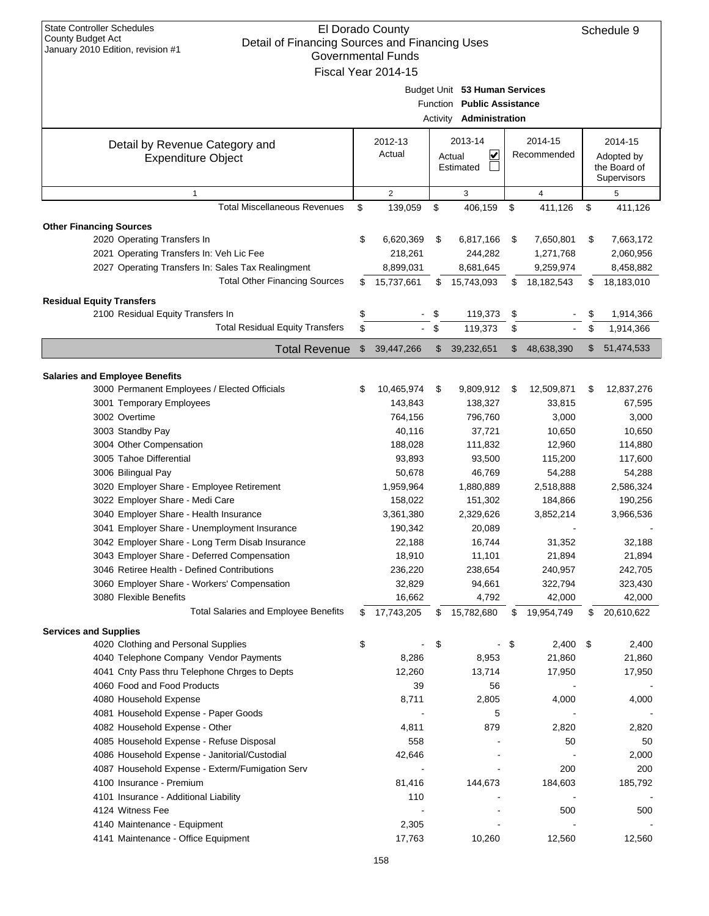State Controller Schedules
County Budget Act
January 2010 Edition, revision #1

# El Dorado County
## Detail of Financing Sources and Financing Uses
### Governmental Funds
### Fiscal Year 2014-15

Schedule 9

Budget Unit **53 Human Services**
Function **Public Assistance**
Activity **Administration**

| Detail by Revenue Category and Expenditure Object | 2012-13 Actual | 2013-14 Actual ☑ Estimated ☐ | 2014-15 Recommended | 2014-15 Adopted by the Board of Supervisors |
|---|---|---|---|---|
| 1 | 2 | 3 | 4 | 5 |
| Total Miscellaneous Revenues | $ 139,059 | $ 406,159 | $ 411,126 | $ 411,126 |
| **Other Financing Sources** | | | | |
| 2020 Operating Transfers In | $ 6,620,369 | $ 6,817,166 | $ 7,650,801 | $ 7,663,172 |
| 2021 Operating Transfers In: Veh Lic Fee | 218,261 | 244,282 | 1,271,768 | 2,060,956 |
| 2027 Operating Transfers In: Sales Tax Realingment | 8,899,031 | 8,681,645 | 9,259,974 | 8,458,882 |
| Total Other Financing Sources | $ 15,737,661 | $ 15,743,093 | $ 18,182,543 | $ 18,183,010 |
| **Residual Equity Transfers** | | | | |
| 2100 Residual Equity Transfers In | $ - | $ 119,373 | $ - | $ 1,914,366 |
| Total Residual Equity Transfers | $ - | $ 119,373 | $ - | $ 1,914,366 |
| **Total Revenue** | $ 39,447,266 | $ 39,232,651 | $ 48,638,390 | $ 51,474,533 |
| **Salaries and Employee Benefits** | | | | |
| 3000 Permanent Employees / Elected Officials | $ 10,465,974 | $ 9,809,912 | $ 12,509,871 | $ 12,837,276 |
| 3001 Temporary Employees | 143,843 | 138,327 | 33,815 | 67,595 |
| 3002 Overtime | 764,156 | 796,760 | 3,000 | 3,000 |
| 3003 Standby Pay | 40,116 | 37,721 | 10,650 | 10,650 |
| 3004 Other Compensation | 188,028 | 111,832 | 12,960 | 114,880 |
| 3005 Tahoe Differential | 93,893 | 93,500 | 115,200 | 117,600 |
| 3006 Bilingual Pay | 50,678 | 46,769 | 54,288 | 54,288 |
| 3020 Employer Share - Employee Retirement | 1,959,964 | 1,880,889 | 2,518,888 | 2,586,324 |
| 3022 Employer Share - Medi Care | 158,022 | 151,302 | 184,866 | 190,256 |
| 3040 Employer Share - Health Insurance | 3,361,380 | 2,329,626 | 3,852,214 | 3,966,536 |
| 3041 Employer Share - Unemployment Insurance | 190,342 | 20,089 | - | - |
| 3042 Employer Share - Long Term Disab Insurance | 22,188 | 16,744 | 31,352 | 32,188 |
| 3043 Employer Share - Deferred Compensation | 18,910 | 11,101 | 21,894 | 21,894 |
| 3046 Retiree Health - Defined Contributions | 236,220 | 238,654 | 240,957 | 242,705 |
| 3060 Employer Share - Workers' Compensation | 32,829 | 94,661 | 322,794 | 323,430 |
| 3080 Flexible Benefits | 16,662 | 4,792 | 42,000 | 42,000 |
| Total Salaries and Employee Benefits | $ 17,743,205 | $ 15,782,680 | $ 19,954,749 | $ 20,610,622 |
| **Services and Supplies** | | | | |
| 4020 Clothing and Personal Supplies | $ - | $ - | $ 2,400 | $ 2,400 |
| 4040 Telephone Company Vendor Payments | 8,286 | 8,953 | 21,860 | 21,860 |
| 4041 Cnty Pass thru Telephone Chrges to Depts | 12,260 | 13,714 | 17,950 | 17,950 |
| 4060 Food and Food Products | 39 | 56 | - | - |
| 4080 Household Expense | 8,711 | 2,805 | 4,000 | 4,000 |
| 4081 Household Expense - Paper Goods | - | 5 | - | - |
| 4082 Household Expense - Other | 4,811 | 879 | 2,820 | 2,820 |
| 4085 Household Expense - Refuse Disposal | 558 | - | 50 | 50 |
| 4086 Household Expense - Janitorial/Custodial | 42,646 | - | - | 2,000 |
| 4087 Household Expense - Exterm/Fumigation Serv | - | - | 200 | 200 |
| 4100 Insurance - Premium | 81,416 | 144,673 | 184,603 | 185,792 |
| 4101 Insurance - Additional Liability | 110 | - | - | - |
| 4124 Witness Fee | - | - | 500 | 500 |
| 4140 Maintenance - Equipment | 2,305 | - | - | - |
| 4141 Maintenance - Office Equipment | 17,763 | 10,260 | 12,560 | 12,560 |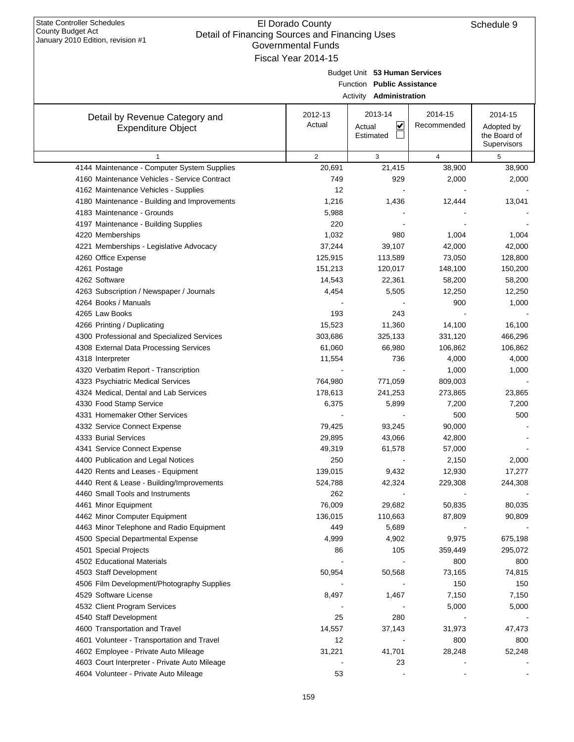State Controller Schedules
County Budget Act
January 2010 Edition, revision #1

# El Dorado County
## Detail of Financing Sources and Financing Uses
### Governmental Funds
### Fiscal Year 2014-15

Schedule 9

Budget Unit **53 Human Services**
Function **Public Assistance**
Activity **Administration**

| Detail by Revenue Category and Expenditure Object | 2012-13 Actual | 2013-14 Actual ☑ Estimated ☐ | 2014-15 Recommended | 2014-15 Adopted by the Board of Supervisors |
|---|---|---|---|---|
| 1 | 2 | 3 | 4 | 5 |
| 4144 Maintenance - Computer System Supplies | 20,691 | 21,415 | 38,900 | 38,900 |
| 4160 Maintenance Vehicles - Service Contract | 749 | 929 | 2,000 | 2,000 |
| 4162 Maintenance Vehicles - Supplies | 12 | - | - | - |
| 4180 Maintenance - Building and Improvements | 1,216 | 1,436 | 12,444 | 13,041 |
| 4183 Maintenance - Grounds | 5,988 | - | - | - |
| 4197 Maintenance - Building Supplies | 220 | - | - | - |
| 4220 Memberships | 1,032 | 980 | 1,004 | 1,004 |
| 4221 Memberships - Legislative Advocacy | 37,244 | 39,107 | 42,000 | 42,000 |
| 4260 Office Expense | 125,915 | 113,589 | 73,050 | 128,800 |
| 4261 Postage | 151,213 | 120,017 | 148,100 | 150,200 |
| 4262 Software | 14,543 | 22,361 | 58,200 | 58,200 |
| 4263 Subscription / Newspaper / Journals | 4,454 | 5,505 | 12,250 | 12,250 |
| 4264 Books / Manuals | - | - | 900 | 1,000 |
| 4265 Law Books | 193 | 243 | - | - |
| 4266 Printing / Duplicating | 15,523 | 11,360 | 14,100 | 16,100 |
| 4300 Professional and Specialized Services | 303,686 | 325,133 | 331,120 | 466,296 |
| 4308 External Data Processing Services | 61,060 | 66,980 | 106,862 | 106,862 |
| 4318 Interpreter | 11,554 | 736 | 4,000 | 4,000 |
| 4320 Verbatim Report - Transcription | - | - | 1,000 | 1,000 |
| 4323 Psychiatric Medical Services | 764,980 | 771,059 | 809,003 | - |
| 4324 Medical, Dental and Lab Services | 178,613 | 241,253 | 273,865 | 23,865 |
| 4330 Food Stamp Service | 6,375 | 5,899 | 7,200 | 7,200 |
| 4331 Homemaker Other Services | - | - | 500 | 500 |
| 4332 Service Connect Expense | 79,425 | 93,245 | 90,000 | - |
| 4333 Burial Services | 29,895 | 43,066 | 42,800 | - |
| 4341 Service Connect Expense | 49,319 | 61,578 | 57,000 | - |
| 4400 Publication and Legal Notices | 250 | - | 2,150 | 2,000 |
| 4420 Rents and Leases - Equipment | 139,015 | 9,432 | 12,930 | 17,277 |
| 4440 Rent & Lease - Building/Improvements | 524,788 | 42,324 | 229,308 | 244,308 |
| 4460 Small Tools and Instruments | 262 | - | - | - |
| 4461 Minor Equipment | 76,009 | 29,682 | 50,835 | 80,035 |
| 4462 Minor Computer Equipment | 136,015 | 110,663 | 87,809 | 90,809 |
| 4463 Minor Telephone and Radio Equipment | 449 | 5,689 | - | - |
| 4500 Special Departmental Expense | 4,999 | 4,902 | 9,975 | 675,198 |
| 4501 Special Projects | 86 | 105 | 359,449 | 295,072 |
| 4502 Educational Materials | - | - | 800 | 800 |
| 4503 Staff Development | 50,954 | 50,568 | 73,165 | 74,815 |
| 4506 Film Development/Photography Supplies | - | - | 150 | 150 |
| 4529 Software License | 8,497 | 1,467 | 7,150 | 7,150 |
| 4532 Client Program Services | - | - | 5,000 | 5,000 |
| 4540 Staff Development | 25 | 280 | - | - |
| 4600 Transportation and Travel | 14,557 | 37,143 | 31,973 | 47,473 |
| 4601 Volunteer - Transportation and Travel | 12 | - | 800 | 800 |
| 4602 Employee - Private Auto Mileage | 31,221 | 41,701 | 28,248 | 52,248 |
| 4603 Court Interpreter - Private Auto Mileage | - | 23 | - | - |
| 4604 Volunteer - Private Auto Mileage | 53 | - | - | - |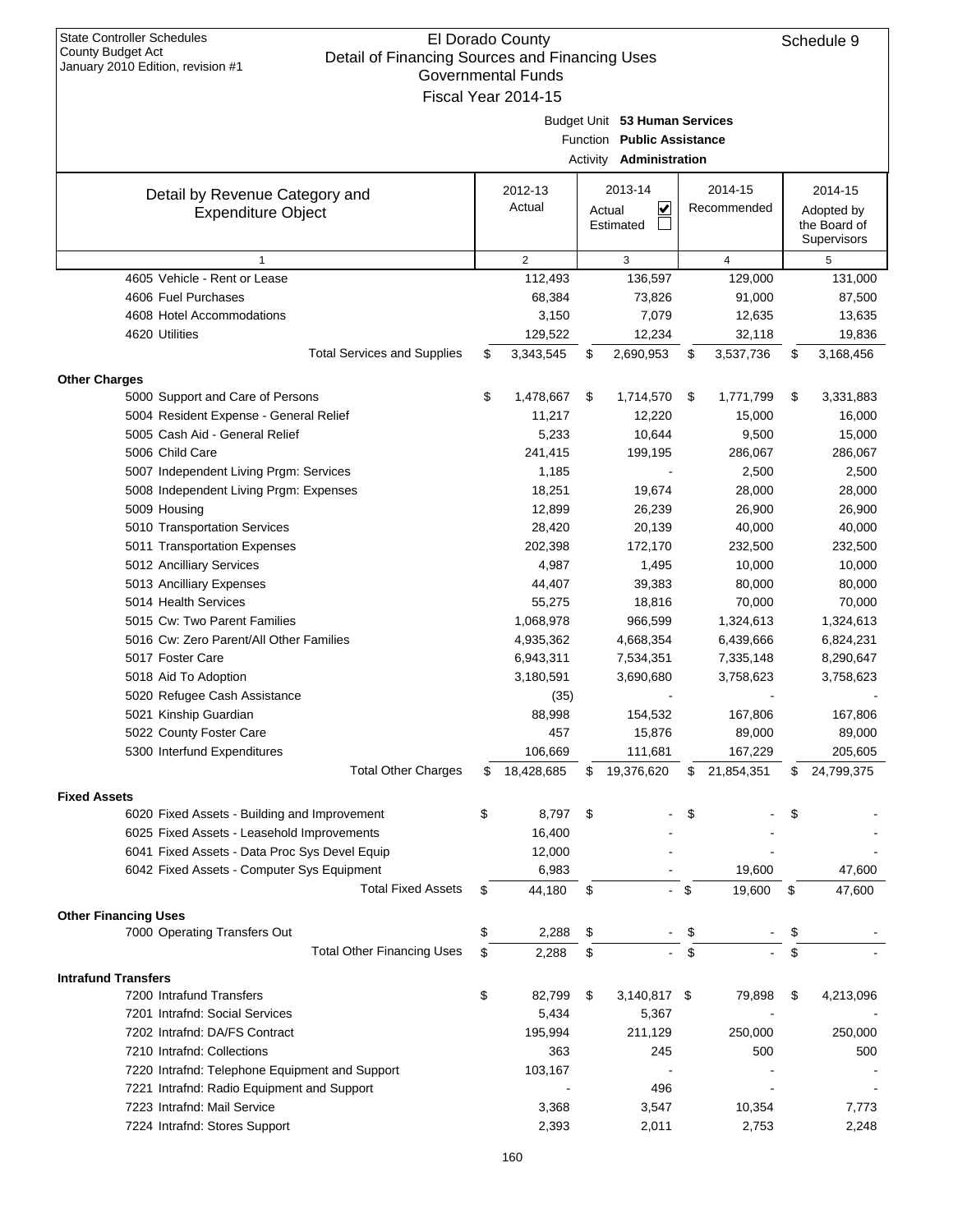State Controller Schedules
County Budget Act
January 2010 Edition, revision #1

# El Dorado County
## Detail of Financing Sources and Financing Uses
### Governmental Funds
### Fiscal Year 2014-15

Schedule 9

Budget Unit **53 Human Services**
Function **Public Assistance**
Activity **Administration**

| Detail by Revenue Category and Expenditure Object | 2012-13 Actual | 2013-14 Actual ☑ Estimated ☐ | 2014-15 Recommended | 2014-15 Adopted by the Board of Supervisors |
|---|---|---|---|---|
| 1 | 2 | 3 | 4 | 5 |
| 4605 Vehicle - Rent or Lease | 112,493 | 136,597 | 129,000 | 131,000 |
| 4606 Fuel Purchases | 68,384 | 73,826 | 91,000 | 87,500 |
| 4608 Hotel Accommodations | 3,150 | 7,079 | 12,635 | 13,635 |
| 4620 Utilities | 129,522 | 12,234 | 32,118 | 19,836 |
| Total Services and Supplies | $ 3,343,545 | $ 2,690,953 | $ 3,537,736 | $ 3,168,456 |
| **Other Charges** | | | | |
| 5000 Support and Care of Persons | $ 1,478,667 | $ 1,714,570 | $ 1,771,799 | $ 3,331,883 |
| 5004 Resident Expense - General Relief | 11,217 | 12,220 | 15,000 | 16,000 |
| 5005 Cash Aid - General Relief | 5,233 | 10,644 | 9,500 | 15,000 |
| 5006 Child Care | 241,415 | 199,195 | 286,067 | 286,067 |
| 5007 Independent Living Prgm: Services | 1,185 | - | 2,500 | 2,500 |
| 5008 Independent Living Prgm: Expenses | 18,251 | 19,674 | 28,000 | 28,000 |
| 5009 Housing | 12,899 | 26,239 | 26,900 | 26,900 |
| 5010 Transportation Services | 28,420 | 20,139 | 40,000 | 40,000 |
| 5011 Transportation Expenses | 202,398 | 172,170 | 232,500 | 232,500 |
| 5012 Ancilliary Services | 4,987 | 1,495 | 10,000 | 10,000 |
| 5013 Ancilliary Expenses | 44,407 | 39,383 | 80,000 | 80,000 |
| 5014 Health Services | 55,275 | 18,816 | 70,000 | 70,000 |
| 5015 Cw: Two Parent Families | 1,068,978 | 966,599 | 1,324,613 | 1,324,613 |
| 5016 Cw: Zero Parent/All Other Families | 4,935,362 | 4,668,354 | 6,439,666 | 6,824,231 |
| 5017 Foster Care | 6,943,311 | 7,534,351 | 7,335,148 | 8,290,647 |
| 5018 Aid To Adoption | 3,180,591 | 3,690,680 | 3,758,623 | 3,758,623 |
| 5020 Refugee Cash Assistance | (35) | - | - | - |
| 5021 Kinship Guardian | 88,998 | 154,532 | 167,806 | 167,806 |
| 5022 County Foster Care | 457 | 15,876 | 89,000 | 89,000 |
| 5300 Interfund Expenditures | 106,669 | 111,681 | 167,229 | 205,605 |
| Total Other Charges | $ 18,428,685 | $ 19,376,620 | $ 21,854,351 | $ 24,799,375 |
| **Fixed Assets** | | | | |
| 6020 Fixed Assets - Building and Improvement | $ 8,797 | $ - | $ - | $ - |
| 6025 Fixed Assets - Leasehold Improvements | 16,400 | - | - | - |
| 6041 Fixed Assets - Data Proc Sys Devel Equip | 12,000 | - | - | - |
| 6042 Fixed Assets - Computer Sys Equipment | 6,983 | - | 19,600 | 47,600 |
| Total Fixed Assets | $ 44,180 | $ - | $ 19,600 | $ 47,600 |
| **Other Financing Uses** | | | | |
| 7000 Operating Transfers Out | $ 2,288 | $ - | $ - | $ - |
| Total Other Financing Uses | $ 2,288 | $ - | $ - | $ - |
| **Intrafund Transfers** | | | | |
| 7200 Intrafund Transfers | $ 82,799 | $ 3,140,817 | $ 79,898 | $ 4,213,096 |
| 7201 Intrafnd: Social Services | 5,434 | 5,367 | - | - |
| 7202 Intrafnd: DA/FS Contract | 195,994 | 211,129 | 250,000 | 250,000 |
| 7210 Intrafnd: Collections | 363 | 245 | 500 | 500 |
| 7220 Intrafnd: Telephone Equipment and Support | 103,167 | - | - | - |
| 7221 Intrafnd: Radio Equipment and Support | - | 496 | - | - |
| 7223 Intrafnd: Mail Service | 3,368 | 3,547 | 10,354 | 7,773 |
| 7224 Intrafnd: Stores Support | 2,393 | 2,011 | 2,753 | 2,248 |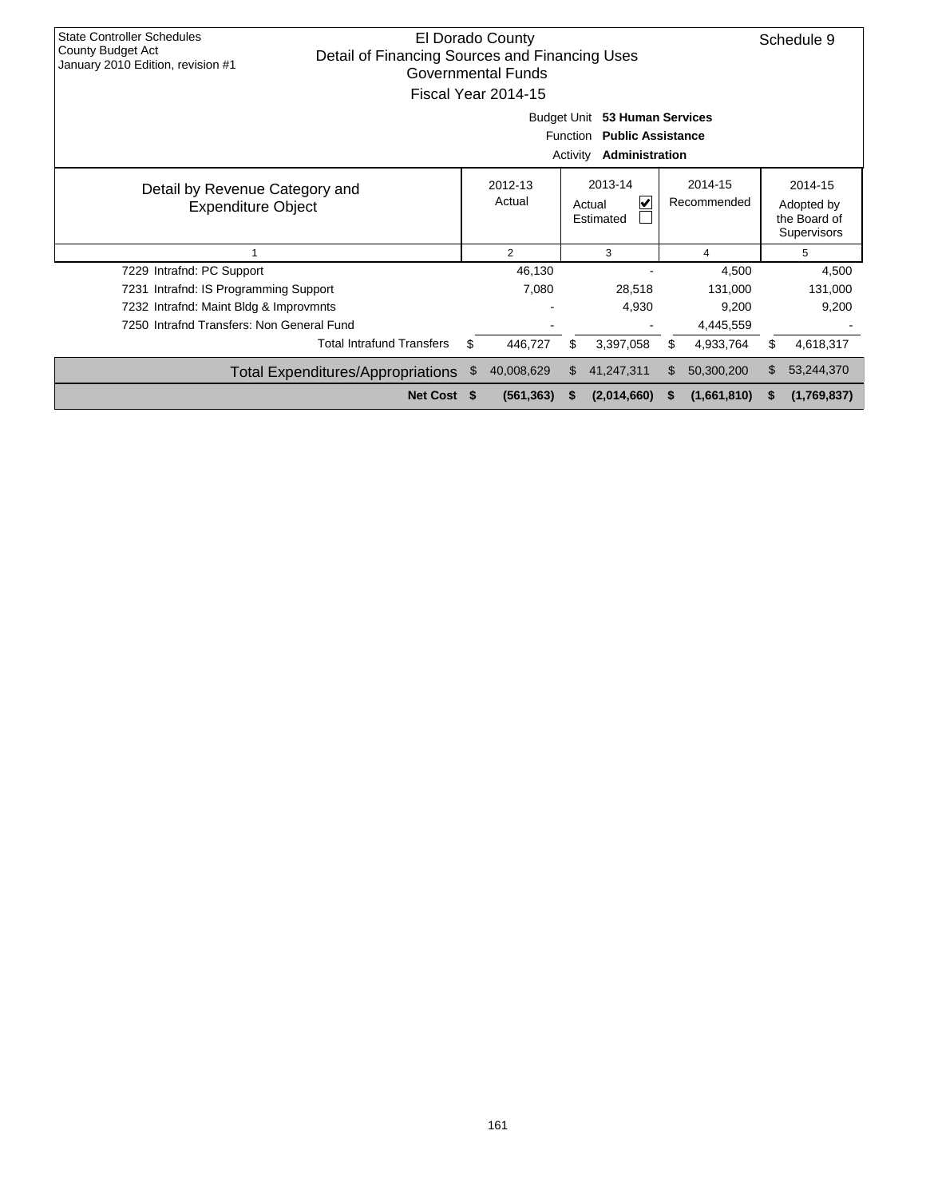State Controller Schedules
County Budget Act
January 2010 Edition, revision #1

# El Dorado County
## Detail of Financing Sources and Financing Uses
### Governmental Funds
### Fiscal Year 2014-15

Schedule 9

Budget Unit **53 Human Services**
Function **Public Assistance**
Activity **Administration**

| Detail by Revenue Category and Expenditure Object | 2012-13 Actual | 2013-14 Actual ☑ Estimated ☐ | 2014-15 Recommended | 2014-15 Adopted by the Board of Supervisors |
|---|---|---|---|---|
| 1 | 2 | 3 | 4 | 5 |
| 7229 Intrafnd: PC Support | 46,130 | - | 4,500 | 4,500 |
| 7231 Intrafnd: IS Programming Support | 7,080 | 28,518 | 131,000 | 131,000 |
| 7232 Intrafnd: Maint Bldg & Improvmnts | - | 4,930 | 9,200 | 9,200 |
| 7250 Intrafnd Transfers: Non General Fund | - | - | 4,445,559 | - |
| Total Intrafund Transfers | $ 446,727 | $ 3,397,058 | $ 4,933,764 | $ 4,618,317 |
| Total Expenditures/Appropriations | $ 40,008,629 | $ 41,247,311 | $ 50,300,200 | $ 53,244,370 |
| **Net Cost** | **$ (561,363)** | **$ (2,014,660)** | **$ (1,661,810)** | **$ (1,769,837)** |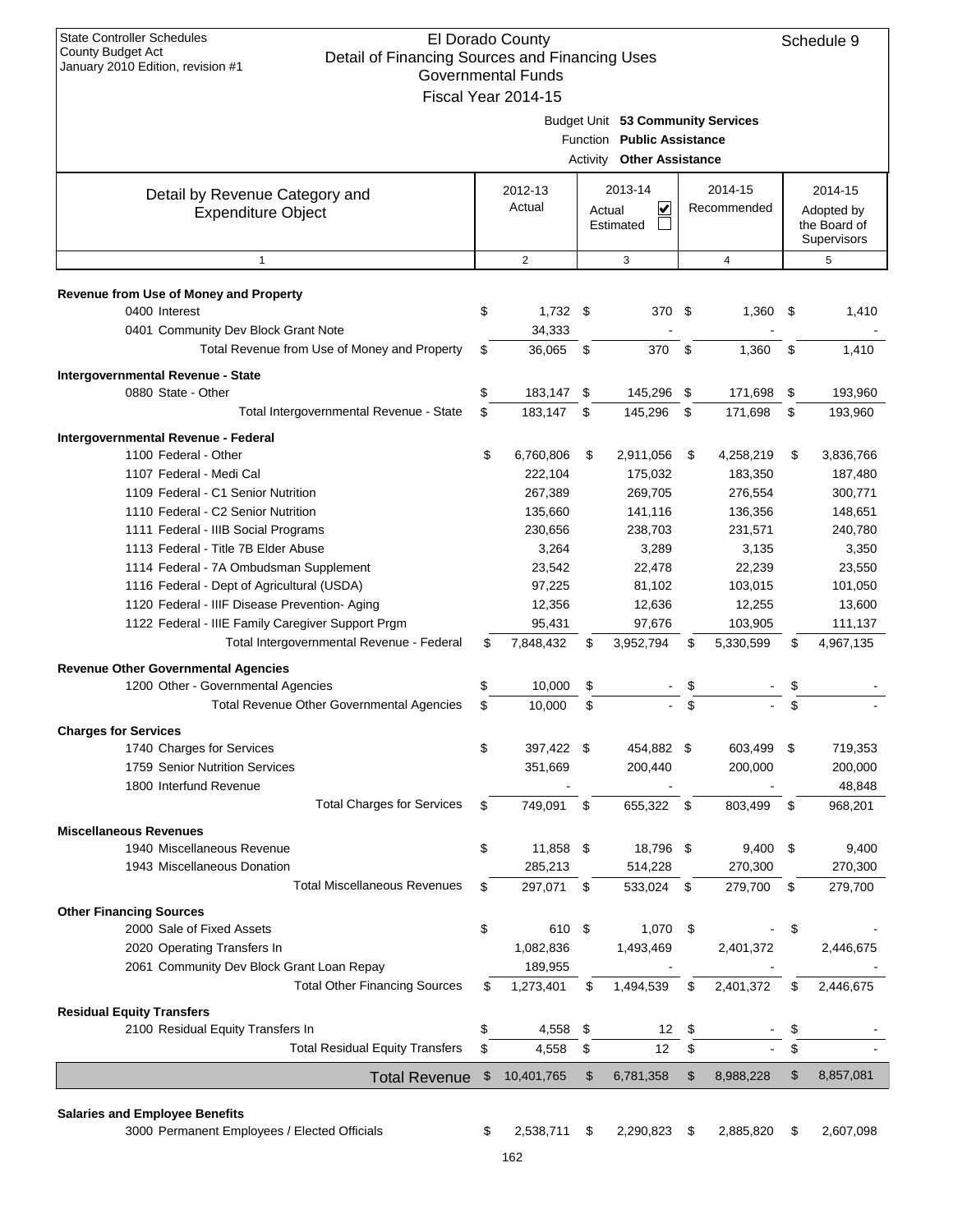State Controller Schedules
County Budget Act
January 2010 Edition, revision #1

# El Dorado County
## Detail of Financing Sources and Financing Uses
### Governmental Funds
### Fiscal Year 2014-15

Schedule 9

Budget Unit **53 Community Services**
Function **Public Assistance**
Activity **Other Assistance**

| Detail by Revenue Category and Expenditure Object | 2012-13 Actual | 2013-14 Actual ☑ Estimated ☐ | 2014-15 Recommended | 2014-15 Adopted by the Board of Supervisors |
|---|---|---|---|---|
| 1 | 2 | 3 | 4 | 5 |
| **Revenue from Use of Money and Property** | | | | |
| 0400 Interest | $ 1,732 | $ 370 | $ 1,360 | $ 1,410 |
| 0401 Community Dev Block Grant Note | 34,333 | - | - | - |
| Total Revenue from Use of Money and Property | $ 36,065 | $ 370 | $ 1,360 | $ 1,410 |
| **Intergovernmental Revenue - State** | | | | |
| 0880 State - Other | $ 183,147 | $ 145,296 | $ 171,698 | $ 193,960 |
| Total Intergovernmental Revenue - State | $ 183,147 | $ 145,296 | $ 171,698 | $ 193,960 |
| **Intergovernmental Revenue - Federal** | | | | |
| 1100 Federal - Other | $ 6,760,806 | $ 2,911,056 | $ 4,258,219 | $ 3,836,766 |
| 1107 Federal - Medi Cal | 222,104 | 175,032 | 183,350 | 187,480 |
| 1109 Federal - C1 Senior Nutrition | 267,389 | 269,705 | 276,554 | 300,771 |
| 1110 Federal - C2 Senior Nutrition | 135,660 | 141,116 | 136,356 | 148,651 |
| 1111 Federal - IIIB Social Programs | 230,656 | 238,703 | 231,571 | 240,780 |
| 1113 Federal - Title 7B Elder Abuse | 3,264 | 3,289 | 3,135 | 3,350 |
| 1114 Federal - 7A Ombudsman Supplement | 23,542 | 22,478 | 22,239 | 23,550 |
| 1116 Federal - Dept of Agricultural (USDA) | 97,225 | 81,102 | 103,015 | 101,050 |
| 1120 Federal - IIIF Disease Prevention- Aging | 12,356 | 12,636 | 12,255 | 13,600 |
| 1122 Federal - IIIE Family Caregiver Support Prgm | 95,431 | 97,676 | 103,905 | 111,137 |
| Total Intergovernmental Revenue - Federal | $ 7,848,432 | $ 3,952,794 | $ 5,330,599 | $ 4,967,135 |
| **Revenue Other Governmental Agencies** | | | | |
| 1200 Other - Governmental Agencies | $ 10,000 | $ - | $ - | $ - |
| Total Revenue Other Governmental Agencies | $ 10,000 | $ - | $ - | $ - |
| **Charges for Services** | | | | |
| 1740 Charges for Services | $ 397,422 | $ 454,882 | $ 603,499 | $ 719,353 |
| 1759 Senior Nutrition Services | 351,669 | 200,440 | 200,000 | 200,000 |
| 1800 Interfund Revenue | - | - | - | 48,848 |
| Total Charges for Services | $ 749,091 | $ 655,322 | $ 803,499 | $ 968,201 |
| **Miscellaneous Revenues** | | | | |
| 1940 Miscellaneous Revenue | $ 11,858 | $ 18,796 | $ 9,400 | $ 9,400 |
| 1943 Miscellaneous Donation | 285,213 | 514,228 | 270,300 | 270,300 |
| Total Miscellaneous Revenues | $ 297,071 | $ 533,024 | $ 279,700 | $ 279,700 |
| **Other Financing Sources** | | | | |
| 2000 Sale of Fixed Assets | $ 610 | $ 1,070 | $ - | $ - |
| 2020 Operating Transfers In | 1,082,836 | 1,493,469 | 2,401,372 | 2,446,675 |
| 2061 Community Dev Block Grant Loan Repay | 189,955 | - | - | - |
| Total Other Financing Sources | $ 1,273,401 | $ 1,494,539 | $ 2,401,372 | $ 2,446,675 |
| **Residual Equity Transfers** | | | | |
| 2100 Residual Equity Transfers In | $ 4,558 | $ 12 | $ - | $ - |
| Total Residual Equity Transfers | $ 4,558 | $ 12 | $ - | $ - |
| **Total Revenue** | $ 10,401,765 | $ 6,781,358 | $ 8,988,228 | $ 8,857,081 |
| **Salaries and Employee Benefits** | | | | |
| 3000 Permanent Employees / Elected Officials | $ 2,538,711 | $ 2,290,823 | $ 2,885,820 | $ 2,607,098 |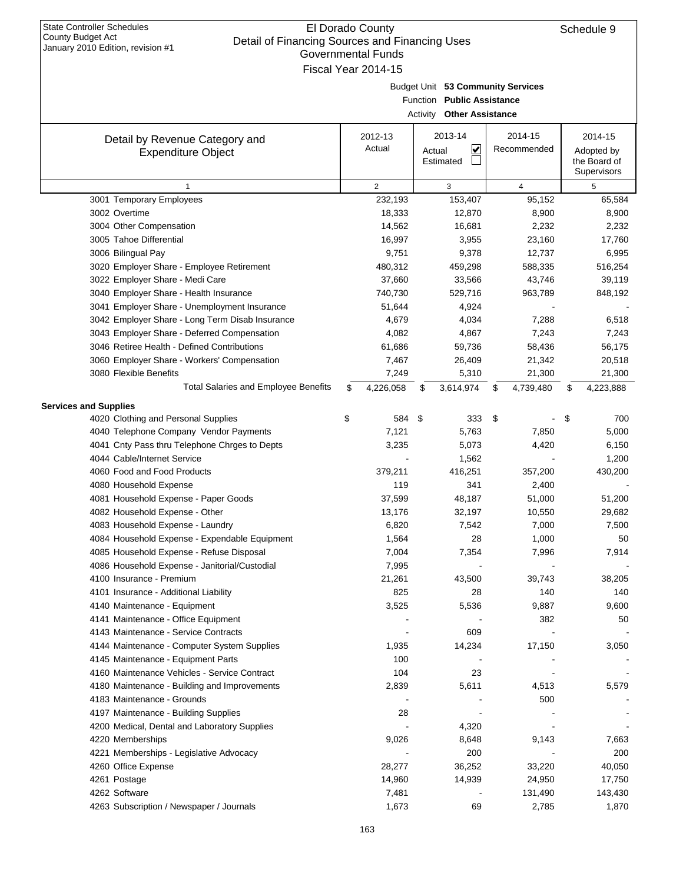State Controller Schedules
County Budget Act
January 2010 Edition, revision #1

# El Dorado County
## Detail of Financing Sources and Financing Uses
### Governmental Funds
### Fiscal Year 2014-15

Schedule 9

Budget Unit **53 Community Services**
Function **Public Assistance**
Activity **Other Assistance**

| Detail by Revenue Category and Expenditure Object | 2012-13 Actual | 2013-14 Actual ☑ Estimated ☐ | 2014-15 Recommended | 2014-15 Adopted by the Board of Supervisors |
|---|---|---|---|---|
| 1 | 2 | 3 | 4 | 5 |
| 3001 Temporary Employees | 232,193 | 153,407 | 95,152 | 65,584 |
| 3002 Overtime | 18,333 | 12,870 | 8,900 | 8,900 |
| 3004 Other Compensation | 14,562 | 16,681 | 2,232 | 2,232 |
| 3005 Tahoe Differential | 16,997 | 3,955 | 23,160 | 17,760 |
| 3006 Bilingual Pay | 9,751 | 9,378 | 12,737 | 6,995 |
| 3020 Employer Share - Employee Retirement | 480,312 | 459,298 | 588,335 | 516,254 |
| 3022 Employer Share - Medi Care | 37,660 | 33,566 | 43,746 | 39,119 |
| 3040 Employer Share - Health Insurance | 740,730 | 529,716 | 963,789 | 848,192 |
| 3041 Employer Share - Unemployment Insurance | 51,644 | 4,924 | - | - |
| 3042 Employer Share - Long Term Disab Insurance | 4,679 | 4,034 | 7,288 | 6,518 |
| 3043 Employer Share - Deferred Compensation | 4,082 | 4,867 | 7,243 | 7,243 |
| 3046 Retiree Health - Defined Contributions | 61,686 | 59,736 | 58,436 | 56,175 |
| 3060 Employer Share - Workers' Compensation | 7,467 | 26,409 | 21,342 | 20,518 |
| 3080 Flexible Benefits | 7,249 | 5,310 | 21,300 | 21,300 |
| Total Salaries and Employee Benefits | $ 4,226,058 | $ 3,614,974 | $ 4,739,480 | $ 4,223,888 |
| **Services and Supplies** | | | | |
| 4020 Clothing and Personal Supplies | $ 584 | $ 333 | $ - | $ 700 |
| 4040 Telephone Company Vendor Payments | 7,121 | 5,763 | 7,850 | 5,000 |
| 4041 Cnty Pass thru Telephone Chrges to Depts | 3,235 | 5,073 | 4,420 | 6,150 |
| 4044 Cable/Internet Service | - | 1,562 | - | 1,200 |
| 4060 Food and Food Products | 379,211 | 416,251 | 357,200 | 430,200 |
| 4080 Household Expense | 119 | 341 | 2,400 | - |
| 4081 Household Expense - Paper Goods | 37,599 | 48,187 | 51,000 | 51,200 |
| 4082 Household Expense - Other | 13,176 | 32,197 | 10,550 | 29,682 |
| 4083 Household Expense - Laundry | 6,820 | 7,542 | 7,000 | 7,500 |
| 4084 Household Expense - Expendable Equipment | 1,564 | 28 | 1,000 | 50 |
| 4085 Household Expense - Refuse Disposal | 7,004 | 7,354 | 7,996 | 7,914 |
| 4086 Household Expense - Janitorial/Custodial | 7,995 | - | - | - |
| 4100 Insurance - Premium | 21,261 | 43,500 | 39,743 | 38,205 |
| 4101 Insurance - Additional Liability | 825 | 28 | 140 | 140 |
| 4140 Maintenance - Equipment | 3,525 | 5,536 | 9,887 | 9,600 |
| 4141 Maintenance - Office Equipment | - | - | 382 | 50 |
| 4143 Maintenance - Service Contracts | - | 609 | - | - |
| 4144 Maintenance - Computer System Supplies | 1,935 | 14,234 | 17,150 | 3,050 |
| 4145 Maintenance - Equipment Parts | 100 | - | - | - |
| 4160 Maintenance Vehicles - Service Contract | 104 | 23 | - | - |
| 4180 Maintenance - Building and Improvements | 2,839 | 5,611 | 4,513 | 5,579 |
| 4183 Maintenance - Grounds | - | - | 500 | - |
| 4197 Maintenance - Building Supplies | 28 | - | - | - |
| 4200 Medical, Dental and Laboratory Supplies | - | 4,320 | - | - |
| 4220 Memberships | 9,026 | 8,648 | 9,143 | 7,663 |
| 4221 Memberships - Legislative Advocacy | - | 200 | - | 200 |
| 4260 Office Expense | 28,277 | 36,252 | 33,220 | 40,050 |
| 4261 Postage | 14,960 | 14,939 | 24,950 | 17,750 |
| 4262 Software | 7,481 | - | 131,490 | 143,430 |
| 4263 Subscription / Newspaper / Journals | 1,673 | 69 | 2,785 | 1,870 |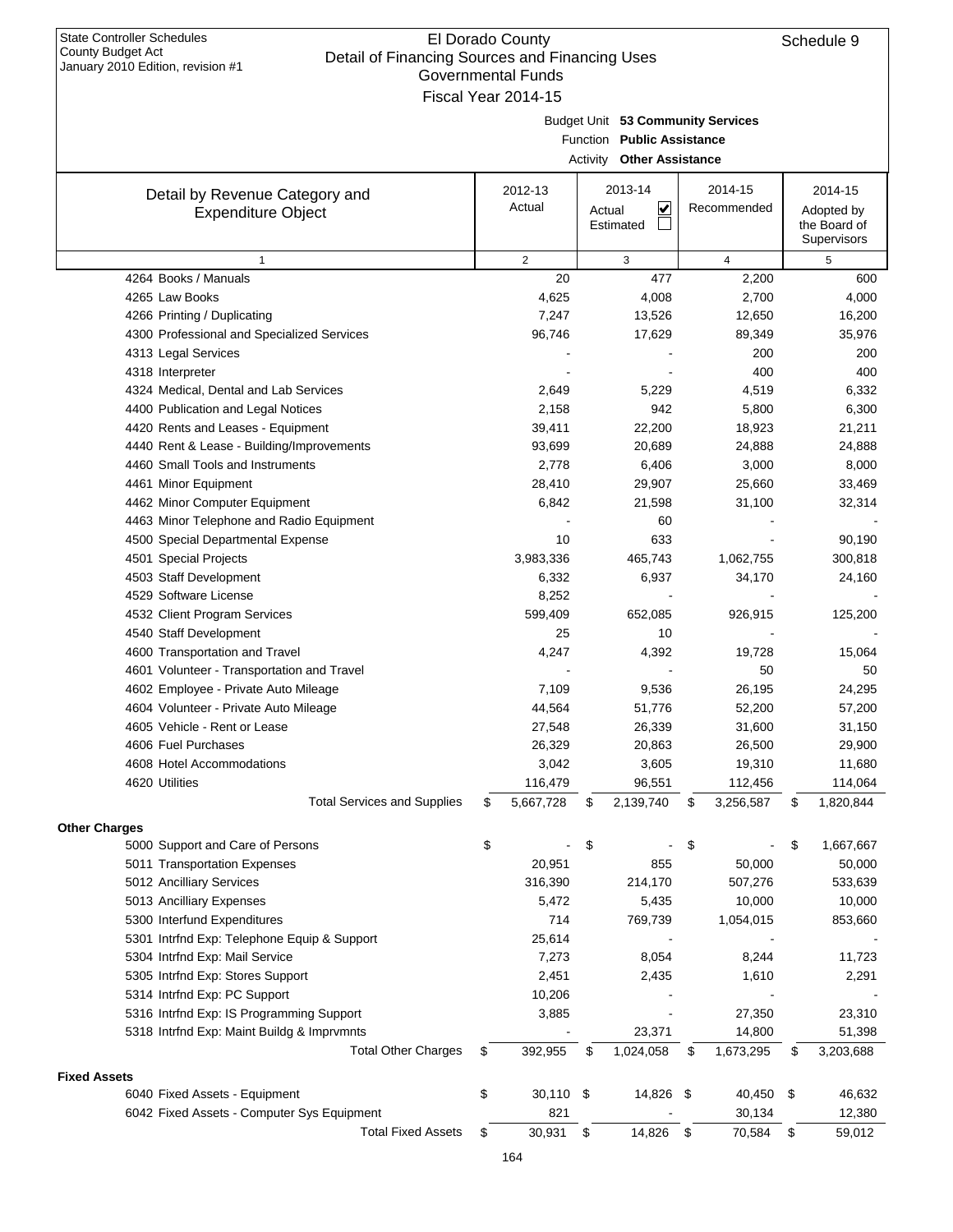State Controller Schedules
County Budget Act
January 2010 Edition, revision #1

# El Dorado County
## Detail of Financing Sources and Financing Uses
### Governmental Funds
### Fiscal Year 2014-15

Schedule 9

Budget Unit **53 Community Services**
Function **Public Assistance**
Activity **Other Assistance**

| Detail by Revenue Category and Expenditure Object | 2012-13 Actual | 2013-14 Actual ☑ Estimated ☐ | 2014-15 Recommended | 2014-15 Adopted by the Board of Supervisors |
|---|---|---|---|---|
| 1 | 2 | 3 | 4 | 5 |
| 4264 Books / Manuals | 20 | 477 | 2,200 | 600 |
| 4265 Law Books | 4,625 | 4,008 | 2,700 | 4,000 |
| 4266 Printing / Duplicating | 7,247 | 13,526 | 12,650 | 16,200 |
| 4300 Professional and Specialized Services | 96,746 | 17,629 | 89,349 | 35,976 |
| 4313 Legal Services | - | - | 200 | 200 |
| 4318 Interpreter | - | - | 400 | 400 |
| 4324 Medical, Dental and Lab Services | 2,649 | 5,229 | 4,519 | 6,332 |
| 4400 Publication and Legal Notices | 2,158 | 942 | 5,800 | 6,300 |
| 4420 Rents and Leases - Equipment | 39,411 | 22,200 | 18,923 | 21,211 |
| 4440 Rent & Lease - Building/Improvements | 93,699 | 20,689 | 24,888 | 24,888 |
| 4460 Small Tools and Instruments | 2,778 | 6,406 | 3,000 | 8,000 |
| 4461 Minor Equipment | 28,410 | 29,907 | 25,660 | 33,469 |
| 4462 Minor Computer Equipment | 6,842 | 21,598 | 31,100 | 32,314 |
| 4463 Minor Telephone and Radio Equipment | - | 60 | - | - |
| 4500 Special Departmental Expense | 10 | 633 | - | 90,190 |
| 4501 Special Projects | 3,983,336 | 465,743 | 1,062,755 | 300,818 |
| 4503 Staff Development | 6,332 | 6,937 | 34,170 | 24,160 |
| 4529 Software License | 8,252 | - | - | - |
| 4532 Client Program Services | 599,409 | 652,085 | 926,915 | 125,200 |
| 4540 Staff Development | 25 | 10 | - | - |
| 4600 Transportation and Travel | 4,247 | 4,392 | 19,728 | 15,064 |
| 4601 Volunteer - Transportation and Travel | - | - | 50 | 50 |
| 4602 Employee - Private Auto Mileage | 7,109 | 9,536 | 26,195 | 24,295 |
| 4604 Volunteer - Private Auto Mileage | 44,564 | 51,776 | 52,200 | 57,200 |
| 4605 Vehicle - Rent or Lease | 27,548 | 26,339 | 31,600 | 31,150 |
| 4606 Fuel Purchases | 26,329 | 20,863 | 26,500 | 29,900 |
| 4608 Hotel Accommodations | 3,042 | 3,605 | 19,310 | 11,680 |
| 4620 Utilities | 116,479 | 96,551 | 112,456 | 114,064 |
| Total Services and Supplies | $ 5,667,728 | $ 2,139,740 | $ 3,256,587 | $ 1,820,844 |
| **Other Charges** | | | | |
| 5000 Support and Care of Persons | $ - | $ - | $ - | $ 1,667,667 |
| 5011 Transportation Expenses | 20,951 | 855 | 50,000 | 50,000 |
| 5012 Ancilliary Services | 316,390 | 214,170 | 507,276 | 533,639 |
| 5013 Ancilliary Expenses | 5,472 | 5,435 | 10,000 | 10,000 |
| 5300 Interfund Expenditures | 714 | 769,739 | 1,054,015 | 853,660 |
| 5301 Intrfnd Exp: Telephone Equip & Support | 25,614 | - | - | - |
| 5304 Intrfnd Exp: Mail Service | 7,273 | 8,054 | 8,244 | 11,723 |
| 5305 Intrfnd Exp: Stores Support | 2,451 | 2,435 | 1,610 | 2,291 |
| 5314 Intrfnd Exp: PC Support | 10,206 | - | - | - |
| 5316 Intrfnd Exp: IS Programming Support | 3,885 | - | 27,350 | 23,310 |
| 5318 Intrfnd Exp: Maint Buildg & Imprvmnts | - | 23,371 | 14,800 | 51,398 |
| Total Other Charges | $ 392,955 | $ 1,024,058 | $ 1,673,295 | $ 3,203,688 |
| **Fixed Assets** | | | | |
| 6040 Fixed Assets - Equipment | $ 30,110 | $ 14,826 | $ 40,450 | $ 46,632 |
| 6042 Fixed Assets - Computer Sys Equipment | 821 | - | 30,134 | 12,380 |
| Total Fixed Assets | $ 30,931 | $ 14,826 | $ 70,584 | $ 59,012 |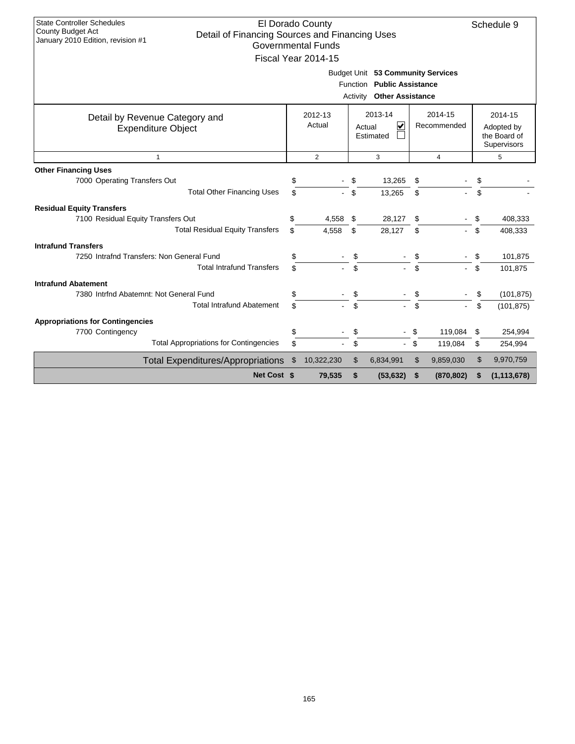State Controller Schedules
County Budget Act
January 2010 Edition, revision #1

# El Dorado County
## Detail of Financing Sources and Financing Uses
## Governmental Funds
## Fiscal Year 2014-15

Schedule 9

Budget Unit **53 Community Services**
Function **Public Assistance**
Activity **Other Assistance**

| Detail by Revenue Category and Expenditure Object | 2012-13 Actual | 2013-14 Actual ☑ Estimated ☐ | 2014-15 Recommended | 2014-15 Adopted by the Board of Supervisors |
|---|---|---|---|---|
| 1 | 2 | 3 | 4 | 5 |
| **Other Financing Uses** | | | | |
| 7000 Operating Transfers Out | $ - | $ 13,265 | $ - | $ - |
| Total Other Financing Uses | $ - | $ 13,265 | $ - | $ - |
| **Residual Equity Transfers** | | | | |
| 7100 Residual Equity Transfers Out | $ 4,558 | $ 28,127 | $ - | $ 408,333 |
| Total Residual Equity Transfers | $ 4,558 | $ 28,127 | $ - | $ 408,333 |
| **Intrafund Transfers** | | | | |
| 7250 Intrafnd Transfers: Non General Fund | $ - | $ - | $ - | $ 101,875 |
| Total Intrafund Transfers | $ - | $ - | $ - | $ 101,875 |
| **Intrafund Abatement** | | | | |
| 7380 Intrfnd Abatemnt: Not General Fund | $ - | $ - | $ - | $ (101,875) |
| Total Intrafund Abatement | $ - | $ - | $ - | $ (101,875) |
| **Appropriations for Contingencies** | | | | |
| 7700 Contingency | $ - | $ - | $ 119,084 | $ 254,994 |
| Total Appropriations for Contingencies | $ - | $ - | $ 119,084 | $ 254,994 |
| Total Expenditures/Appropriations | $ 10,322,230 | $ 6,834,991 | $ 9,859,030 | $ 9,970,759 |
| **Net Cost** | **$ 79,535** | **$ (53,632)** | **$ (870,802)** | **$ (1,113,678)** |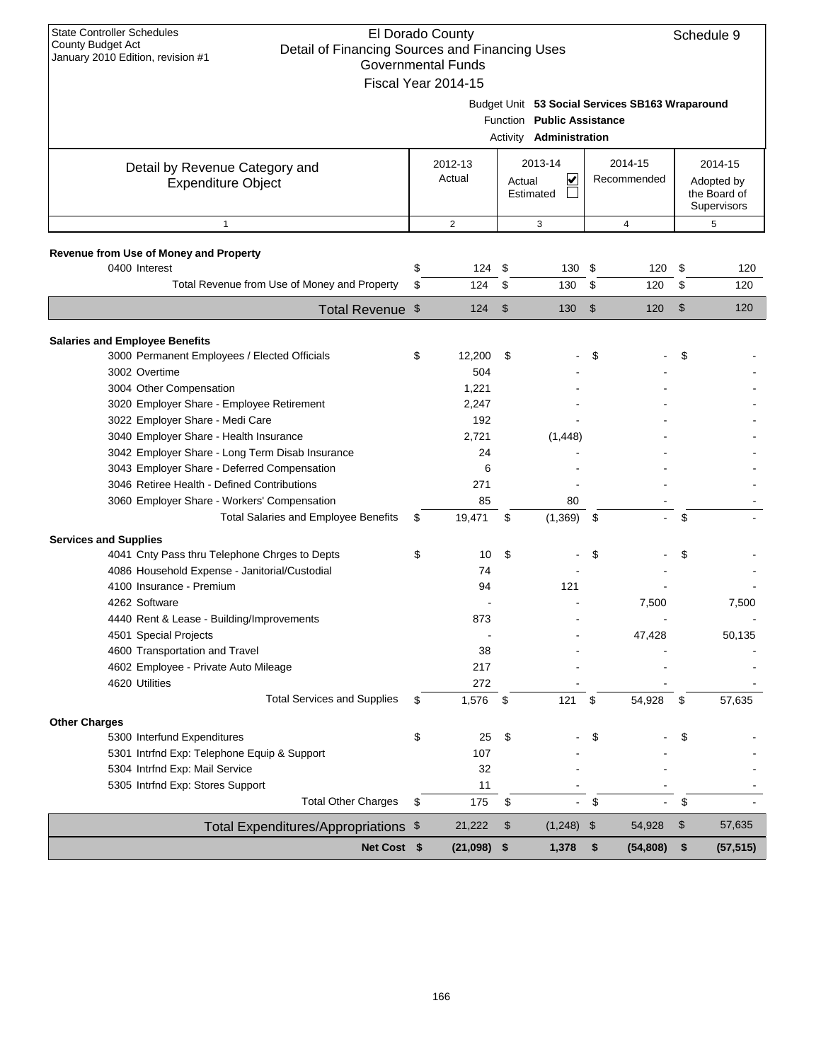State Controller Schedules
County Budget Act
January 2010 Edition, revision #1

# El Dorado County
## Detail of Financing Sources and Financing Uses
### Governmental Funds
### Fiscal Year 2014-15

Schedule 9

Budget Unit **53 Social Services SB163 Wraparound**
Function **Public Assistance**
Activity **Administration**

| Detail by Revenue Category and Expenditure Object | 2012-13 Actual | 2013-14 Actual ☑ Estimated ☐ | 2014-15 Recommended | 2014-15 Adopted by the Board of Supervisors |
|---|---|---|---|---|
| 1 | 2 | 3 | 4 | 5 |
| **Revenue from Use of Money and Property** | | | | |
| 0400 Interest | $ 124 | $ 130 | $ 120 | $ 120 |
| Total Revenue from Use of Money and Property | $ 124 | $ 130 | $ 120 | $ 120 |
| **Total Revenue** | $ 124 | $ 130 | $ 120 | $ 120 |
| **Salaries and Employee Benefits** | | | | |
| 3000 Permanent Employees / Elected Officials | $ 12,200 | $ - | $ - | $ - |
| 3002 Overtime | 504 | - | - | - |
| 3004 Other Compensation | 1,221 | - | - | - |
| 3020 Employer Share - Employee Retirement | 2,247 | - | - | - |
| 3022 Employer Share - Medi Care | 192 | - | - | - |
| 3040 Employer Share - Health Insurance | 2,721 | (1,448) | - | - |
| 3042 Employer Share - Long Term Disab Insurance | 24 | - | - | - |
| 3043 Employer Share - Deferred Compensation | 6 | - | - | - |
| 3046 Retiree Health - Defined Contributions | 271 | - | - | - |
| 3060 Employer Share - Workers' Compensation | 85 | 80 | - | - |
| Total Salaries and Employee Benefits | $ 19,471 | $ (1,369) | $ - | $ - |
| **Services and Supplies** | | | | |
| 4041 Cnty Pass thru Telephone Chrges to Depts | $ 10 | $ - | $ - | $ - |
| 4086 Household Expense - Janitorial/Custodial | 74 | - | - | - |
| 4100 Insurance - Premium | 94 | 121 | - | - |
| 4262 Software | - | - | 7,500 | 7,500 |
| 4440 Rent & Lease - Building/Improvements | 873 | - | - | - |
| 4501 Special Projects | - | - | 47,428 | 50,135 |
| 4600 Transportation and Travel | 38 | - | - | - |
| 4602 Employee - Private Auto Mileage | 217 | - | - | - |
| 4620 Utilities | 272 | - | - | - |
| Total Services and Supplies | $ 1,576 | $ 121 | $ 54,928 | $ 57,635 |
| **Other Charges** | | | | |
| 5300 Interfund Expenditures | $ 25 | $ - | $ - | $ - |
| 5301 Intrfnd Exp: Telephone Equip & Support | 107 | - | - | - |
| 5304 Intrfnd Exp: Mail Service | 32 | - | - | - |
| 5305 Intrfnd Exp: Stores Support | 11 | - | - | - |
| Total Other Charges | $ 175 | $ - | $ - | $ - |
| **Total Expenditures/Appropriations** | $ 21,222 | $ (1,248) | $ 54,928 | $ 57,635 |
| **Net Cost** | **$ (21,098)** | **$ 1,378** | **$ (54,808)** | **$ (57,515)** |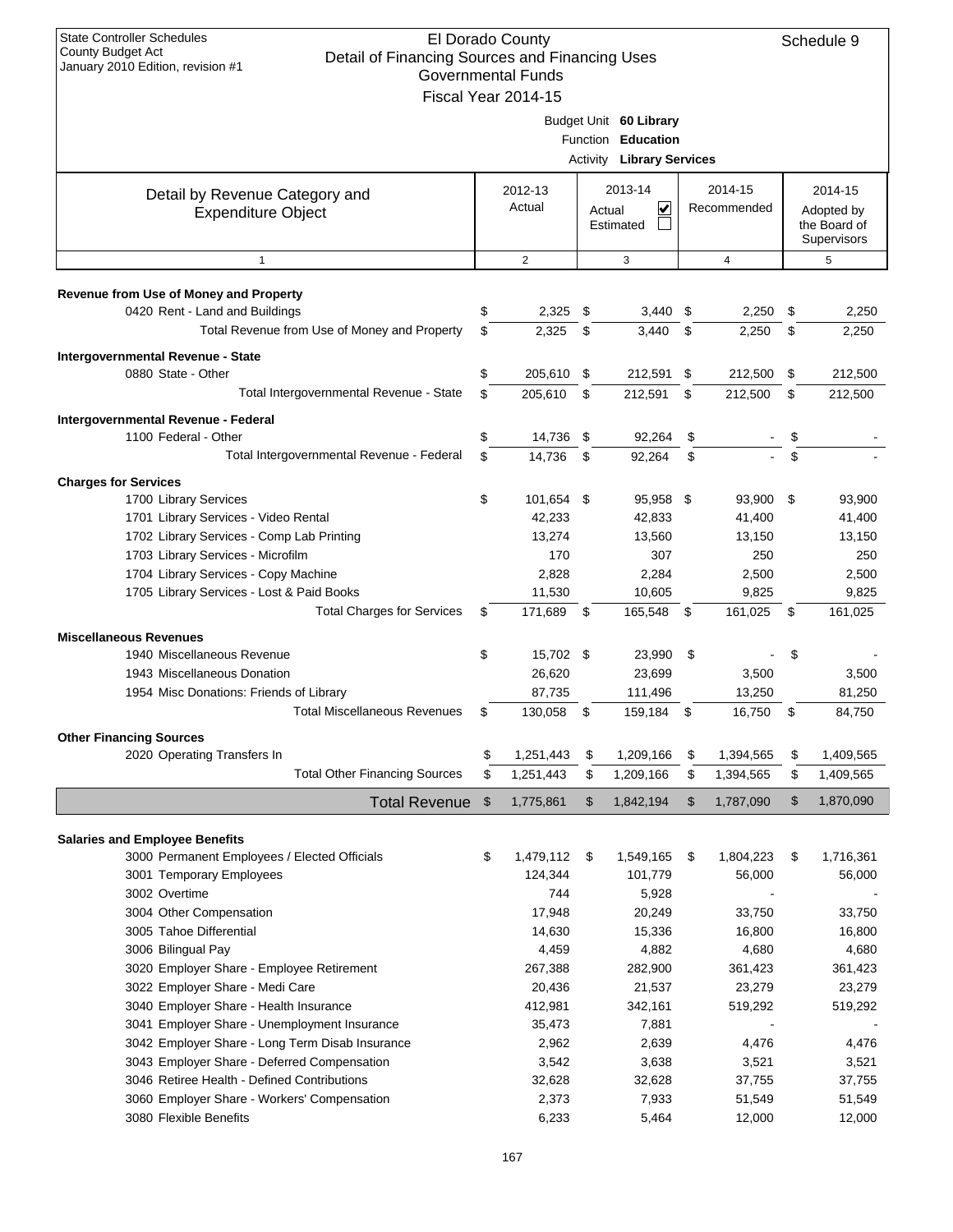State Controller Schedules
County Budget Act
January 2010 Edition, revision #1

# El Dorado County
## Detail of Financing Sources and Financing Uses
### Governmental Funds
### Fiscal Year 2014-15

Schedule 9

Budget Unit **60 Library**
Function **Education**
Activity **Library Services**

| Detail by Revenue Category and Expenditure Object | 2012-13 Actual | 2013-14 Actual ☑ Estimated ☐ | 2014-15 Recommended | 2014-15 Adopted by the Board of Supervisors |
|---|---|---|---|---|
| 1 | 2 | 3 | 4 | 5 |
| **Revenue from Use of Money and Property** | | | | |
| 0420 Rent - Land and Buildings | $ 2,325 | $ 3,440 | $ 2,250 | $ 2,250 |
| Total Revenue from Use of Money and Property | $ 2,325 | $ 3,440 | $ 2,250 | $ 2,250 |
| **Intergovernmental Revenue - State** | | | | |
| 0880 State - Other | $ 205,610 | $ 212,591 | $ 212,500 | $ 212,500 |
| Total Intergovernmental Revenue - State | $ 205,610 | $ 212,591 | $ 212,500 | $ 212,500 |
| **Intergovernmental Revenue - Federal** | | | | |
| 1100 Federal - Other | $ 14,736 | $ 92,264 | $ - | $ - |
| Total Intergovernmental Revenue - Federal | $ 14,736 | $ 92,264 | $ - | $ - |
| **Charges for Services** | | | | |
| 1700 Library Services | $ 101,654 | $ 95,958 | $ 93,900 | $ 93,900 |
| 1701 Library Services - Video Rental | 42,233 | 42,833 | 41,400 | 41,400 |
| 1702 Library Services - Comp Lab Printing | 13,274 | 13,560 | 13,150 | 13,150 |
| 1703 Library Services - Microfilm | 170 | 307 | 250 | 250 |
| 1704 Library Services - Copy Machine | 2,828 | 2,284 | 2,500 | 2,500 |
| 1705 Library Services - Lost & Paid Books | 11,530 | 10,605 | 9,825 | 9,825 |
| Total Charges for Services | $ 171,689 | $ 165,548 | $ 161,025 | $ 161,025 |
| **Miscellaneous Revenues** | | | | |
| 1940 Miscellaneous Revenue | $ 15,702 | $ 23,990 | $ - | $ - |
| 1943 Miscellaneous Donation | 26,620 | 23,699 | 3,500 | 3,500 |
| 1954 Misc Donations: Friends of Library | 87,735 | 111,496 | 13,250 | 81,250 |
| Total Miscellaneous Revenues | $ 130,058 | $ 159,184 | $ 16,750 | $ 84,750 |
| **Other Financing Sources** | | | | |
| 2020 Operating Transfers In | $ 1,251,443 | $ 1,209,166 | $ 1,394,565 | $ 1,409,565 |
| Total Other Financing Sources | $ 1,251,443 | $ 1,209,166 | $ 1,394,565 | $ 1,409,565 |
| **Total Revenue** | $ 1,775,861 | $ 1,842,194 | $ 1,787,090 | $ 1,870,090 |
| **Salaries and Employee Benefits** | | | | |
| 3000 Permanent Employees / Elected Officials | $ 1,479,112 | $ 1,549,165 | $ 1,804,223 | $ 1,716,361 |
| 3001 Temporary Employees | 124,344 | 101,779 | 56,000 | 56,000 |
| 3002 Overtime | 744 | 5,928 | - | - |
| 3004 Other Compensation | 17,948 | 20,249 | 33,750 | 33,750 |
| 3005 Tahoe Differential | 14,630 | 15,336 | 16,800 | 16,800 |
| 3006 Bilingual Pay | 4,459 | 4,882 | 4,680 | 4,680 |
| 3020 Employer Share - Employee Retirement | 267,388 | 282,900 | 361,423 | 361,423 |
| 3022 Employer Share - Medi Care | 20,436 | 21,537 | 23,279 | 23,279 |
| 3040 Employer Share - Health Insurance | 412,981 | 342,161 | 519,292 | 519,292 |
| 3041 Employer Share - Unemployment Insurance | 35,473 | 7,881 | - | - |
| 3042 Employer Share - Long Term Disab Insurance | 2,962 | 2,639 | 4,476 | 4,476 |
| 3043 Employer Share - Deferred Compensation | 3,542 | 3,638 | 3,521 | 3,521 |
| 3046 Retiree Health - Defined Contributions | 32,628 | 32,628 | 37,755 | 37,755 |
| 3060 Employer Share - Workers' Compensation | 2,373 | 7,933 | 51,549 | 51,549 |
| 3080 Flexible Benefits | 6,233 | 5,464 | 12,000 | 12,000 |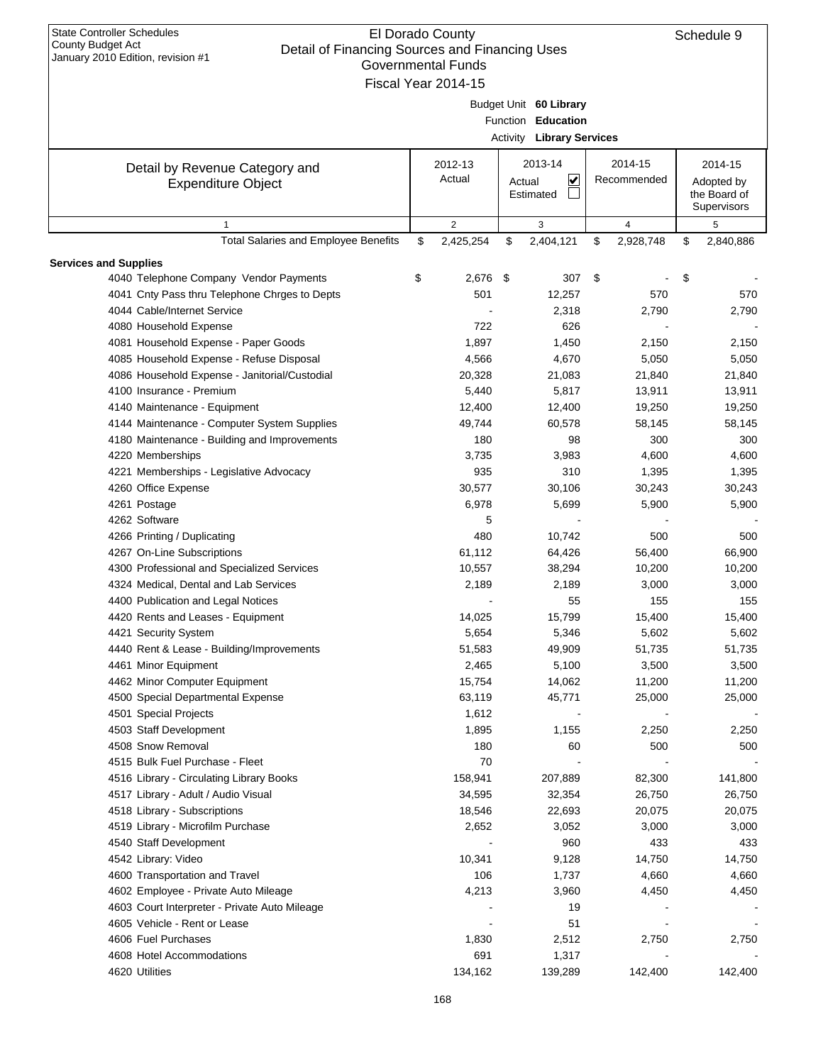State Controller Schedules
County Budget Act
January 2010 Edition, revision #1

# El Dorado County
## Detail of Financing Sources and Financing Uses
### Governmental Funds
### Fiscal Year 2014-15

Schedule 9

Budget Unit **60 Library**
Function **Education**
Activity **Library Services**

| Detail by Revenue Category and Expenditure Object | 2012-13 Actual | 2013-14 Actual ☑ Estimated ☐ | 2014-15 Recommended | 2014-15 Adopted by the Board of Supervisors |
|---|---|---|---|---|
| 1 | 2 | 3 | 4 | 5 |
| Total Salaries and Employee Benefits | $ 2,425,254 | $ 2,404,121 | $ 2,928,748 | $ 2,840,886 |
| **Services and Supplies** | | | | |
| 4040 Telephone Company Vendor Payments | $ 2,676 | $ 307 | $ - | $ - |
| 4041 Cnty Pass thru Telephone Chrges to Depts | 501 | 12,257 | 570 | 570 |
| 4044 Cable/Internet Service | - | 2,318 | 2,790 | 2,790 |
| 4080 Household Expense | 722 | 626 | - | - |
| 4081 Household Expense - Paper Goods | 1,897 | 1,450 | 2,150 | 2,150 |
| 4085 Household Expense - Refuse Disposal | 4,566 | 4,670 | 5,050 | 5,050 |
| 4086 Household Expense - Janitorial/Custodial | 20,328 | 21,083 | 21,840 | 21,840 |
| 4100 Insurance - Premium | 5,440 | 5,817 | 13,911 | 13,911 |
| 4140 Maintenance - Equipment | 12,400 | 12,400 | 19,250 | 19,250 |
| 4144 Maintenance - Computer System Supplies | 49,744 | 60,578 | 58,145 | 58,145 |
| 4180 Maintenance - Building and Improvements | 180 | 98 | 300 | 300 |
| 4220 Memberships | 3,735 | 3,983 | 4,600 | 4,600 |
| 4221 Memberships - Legislative Advocacy | 935 | 310 | 1,395 | 1,395 |
| 4260 Office Expense | 30,577 | 30,106 | 30,243 | 30,243 |
| 4261 Postage | 6,978 | 5,699 | 5,900 | 5,900 |
| 4262 Software | 5 | - | - | - |
| 4266 Printing / Duplicating | 480 | 10,742 | 500 | 500 |
| 4267 On-Line Subscriptions | 61,112 | 64,426 | 56,400 | 66,900 |
| 4300 Professional and Specialized Services | 10,557 | 38,294 | 10,200 | 10,200 |
| 4324 Medical, Dental and Lab Services | 2,189 | 2,189 | 3,000 | 3,000 |
| 4400 Publication and Legal Notices | - | 55 | 155 | 155 |
| 4420 Rents and Leases - Equipment | 14,025 | 15,799 | 15,400 | 15,400 |
| 4421 Security System | 5,654 | 5,346 | 5,602 | 5,602 |
| 4440 Rent & Lease - Building/Improvements | 51,583 | 49,909 | 51,735 | 51,735 |
| 4461 Minor Equipment | 2,465 | 5,100 | 3,500 | 3,500 |
| 4462 Minor Computer Equipment | 15,754 | 14,062 | 11,200 | 11,200 |
| 4500 Special Departmental Expense | 63,119 | 45,771 | 25,000 | 25,000 |
| 4501 Special Projects | 1,612 | - | - | - |
| 4503 Staff Development | 1,895 | 1,155 | 2,250 | 2,250 |
| 4508 Snow Removal | 180 | 60 | 500 | 500 |
| 4515 Bulk Fuel Purchase - Fleet | 70 | - | - | - |
| 4516 Library - Circulating Library Books | 158,941 | 207,889 | 82,300 | 141,800 |
| 4517 Library - Adult / Audio Visual | 34,595 | 32,354 | 26,750 | 26,750 |
| 4518 Library - Subscriptions | 18,546 | 22,693 | 20,075 | 20,075 |
| 4519 Library - Microfilm Purchase | 2,652 | 3,052 | 3,000 | 3,000 |
| 4540 Staff Development | - | 960 | 433 | 433 |
| 4542 Library: Video | 10,341 | 9,128 | 14,750 | 14,750 |
| 4600 Transportation and Travel | 106 | 1,737 | 4,660 | 4,660 |
| 4602 Employee - Private Auto Mileage | 4,213 | 3,960 | 4,450 | 4,450 |
| 4603 Court Interpreter - Private Auto Mileage | - | 19 | - | - |
| 4605 Vehicle - Rent or Lease | - | 51 | - | - |
| 4606 Fuel Purchases | 1,830 | 2,512 | 2,750 | 2,750 |
| 4608 Hotel Accommodations | 691 | 1,317 | - | - |
| 4620 Utilities | 134,162 | 139,289 | 142,400 | 142,400 |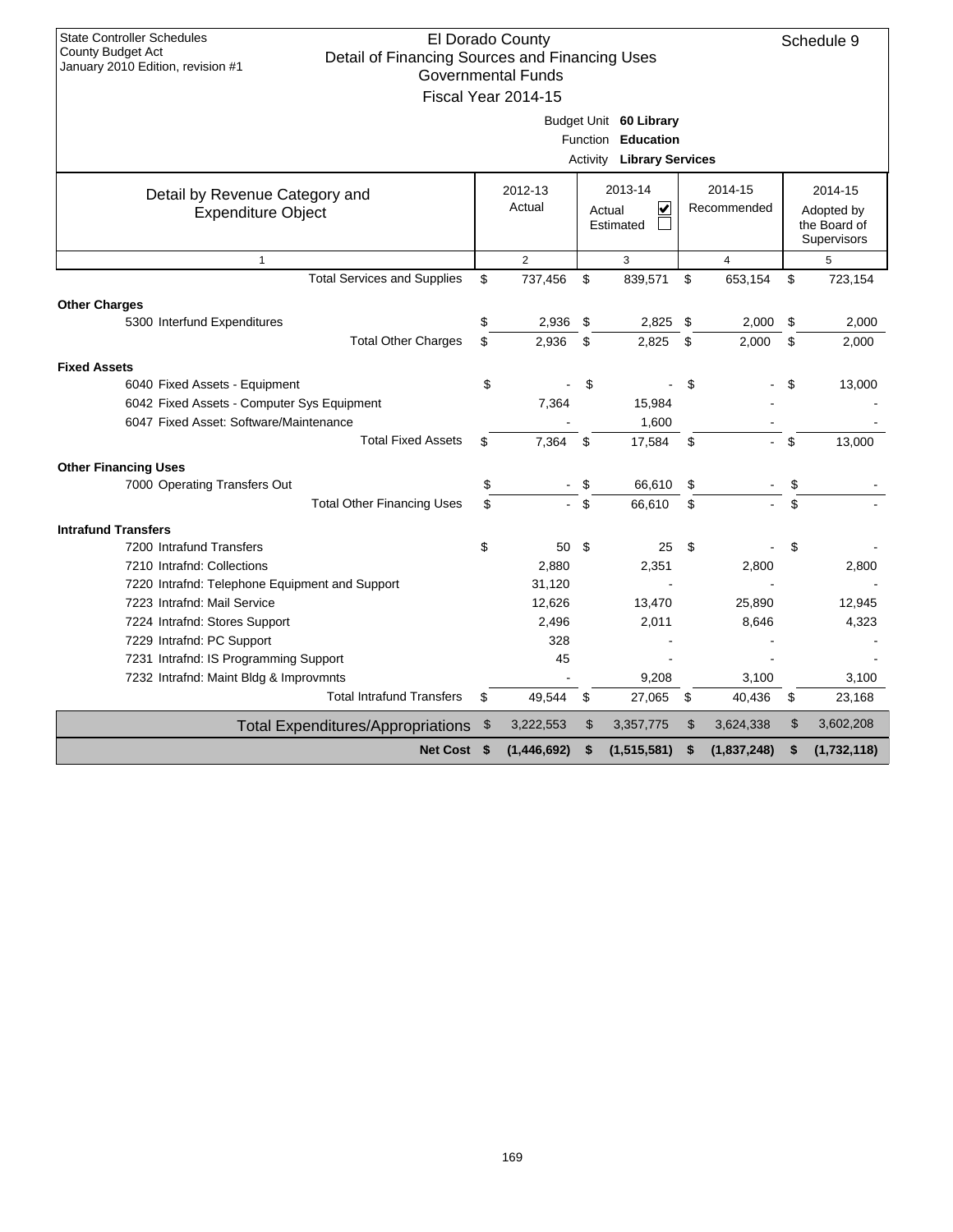State Controller Schedules
County Budget Act
January 2010 Edition, revision #1

# El Dorado County
## Detail of Financing Sources and Financing Uses
### Governmental Funds
### Fiscal Year 2014-15

Schedule 9

Budget Unit **60 Library**
Function **Education**
Activity **Library Services**

| Detail by Revenue Category and Expenditure Object | 2012-13 Actual | 2013-14 Actual ☑ Estimated ☐ | 2014-15 Recommended | 2014-15 Adopted by the Board of Supervisors |
|---|---|---|---|---|
| 1 | 2 | 3 | 4 | 5 |
| Total Services and Supplies | $ 737,456 | $ 839,571 | $ 653,154 | $ 723,154 |
| **Other Charges** | | | | |
| 5300 Interfund Expenditures | $ 2,936 | $ 2,825 | $ 2,000 | $ 2,000 |
| Total Other Charges | $ 2,936 | $ 2,825 | $ 2,000 | $ 2,000 |
| **Fixed Assets** | | | | |
| 6040 Fixed Assets - Equipment | $ - | $ - | $ - | $ 13,000 |
| 6042 Fixed Assets - Computer Sys Equipment | 7,364 | 15,984 | - | - |
| 6047 Fixed Asset: Software/Maintenance | - | 1,600 | - | - |
| Total Fixed Assets | $ 7,364 | $ 17,584 | $ - | $ 13,000 |
| **Other Financing Uses** | | | | |
| 7000 Operating Transfers Out | $ - | $ 66,610 | $ - | $ - |
| Total Other Financing Uses | $ - | $ 66,610 | $ - | $ - |
| **Intrafund Transfers** | | | | |
| 7200 Intrafund Transfers | $ 50 | $ 25 | $ - | $ - |
| 7210 Intrafnd: Collections | 2,880 | 2,351 | 2,800 | 2,800 |
| 7220 Intrafnd: Telephone Equipment and Support | 31,120 | - | - | - |
| 7223 Intrafnd: Mail Service | 12,626 | 13,470 | 25,890 | 12,945 |
| 7224 Intrafnd: Stores Support | 2,496 | 2,011 | 8,646 | 4,323 |
| 7229 Intrafnd: PC Support | 328 | - | - | - |
| 7231 Intrafnd: IS Programming Support | 45 | - | - | - |
| 7232 Intrafnd: Maint Bldg & Improvmnts | - | 9,208 | 3,100 | 3,100 |
| Total Intrafund Transfers | $ 49,544 | $ 27,065 | $ 40,436 | $ 23,168 |
| Total Expenditures/Appropriations | $ 3,222,553 | $ 3,357,775 | $ 3,624,338 | $ 3,602,208 |
| **Net Cost** | **$ (1,446,692)** | **$ (1,515,581)** | **$ (1,837,248)** | **$ (1,732,118)** |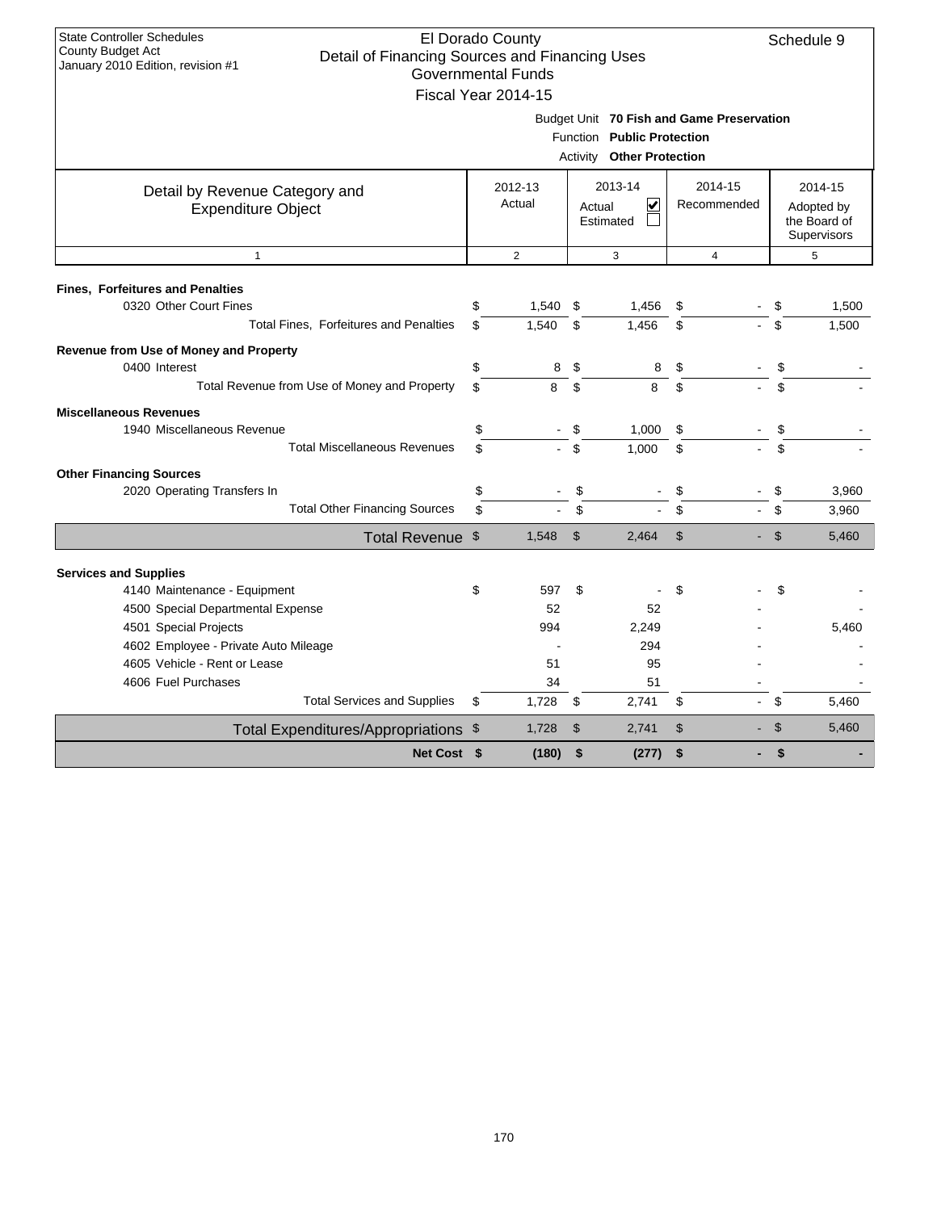State Controller Schedules
County Budget Act
January 2010 Edition, revision #1

# El Dorado County
## Detail of Financing Sources and Financing Uses
### Governmental Funds
### Fiscal Year 2014-15

Schedule 9

Budget Unit **70 Fish and Game Preservation**
Function **Public Protection**
Activity **Other Protection**

| Detail by Revenue Category and Expenditure Object | 2012-13 Actual | 2013-14 Actual ☑ Estimated ☐ | 2014-15 Recommended | 2014-15 Adopted by the Board of Supervisors |
|---|---|---|---|---|
| 1 | 2 | 3 | 4 | 5 |
| **Fines, Forfeitures and Penalties** | | | | |
| 0320 Other Court Fines | $ 1,540 | $ 1,456 | $ - | $ 1,500 |
| Total Fines, Forfeitures and Penalties | $ 1,540 | $ 1,456 | $ - | $ 1,500 |
| **Revenue from Use of Money and Property** | | | | |
| 0400 Interest | $ 8 | $ 8 | $ - | $ - |
| Total Revenue from Use of Money and Property | $ 8 | $ 8 | $ - | $ - |
| **Miscellaneous Revenues** | | | | |
| 1940 Miscellaneous Revenue | $ - | $ 1,000 | $ - | $ - |
| Total Miscellaneous Revenues | $ - | $ 1,000 | $ - | $ - |
| **Other Financing Sources** | | | | |
| 2020 Operating Transfers In | $ - | $ - | $ - | $ 3,960 |
| Total Other Financing Sources | $ - | $ - | $ - | $ 3,960 |
| Total Revenue | $ 1,548 | $ 2,464 | $ - | $ 5,460 |
| **Services and Supplies** | | | | |
| 4140 Maintenance - Equipment | $ 597 | $ - | $ - | $ - |
| 4500 Special Departmental Expense | 52 | 52 | - | - |
| 4501 Special Projects | 994 | 2,249 | - | 5,460 |
| 4602 Employee - Private Auto Mileage | - | 294 | - | - |
| 4605 Vehicle - Rent or Lease | 51 | 95 | - | - |
| 4606 Fuel Purchases | 34 | 51 | - | - |
| Total Services and Supplies | $ 1,728 | $ 2,741 | $ - | $ 5,460 |
| Total Expenditures/Appropriations | $ 1,728 | $ 2,741 | $ - | $ 5,460 |
| **Net Cost** | **$ (180)** | **$ (277)** | **$ -** | **$ -** |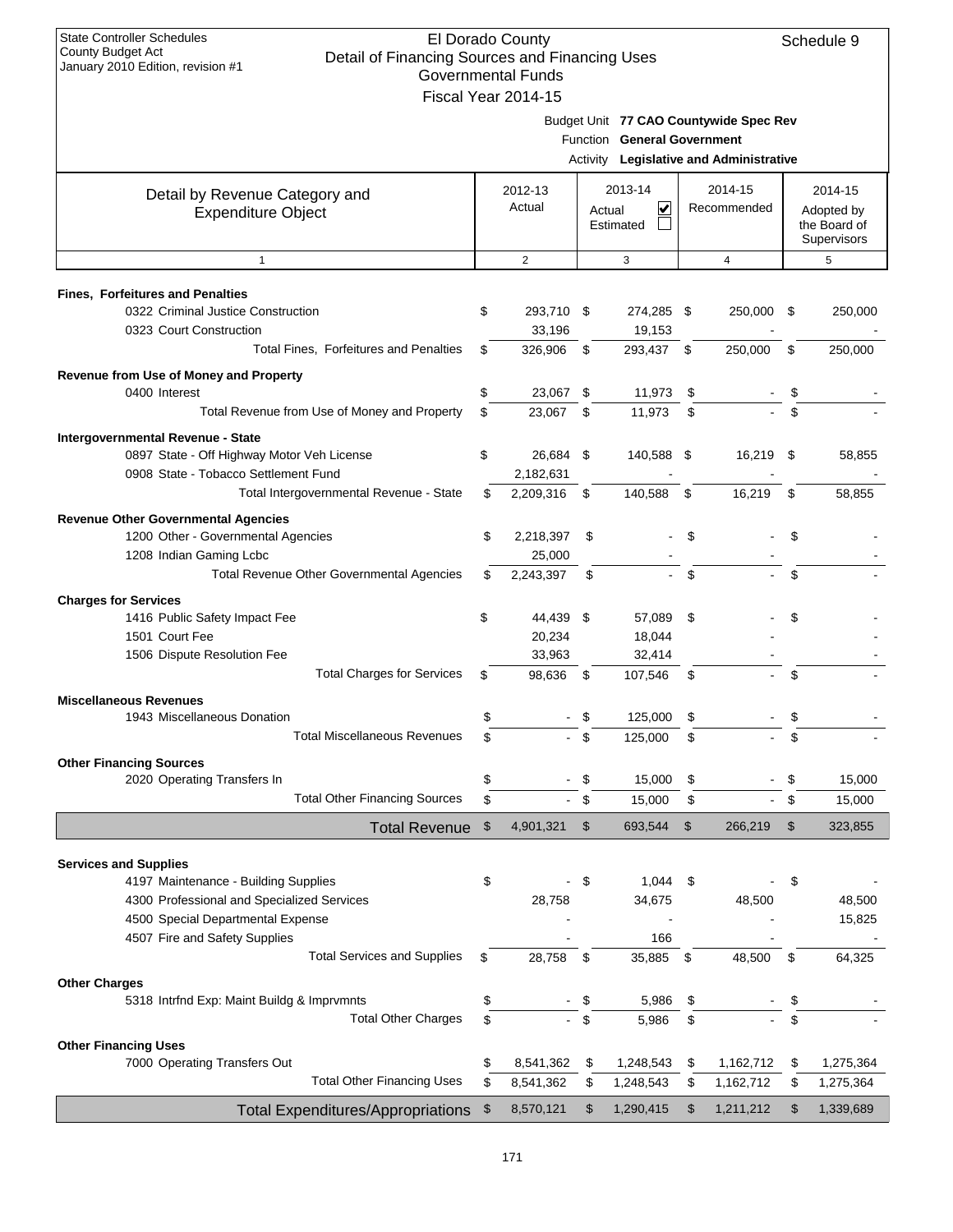State Controller Schedules
County Budget Act
January 2010 Edition, revision #1

# El Dorado County
## Detail of Financing Sources and Financing Uses
### Governmental Funds
### Fiscal Year 2014-15

Schedule 9

Budget Unit **77 CAO Countywide Spec Rev**
Function **General Government**
Activity **Legislative and Administrative**

| Detail by Revenue Category and Expenditure Object | 2012-13 Actual | 2013-14 Actual ☑ Estimated ☐ | 2014-15 Recommended | 2014-15 Adopted by the Board of Supervisors |
|---|---|---|---|---|
| 1 | 2 | 3 | 4 | 5 |
| **Fines, Forfeitures and Penalties** | | | | |
| 0322 Criminal Justice Construction | $ 293,710 | $ 274,285 | $ 250,000 | $ 250,000 |
| 0323 Court Construction | 33,196 | 19,153 | - | - |
| Total Fines, Forfeitures and Penalties | $ 326,906 | $ 293,437 | $ 250,000 | $ 250,000 |
| **Revenue from Use of Money and Property** | | | | |
| 0400 Interest | $ 23,067 | $ 11,973 | $ - | $ - |
| Total Revenue from Use of Money and Property | $ 23,067 | $ 11,973 | $ - | $ - |
| **Intergovernmental Revenue - State** | | | | |
| 0897 State - Off Highway Motor Veh License | $ 26,684 | $ 140,588 | $ 16,219 | $ 58,855 |
| 0908 State - Tobacco Settlement Fund | 2,182,631 | - | - | - |
| Total Intergovernmental Revenue - State | $ 2,209,316 | $ 140,588 | $ 16,219 | $ 58,855 |
| **Revenue Other Governmental Agencies** | | | | |
| 1200 Other - Governmental Agencies | $ 2,218,397 | $ - | $ - | $ - |
| 1208 Indian Gaming Lcbc | 25,000 | - | - | - |
| Total Revenue Other Governmental Agencies | $ 2,243,397 | $ - | $ - | $ - |
| **Charges for Services** | | | | |
| 1416 Public Safety Impact Fee | $ 44,439 | $ 57,089 | $ - | $ - |
| 1501 Court Fee | 20,234 | 18,044 | - | - |
| 1506 Dispute Resolution Fee | 33,963 | 32,414 | - | - |
| Total Charges for Services | $ 98,636 | $ 107,546 | $ - | $ - |
| **Miscellaneous Revenues** | | | | |
| 1943 Miscellaneous Donation | $ - | $ 125,000 | $ - | $ - |
| Total Miscellaneous Revenues | $ - | $ 125,000 | $ - | $ - |
| **Other Financing Sources** | | | | |
| 2020 Operating Transfers In | $ - | $ 15,000 | $ - | $ 15,000 |
| Total Other Financing Sources | $ - | $ 15,000 | $ - | $ 15,000 |
| **Total Revenue** | $ 4,901,321 | $ 693,544 | $ 266,219 | $ 323,855 |
| **Services and Supplies** | | | | |
| 4197 Maintenance - Building Supplies | $ - | $ 1,044 | $ - | $ - |
| 4300 Professional and Specialized Services | 28,758 | 34,675 | 48,500 | 48,500 |
| 4500 Special Departmental Expense | - | - | - | 15,825 |
| 4507 Fire and Safety Supplies | - | 166 | - | - |
| Total Services and Supplies | $ 28,758 | $ 35,885 | $ 48,500 | $ 64,325 |
| **Other Charges** | | | | |
| 5318 Intrfnd Exp: Maint Buildg & Imprvmnts | $ - | $ 5,986 | $ - | $ - |
| Total Other Charges | $ - | $ 5,986 | $ - | $ - |
| **Other Financing Uses** | | | | |
| 7000 Operating Transfers Out | $ 8,541,362 | $ 1,248,543 | $ 1,162,712 | $ 1,275,364 |
| Total Other Financing Uses | $ 8,541,362 | $ 1,248,543 | $ 1,162,712 | $ 1,275,364 |
| **Total Expenditures/Appropriations** | $ 8,570,121 | $ 1,290,415 | $ 1,211,212 | $ 1,339,689 |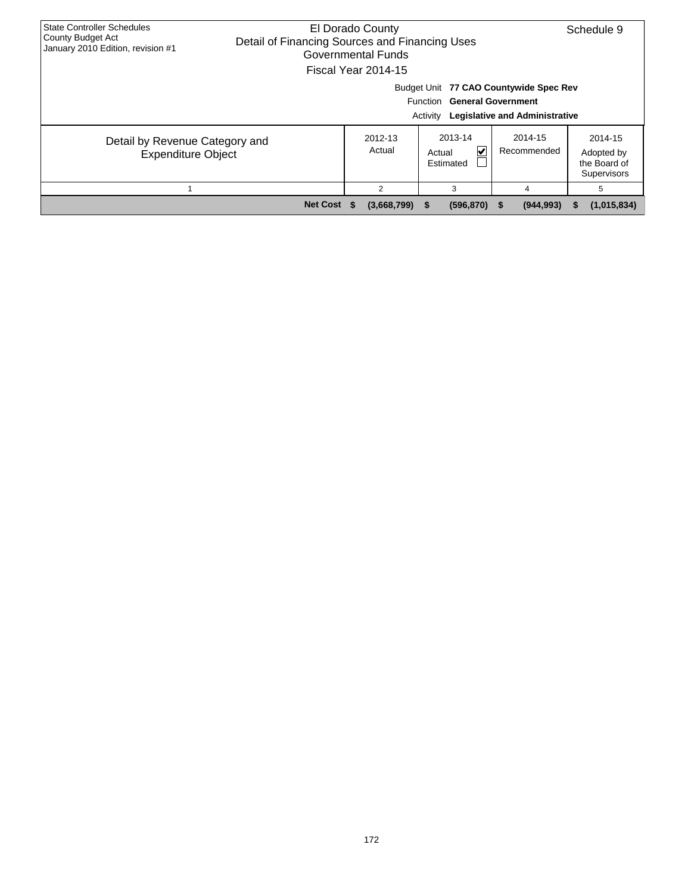State Controller Schedules
County Budget Act
January 2010 Edition, revision #1

# El Dorado County
## Detail of Financing Sources and Financing Uses
## Governmental Funds
## Fiscal Year 2014-15

Schedule 9

Budget Unit **77 CAO Countywide Spec Rev**
Function **General Government**
Activity **Legislative and Administrative**

| Detail by Revenue Category and Expenditure Object | 2012-13 Actual | 2013-14 Actual ☑ Estimated ☐ | 2014-15 Recommended | 2014-15 Adopted by the Board of Supervisors |
|---|---|---|---|---|
| 1 | 2 | 3 | 4 | 5 |
| **Net Cost** | **$ (3,668,799)** | **$ (596,870)** | **$ (944,993)** | **$ (1,015,834)** |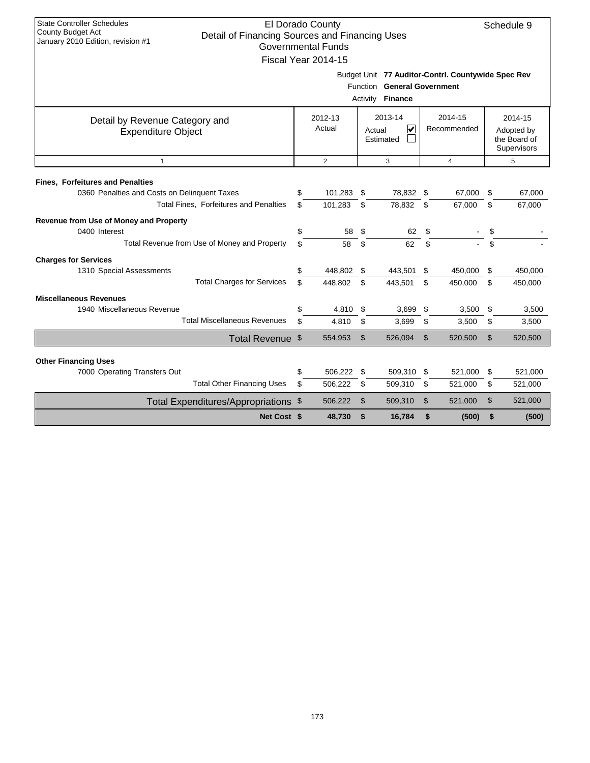State Controller Schedules
County Budget Act
January 2010 Edition, revision #1

# El Dorado County
## Detail of Financing Sources and Financing Uses
### Governmental Funds
### Fiscal Year 2014-15

Schedule 9

Budget Unit **77 Auditor-Contrl. Countywide Spec Rev**
Function **General Government**
Activity **Finance**

| Detail by Revenue Category and Expenditure Object | 2012-13 Actual | 2013-14 Actual ☑ Estimated ☐ | 2014-15 Recommended | 2014-15 Adopted by the Board of Supervisors |
|---|---|---|---|---|
| 1 | 2 | 3 | 4 | 5 |
| **Fines, Forfeitures and Penalties** | | | | |
| 0360 Penalties and Costs on Delinquent Taxes | $ 101,283 | $ 78,832 | $ 67,000 | $ 67,000 |
| Total Fines, Forfeitures and Penalties | $ 101,283 | $ 78,832 | $ 67,000 | $ 67,000 |
| **Revenue from Use of Money and Property** | | | | |
| 0400 Interest | $ 58 | $ 62 | $ - | $ - |
| Total Revenue from Use of Money and Property | $ 58 | $ 62 | $ - | $ - |
| **Charges for Services** | | | | |
| 1310 Special Assessments | $ 448,802 | $ 443,501 | $ 450,000 | $ 450,000 |
| Total Charges for Services | $ 448,802 | $ 443,501 | $ 450,000 | $ 450,000 |
| **Miscellaneous Revenues** | | | | |
| 1940 Miscellaneous Revenue | $ 4,810 | $ 3,699 | $ 3,500 | $ 3,500 |
| Total Miscellaneous Revenues | $ 4,810 | $ 3,699 | $ 3,500 | $ 3,500 |
| Total Revenue | $ 554,953 | $ 526,094 | $ 520,500 | $ 520,500 |
| **Other Financing Uses** | | | | |
| 7000 Operating Transfers Out | $ 506,222 | $ 509,310 | $ 521,000 | $ 521,000 |
| Total Other Financing Uses | $ 506,222 | $ 509,310 | $ 521,000 | $ 521,000 |
| Total Expenditures/Appropriations | $ 506,222 | $ 509,310 | $ 521,000 | $ 521,000 |
| **Net Cost** | **$ 48,730** | **$ 16,784** | **$ (500)** | **$ (500)** |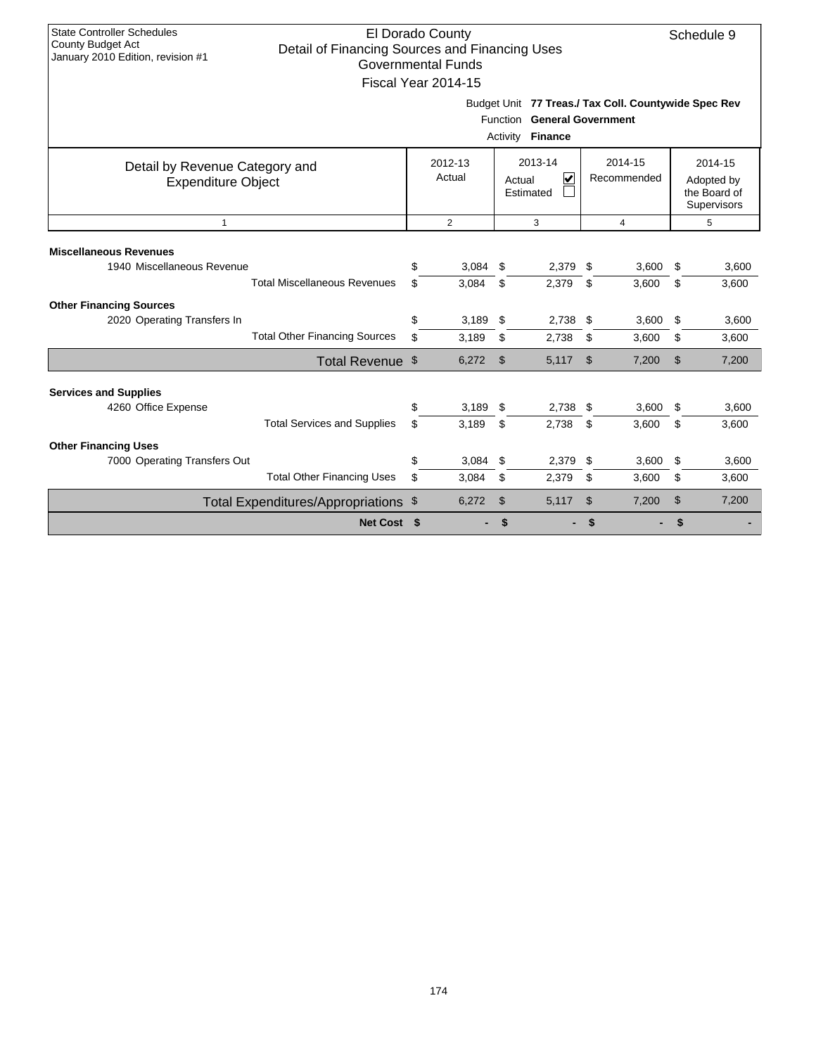State Controller Schedules
County Budget Act
January 2010 Edition, revision #1

# El Dorado County
## Detail of Financing Sources and Financing Uses
### Governmental Funds
### Fiscal Year 2014-15

Schedule 9

Budget Unit **77 Treas./ Tax Coll. Countywide Spec Rev**
Function **General Government**
Activity **Finance**

| Detail by Revenue Category and Expenditure Object | 2012-13 Actual | 2013-14 Actual ☑ Estimated ☐ | 2014-15 Recommended | 2014-15 Adopted by the Board of Supervisors |
|---|---|---|---|---|
| 1 | 2 | 3 | 4 | 5 |
| **Miscellaneous Revenues** | | | | |
| 1940 Miscellaneous Revenue | $ 3,084 | $ 2,379 | $ 3,600 | $ 3,600 |
| Total Miscellaneous Revenues | $ 3,084 | $ 2,379 | $ 3,600 | $ 3,600 |
| **Other Financing Sources** | | | | |
| 2020 Operating Transfers In | $ 3,189 | $ 2,738 | $ 3,600 | $ 3,600 |
| Total Other Financing Sources | $ 3,189 | $ 2,738 | $ 3,600 | $ 3,600 |
| Total Revenue | $ 6,272 | $ 5,117 | $ 7,200 | $ 7,200 |
| **Services and Supplies** | | | | |
| 4260 Office Expense | $ 3,189 | $ 2,738 | $ 3,600 | $ 3,600 |
| Total Services and Supplies | $ 3,189 | $ 2,738 | $ 3,600 | $ 3,600 |
| **Other Financing Uses** | | | | |
| 7000 Operating Transfers Out | $ 3,084 | $ 2,379 | $ 3,600 | $ 3,600 |
| Total Other Financing Uses | $ 3,084 | $ 2,379 | $ 3,600 | $ 3,600 |
| Total Expenditures/Appropriations | $ 6,272 | $ 5,117 | $ 7,200 | $ 7,200 |
| **Net Cost** | **$ -** | **$ -** | **$ -** | **$ -** |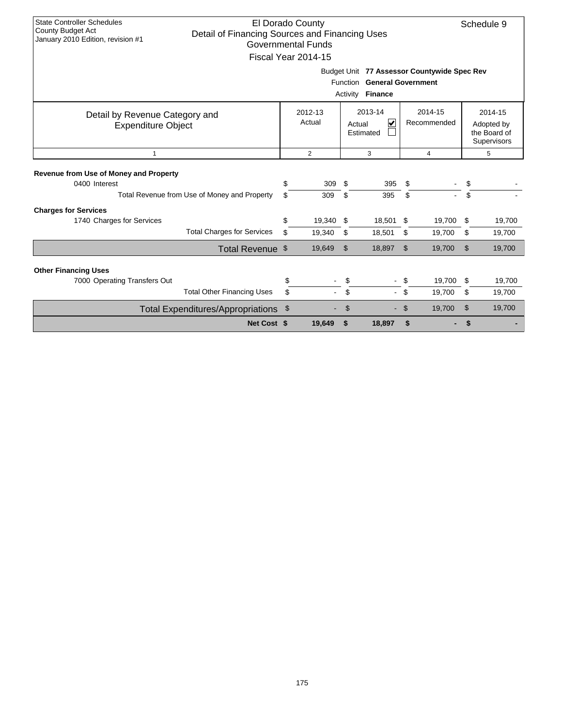State Controller Schedules
County Budget Act
January 2010 Edition, revision #1

# El Dorado County
## Detail of Financing Sources and Financing Uses
### Governmental Funds
### Fiscal Year 2014-15

Schedule 9

Budget Unit **77 Assessor Countywide Spec Rev**
Function **General Government**
Activity **Finance**

| Detail by Revenue Category and Expenditure Object | 2012-13 Actual | 2013-14 Actual ☑ Estimated ☐ | 2014-15 Recommended | 2014-15 Adopted by the Board of Supervisors |
|---|---|---|---|---|
| 1 | 2 | 3 | 4 | 5 |
| **Revenue from Use of Money and Property** | | | | |
| 0400 Interest | $ 309 | $ 395 | $ - | $ - |
| Total Revenue from Use of Money and Property | $ 309 | $ 395 | $ - | $ - |
| **Charges for Services** | | | | |
| 1740 Charges for Services | $ 19,340 | $ 18,501 | $ 19,700 | $ 19,700 |
| Total Charges for Services | $ 19,340 | $ 18,501 | $ 19,700 | $ 19,700 |
| Total Revenue | $ 19,649 | $ 18,897 | $ 19,700 | $ 19,700 |
| **Other Financing Uses** | | | | |
| 7000 Operating Transfers Out | $ - | $ - | $ 19,700 | $ 19,700 |
| Total Other Financing Uses | $ - | $ - | $ 19,700 | $ 19,700 |
| Total Expenditures/Appropriations | $ - | $ - | $ 19,700 | $ 19,700 |
| **Net Cost** | **$ 19,649** | **$ 18,897** | **$ -** | **$ -** |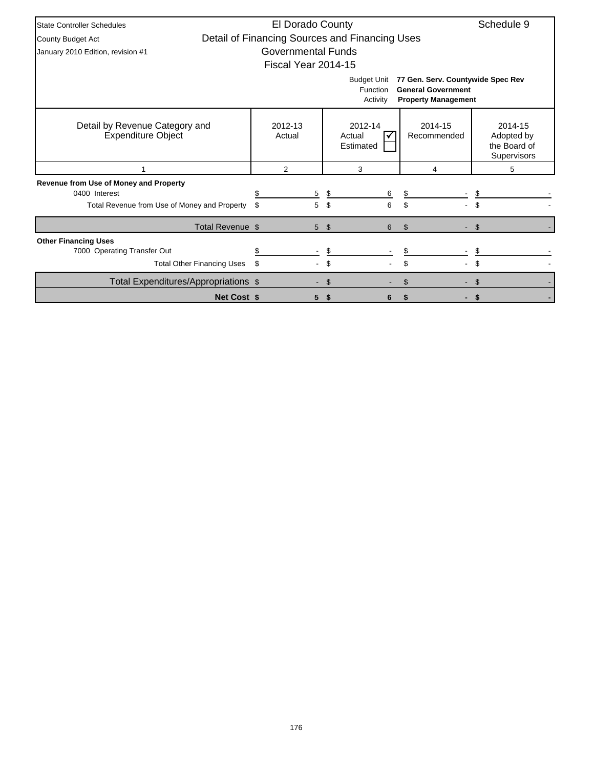State Controller Schedules
County Budget Act
January 2010 Edition, revision #1

# El Dorado County
## Detail of Financing Sources and Financing Uses
### Governmental Funds
### Fiscal Year 2014-15

Schedule 9

Budget Unit **77 Gen. Serv. Countywide Spec Rev**
Function **General Government**
Activity **Property Management**

| Detail by Revenue Category and Expenditure Object | 2012-13 Actual | 2012-14 Actual ☑ Estimated ☐ | 2014-15 Recommended | 2014-15 Adopted by the Board of Supervisors |
|---|---|---|---|---|
| 1 | 2 | 3 | 4 | 5 |
| **Revenue from Use of Money and Property** | | | | |
| 0400 Interest | $ 5 | $ 6 | $ - | $ - |
| Total Revenue from Use of Money and Property | $ 5 | $ 6 | $ - | $ - |
| Total Revenue | $ 5 | $ 6 | $ - | $ - |
| **Other Financing Uses** | | | | |
| 7000 Operating Transfer Out | $ - | $ - | $ - | $ - |
| Total Other Financing Uses | $ - | $ - | $ - | $ - |
| Total Expenditures/Appropriations | $ - | $ - | $ - | $ - |
| **Net Cost** | **$ 5** | **$ 6** | **$ -** | **$ -** |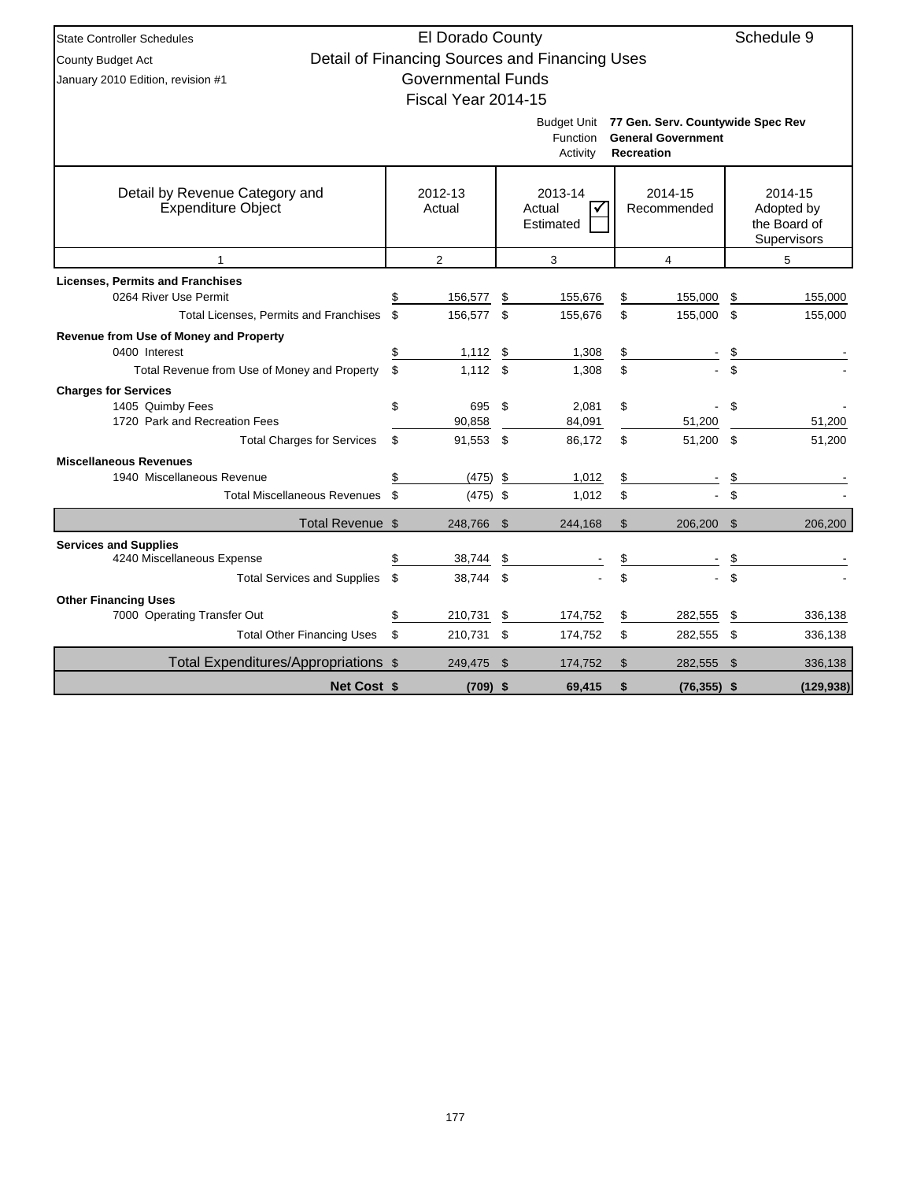State Controller Schedules
County Budget Act
January 2010 Edition, revision #1

# El Dorado County
## Detail of Financing Sources and Financing Uses
## Governmental Funds
## Fiscal Year 2014-15

Schedule 9

Budget Unit **77 Gen. Serv. Countywide Spec Rev**
Function **General Government**
Activity **Recreation**

| Detail by Revenue Category and Expenditure Object | 2012-13 Actual | 2013-14 Actual ☑ Estimated ☐ | 2014-15 Recommended | 2014-15 Adopted by the Board of Supervisors |
|---|---|---|---|---|
| 1 | 2 | 3 | 4 | 5 |
| **Licenses, Permits and Franchises** | | | | |
| 0264 River Use Permit | $ 156,577 | $ 155,676 | $ 155,000 | $ 155,000 |
| Total Licenses, Permits and Franchises | $ 156,577 | $ 155,676 | $ 155,000 | $ 155,000 |
| **Revenue from Use of Money and Property** | | | | |
| 0400 Interest | $ 1,112 | $ 1,308 | $ - | $ - |
| Total Revenue from Use of Money and Property | $ 1,112 | $ 1,308 | $ - | $ - |
| **Charges for Services** | | | | |
| 1405 Quimby Fees | $ 695 | $ 2,081 | $ - | $ - |
| 1720 Park and Recreation Fees | 90,858 | 84,091 | 51,200 | 51,200 |
| Total Charges for Services | $ 91,553 | $ 86,172 | $ 51,200 | $ 51,200 |
| **Miscellaneous Revenues** | | | | |
| 1940 Miscellaneous Revenue | $ (475) | $ 1,012 | $ - | $ - |
| Total Miscellaneous Revenues | $ (475) | $ 1,012 | $ - | $ - |
| Total Revenue | $ 248,766 | $ 244,168 | $ 206,200 | $ 206,200 |
| **Services and Supplies** | | | | |
| 4240 Miscellaneous Expense | $ 38,744 | $ - | $ - | $ - |
| Total Services and Supplies | $ 38,744 | $ - | $ - | $ - |
| **Other Financing Uses** | | | | |
| 7000 Operating Transfer Out | $ 210,731 | $ 174,752 | $ 282,555 | $ 336,138 |
| Total Other Financing Uses | $ 210,731 | $ 174,752 | $ 282,555 | $ 336,138 |
| Total Expenditures/Appropriations | $ 249,475 | $ 174,752 | $ 282,555 | $ 336,138 |
| **Net Cost** | **$ (709)** | **$ 69,415** | **$ (76,355)** | **$ (129,938)** |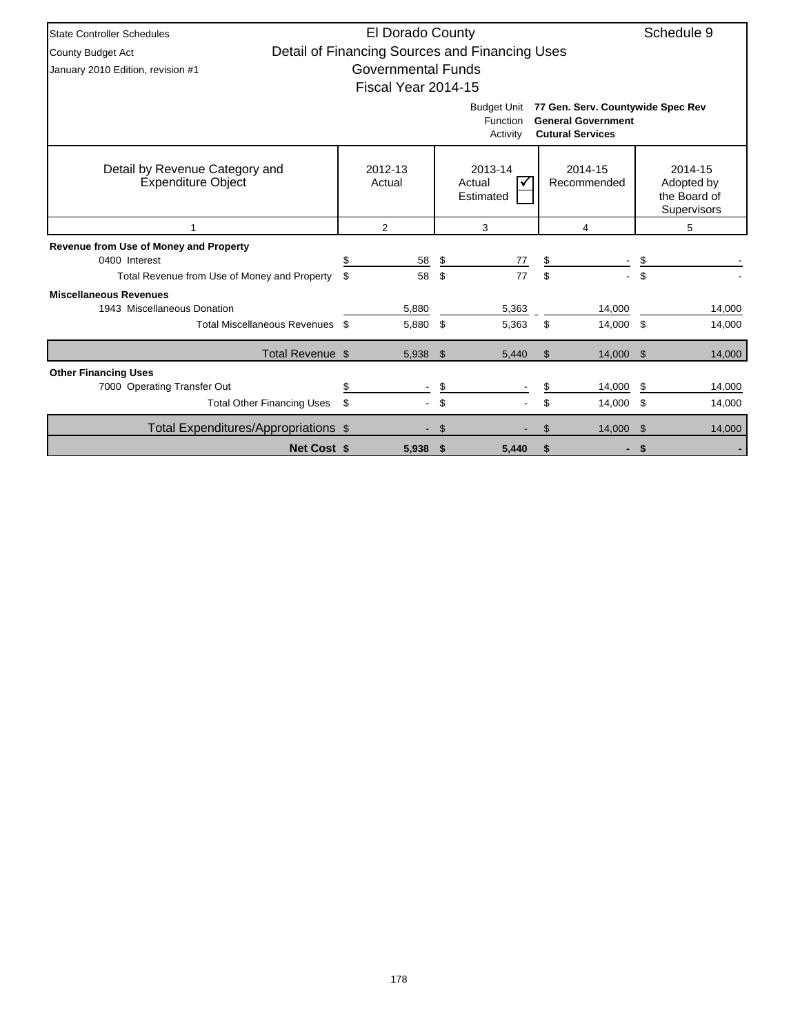State Controller Schedules
County Budget Act
January 2010 Edition, revision #1

# El Dorado County
## Detail of Financing Sources and Financing Uses
## Governmental Funds
## Fiscal Year 2014-15

Schedule 9

Budget Unit **77 Gen. Serv. Countywide Spec Rev**
Function **General Government**
Activity **Cutural Services**

| Detail by Revenue Category and Expenditure Object | 2012-13 Actual | 2013-14 Actual ☑ Estimated ☐ | 2014-15 Recommended | 2014-15 Adopted by the Board of Supervisors |
|---|---|---|---|---|
| 1 | 2 | 3 | 4 | 5 |
| **Revenue from Use of Money and Property** | | | | |
| 0400 Interest | $ 58 | $ 77 | $ - | $ - |
| Total Revenue from Use of Money and Property | $ 58 | $ 77 | $ - | $ - |
| **Miscellaneous Revenues** | | | | |
| 1943 Miscellaneous Donation | 5,880 | 5,363 | 14,000 | 14,000 |
| Total Miscellaneous Revenues | $ 5,880 | $ 5,363 | $ 14,000 | $ 14,000 |
| Total Revenue | $ 5,938 | $ 5,440 | $ 14,000 | $ 14,000 |
| **Other Financing Uses** | | | | |
| 7000 Operating Transfer Out | $ - | $ - | $ 14,000 | $ 14,000 |
| Total Other Financing Uses | $ - | $ - | $ 14,000 | $ 14,000 |
| Total Expenditures/Appropriations | $ - | $ - | $ 14,000 | $ 14,000 |
| **Net Cost** | **$ 5,938** | **$ 5,440** | **$ -** | **$ -** |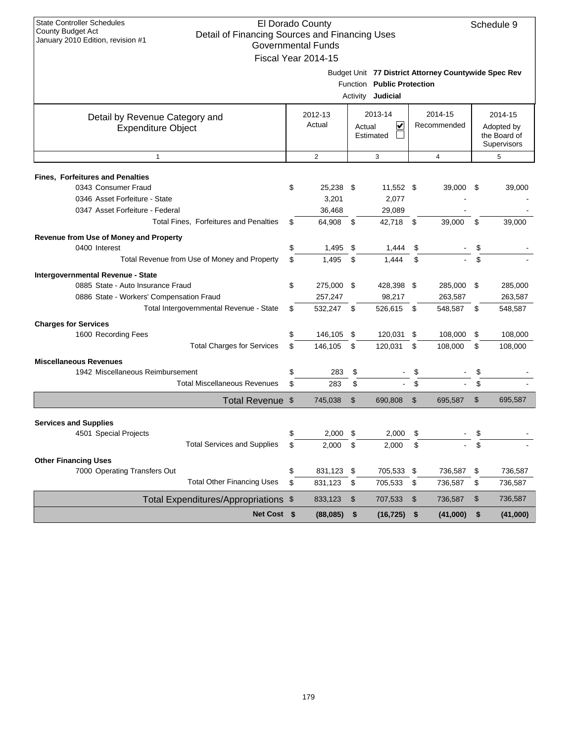State Controller Schedules
County Budget Act
January 2010 Edition, revision #1

# El Dorado County
## Detail of Financing Sources and Financing Uses
### Governmental Funds
### Fiscal Year 2014-15

Schedule 9

Budget Unit **77 District Attorney Countywide Spec Rev**
Function **Public Protection**
Activity **Judicial**

| Detail by Revenue Category and Expenditure Object | 2012-13 Actual | 2013-14 Actual ☑ Estimated ☐ | 2014-15 Recommended | 2014-15 Adopted by the Board of Supervisors |
|---|---|---|---|---|
| 1 | 2 | 3 | 4 | 5 |
| **Fines, Forfeitures and Penalties** | | | | |
| 0343 Consumer Fraud | $ 25,238 | $ 11,552 | $ 39,000 | $ 39,000 |
| 0346 Asset Forfeiture - State | 3,201 | 2,077 | - | - |
| 0347 Asset Forfeiture - Federal | 36,468 | 29,089 | - | - |
| Total Fines, Forfeitures and Penalties | $ 64,908 | $ 42,718 | $ 39,000 | $ 39,000 |
| **Revenue from Use of Money and Property** | | | | |
| 0400 Interest | $ 1,495 | $ 1,444 | $ - | $ - |
| Total Revenue from Use of Money and Property | $ 1,495 | $ 1,444 | $ - | $ - |
| **Intergovernmental Revenue - State** | | | | |
| 0885 State - Auto Insurance Fraud | $ 275,000 | $ 428,398 | $ 285,000 | $ 285,000 |
| 0886 State - Workers' Compensation Fraud | 257,247 | 98,217 | 263,587 | 263,587 |
| Total Intergovernmental Revenue - State | $ 532,247 | $ 526,615 | $ 548,587 | $ 548,587 |
| **Charges for Services** | | | | |
| 1600 Recording Fees | $ 146,105 | $ 120,031 | $ 108,000 | $ 108,000 |
| Total Charges for Services | $ 146,105 | $ 120,031 | $ 108,000 | $ 108,000 |
| **Miscellaneous Revenues** | | | | |
| 1942 Miscellaneous Reimbursement | $ 283 | $ - | $ - | $ - |
| Total Miscellaneous Revenues | $ 283 | $ - | $ - | $ - |
| Total Revenue | $ 745,038 | $ 690,808 | $ 695,587 | $ 695,587 |
| **Services and Supplies** | | | | |
| 4501 Special Projects | $ 2,000 | $ 2,000 | $ - | $ - |
| Total Services and Supplies | $ 2,000 | $ 2,000 | $ - | $ - |
| **Other Financing Uses** | | | | |
| 7000 Operating Transfers Out | $ 831,123 | $ 705,533 | $ 736,587 | $ 736,587 |
| Total Other Financing Uses | $ 831,123 | $ 705,533 | $ 736,587 | $ 736,587 |
| Total Expenditures/Appropriations | $ 833,123 | $ 707,533 | $ 736,587 | $ 736,587 |
| **Net Cost** | **$ (88,085)** | **$ (16,725)** | **$ (41,000)** | **$ (41,000)** |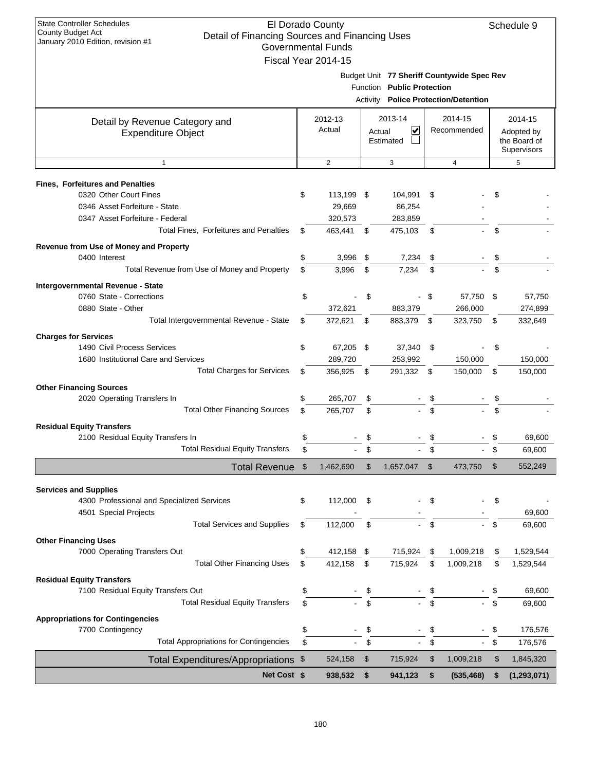State Controller Schedules
County Budget Act
January 2010 Edition, revision #1

El Dorado County
Detail of Financing Sources and Financing Uses
Governmental Funds
Fiscal Year 2014-15

Schedule 9

Budget Unit **77 Sheriff Countywide Spec Rev**
Function **Public Protection**
Activity **Police Protection/Detention**

| Detail by Revenue Category and Expenditure Object | 2012-13 Actual | 2013-14 Actual ☑ Estimated ☐ | 2014-15 Recommended | 2014-15 Adopted by the Board of Supervisors |
|---|---|---|---|---|
| 1 | 2 | 3 | 4 | 5 |
| **Fines, Forfeitures and Penalties** | | | | |
| 0320 Other Court Fines | $ 113,199 | $ 104,991 | $ - | $ - |
| 0346 Asset Forfeiture - State | 29,669 | 86,254 | - | - |
| 0347 Asset Forfeiture - Federal | 320,573 | 283,859 | - | - |
| Total Fines, Forfeitures and Penalties | $ 463,441 | $ 475,103 | $ - | $ - |
| **Revenue from Use of Money and Property** | | | | |
| 0400 Interest | $ 3,996 | $ 7,234 | $ - | $ - |
| Total Revenue from Use of Money and Property | $ 3,996 | $ 7,234 | $ - | $ - |
| **Intergovernmental Revenue - State** | | | | |
| 0760 State - Corrections | $ - | $ - | $ 57,750 | $ 57,750 |
| 0880 State - Other | 372,621 | 883,379 | 266,000 | 274,899 |
| Total Intergovernmental Revenue - State | $ 372,621 | $ 883,379 | $ 323,750 | $ 332,649 |
| **Charges for Services** | | | | |
| 1490 Civil Process Services | $ 67,205 | $ 37,340 | $ - | $ - |
| 1680 Institutional Care and Services | 289,720 | 253,992 | 150,000 | 150,000 |
| Total Charges for Services | $ 356,925 | $ 291,332 | $ 150,000 | $ 150,000 |
| **Other Financing Sources** | | | | |
| 2020 Operating Transfers In | $ 265,707 | $ - | $ - | $ - |
| Total Other Financing Sources | $ 265,707 | $ - | $ - | $ - |
| **Residual Equity Transfers** | | | | |
| 2100 Residual Equity Transfers In | $ - | $ - | $ - | $ 69,600 |
| Total Residual Equity Transfers | $ - | $ - | $ - | $ 69,600 |
| Total Revenue | $ 1,462,690 | $ 1,657,047 | $ 473,750 | $ 552,249 |
| **Services and Supplies** | | | | |
| 4300 Professional and Specialized Services | $ 112,000 | $ - | $ - | $ - |
| 4501 Special Projects | - | - | - | 69,600 |
| Total Services and Supplies | $ 112,000 | $ - | $ - | $ 69,600 |
| **Other Financing Uses** | | | | |
| 7000 Operating Transfers Out | $ 412,158 | $ 715,924 | $ 1,009,218 | $ 1,529,544 |
| Total Other Financing Uses | $ 412,158 | $ 715,924 | $ 1,009,218 | $ 1,529,544 |
| **Residual Equity Transfers** | | | | |
| 7100 Residual Equity Transfers Out | $ - | $ - | $ - | $ 69,600 |
| Total Residual Equity Transfers | $ - | $ - | $ - | $ 69,600 |
| **Appropriations for Contingencies** | | | | |
| 7700 Contingency | $ - | $ - | $ - | $ 176,576 |
| Total Appropriations for Contingencies | $ - | $ - | $ - | $ 176,576 |
| Total Expenditures/Appropriations | $ 524,158 | $ 715,924 | $ 1,009,218 | $ 1,845,320 |
| **Net Cost** | **$ 938,532** | **$ 941,123** | **$ (535,468)** | **$ (1,293,071)** |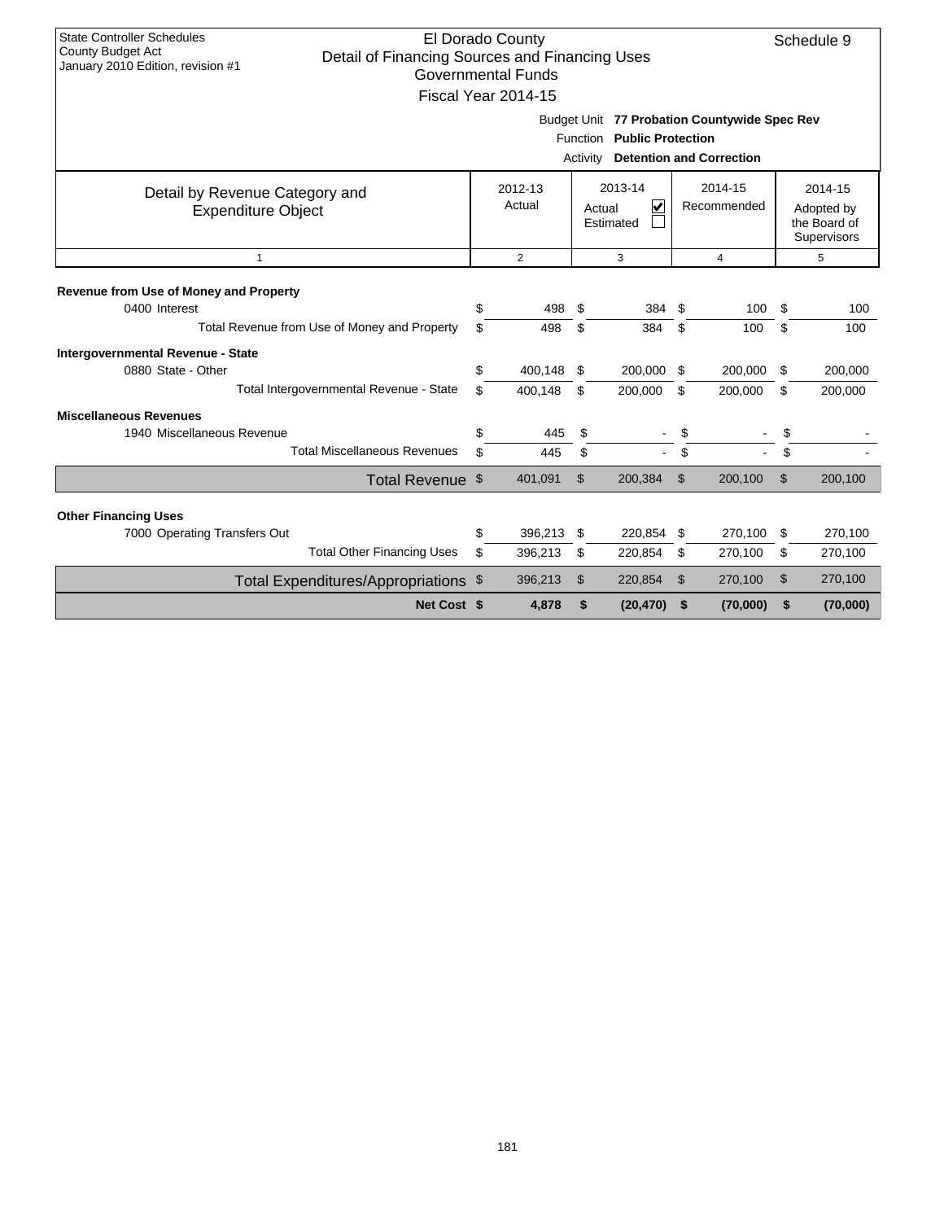State Controller Schedules
County Budget Act
January 2010 Edition, revision #1

# El Dorado County
## Detail of Financing Sources and Financing Uses
### Governmental Funds
### Fiscal Year 2014-15

Schedule 9

Budget Unit **77 Probation Countywide Spec Rev**
Function **Public Protection**
Activity **Detention and Correction**

| Detail by Revenue Category and Expenditure Object | 2012-13 Actual | 2013-14 Actual ☑ Estimated ☐ | 2014-15 Recommended | 2014-15 Adopted by the Board of Supervisors |
|---|---|---|---|---|
| 1 | 2 | 3 | 4 | 5 |
| **Revenue from Use of Money and Property** | | | | |
| 0400 Interest | $ 498 | $ 384 | $ 100 | $ 100 |
| Total Revenue from Use of Money and Property | $ 498 | $ 384 | $ 100 | $ 100 |
| **Intergovernmental Revenue - State** | | | | |
| 0880 State - Other | $ 400,148 | $ 200,000 | $ 200,000 | $ 200,000 |
| Total Intergovernmental Revenue - State | $ 400,148 | $ 200,000 | $ 200,000 | $ 200,000 |
| **Miscellaneous Revenues** | | | | |
| 1940 Miscellaneous Revenue | $ 445 | $ - | $ - | $ - |
| Total Miscellaneous Revenues | $ 445 | $ - | $ - | $ - |
| Total Revenue | $ 401,091 | $ 200,384 | $ 200,100 | $ 200,100 |
| **Other Financing Uses** | | | | |
| 7000 Operating Transfers Out | $ 396,213 | $ 220,854 | $ 270,100 | $ 270,100 |
| Total Other Financing Uses | $ 396,213 | $ 220,854 | $ 270,100 | $ 270,100 |
| Total Expenditures/Appropriations | $ 396,213 | $ 220,854 | $ 270,100 | $ 270,100 |
| **Net Cost** | **$ 4,878** | **$ (20,470)** | **$ (70,000)** | **$ (70,000)** |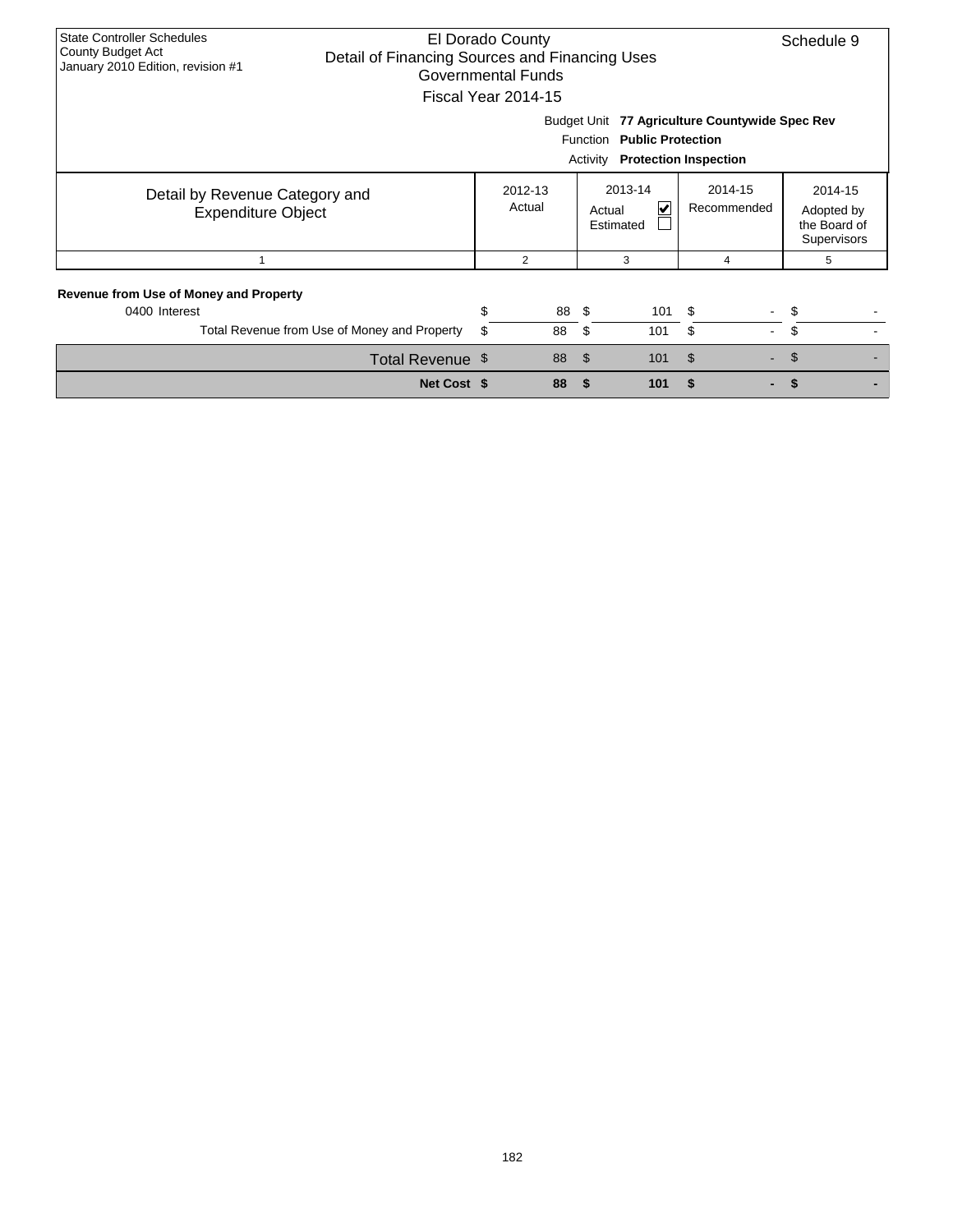State Controller Schedules
County Budget Act
January 2010 Edition, revision #1

# El Dorado County
## Detail of Financing Sources and Financing Uses
### Governmental Funds
### Fiscal Year 2014-15

Schedule 9

Budget Unit **77 Agriculture Countywide Spec Rev**
Function **Public Protection**
Activity **Protection Inspection**

| Detail by Revenue Category and Expenditure Object | 2012-13 Actual | 2013-14 Actual ☑ Estimated ☐ | 2014-15 Recommended | 2014-15 Adopted by the Board of Supervisors |
|---|---|---|---|---|
| 1 | 2 | 3 | 4 | 5 |
| **Revenue from Use of Money and Property** | | | | |
| 0400 Interest | $ 88 | $ 101 | $ - | $ - |
| Total Revenue from Use of Money and Property | $ 88 | $ 101 | $ - | $ - |
| Total Revenue | $ 88 | $ 101 | $ - | $ - |
| **Net Cost** | **$ 88** | **$ 101** | **$ -** | **$ -** |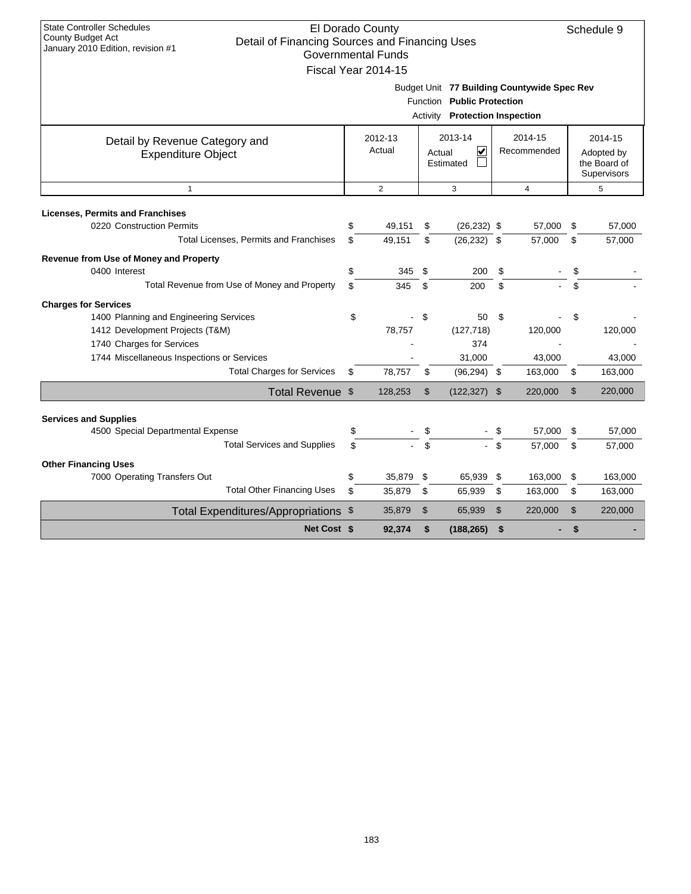State Controller Schedules
County Budget Act
January 2010 Edition, revision #1

# El Dorado County
## Detail of Financing Sources and Financing Uses
### Governmental Funds
### Fiscal Year 2014-15

Schedule 9

Budget Unit **77 Building Countywide Spec Rev**
Function **Public Protection**
Activity **Protection Inspection**

| Detail by Revenue Category and Expenditure Object | 2012-13 Actual | 2013-14 Actual ☑ Estimated ☐ | 2014-15 Recommended | 2014-15 Adopted by the Board of Supervisors |
|---|---|---|---|---|
| 1 | 2 | 3 | 4 | 5 |
| **Licenses, Permits and Franchises** | | | | |
| 0220 Construction Permits | $ 49,151 | $ (26,232) | $ 57,000 | $ 57,000 |
| Total Licenses, Permits and Franchises | $ 49,151 | $ (26,232) | $ 57,000 | $ 57,000 |
| **Revenue from Use of Money and Property** | | | | |
| 0400 Interest | $ 345 | $ 200 | $ - | $ - |
| Total Revenue from Use of Money and Property | $ 345 | $ 200 | $ - | $ - |
| **Charges for Services** | | | | |
| 1400 Planning and Engineering Services | $ - | $ 50 | $ - | $ - |
| 1412 Development Projects (T&M) | 78,757 | (127,718) | 120,000 | 120,000 |
| 1740 Charges for Services | - | 374 | - | - |
| 1744 Miscellaneous Inspections or Services | - | 31,000 | 43,000 | 43,000 |
| Total Charges for Services | $ 78,757 | $ (96,294) | $ 163,000 | $ 163,000 |
| Total Revenue | $ 128,253 | $ (122,327) | $ 220,000 | $ 220,000 |
| **Services and Supplies** | | | | |
| 4500 Special Departmental Expense | $ - | $ - | $ 57,000 | $ 57,000 |
| Total Services and Supplies | $ - | $ - | $ 57,000 | $ 57,000 |
| **Other Financing Uses** | | | | |
| 7000 Operating Transfers Out | $ 35,879 | $ 65,939 | $ 163,000 | $ 163,000 |
| Total Other Financing Uses | $ 35,879 | $ 65,939 | $ 163,000 | $ 163,000 |
| Total Expenditures/Appropriations | $ 35,879 | $ 65,939 | $ 220,000 | $ 220,000 |
| **Net Cost** | **$ 92,374** | **$ (188,265)** | **$ -** | **$ -** |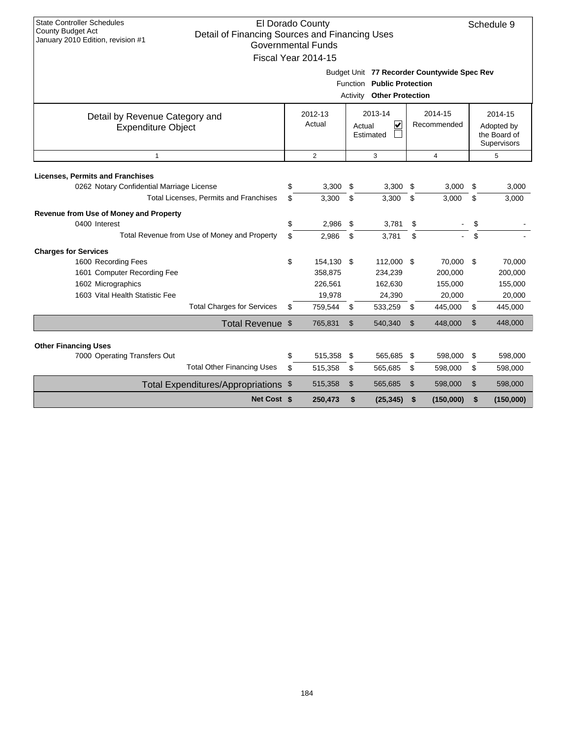State Controller Schedules
County Budget Act
January 2010 Edition, revision #1

# El Dorado County
## Detail of Financing Sources and Financing Uses
### Governmental Funds
### Fiscal Year 2014-15

Schedule 9

Budget Unit **77 Recorder Countywide Spec Rev**
Function **Public Protection**
Activity **Other Protection**

| Detail by Revenue Category and Expenditure Object | 2012-13 Actual | 2013-14 Actual ☑ Estimated ☐ | 2014-15 Recommended | 2014-15 Adopted by the Board of Supervisors |
|---|---|---|---|---|
| 1 | 2 | 3 | 4 | 5 |
| **Licenses, Permits and Franchises** | | | | |
| 0262 Notary Confidential Marriage License | $ 3,300 | $ 3,300 | $ 3,000 | $ 3,000 |
| Total Licenses, Permits and Franchises | $ 3,300 | $ 3,300 | $ 3,000 | $ 3,000 |
| **Revenue from Use of Money and Property** | | | | |
| 0400 Interest | $ 2,986 | $ 3,781 | $ - | $ - |
| Total Revenue from Use of Money and Property | $ 2,986 | $ 3,781 | $ - | $ - |
| **Charges for Services** | | | | |
| 1600 Recording Fees | $ 154,130 | $ 112,000 | $ 70,000 | $ 70,000 |
| 1601 Computer Recording Fee | 358,875 | 234,239 | 200,000 | 200,000 |
| 1602 Micrographics | 226,561 | 162,630 | 155,000 | 155,000 |
| 1603 Vital Health Statistic Fee | 19,978 | 24,390 | 20,000 | 20,000 |
| Total Charges for Services | $ 759,544 | $ 533,259 | $ 445,000 | $ 445,000 |
| Total Revenue | $ 765,831 | $ 540,340 | $ 448,000 | $ 448,000 |
| **Other Financing Uses** | | | | |
| 7000 Operating Transfers Out | $ 515,358 | $ 565,685 | $ 598,000 | $ 598,000 |
| Total Other Financing Uses | $ 515,358 | $ 565,685 | $ 598,000 | $ 598,000 |
| Total Expenditures/Appropriations | $ 515,358 | $ 565,685 | $ 598,000 | $ 598,000 |
| **Net Cost** | **$ 250,473** | **$ (25,345)** | **$ (150,000)** | **$ (150,000)** |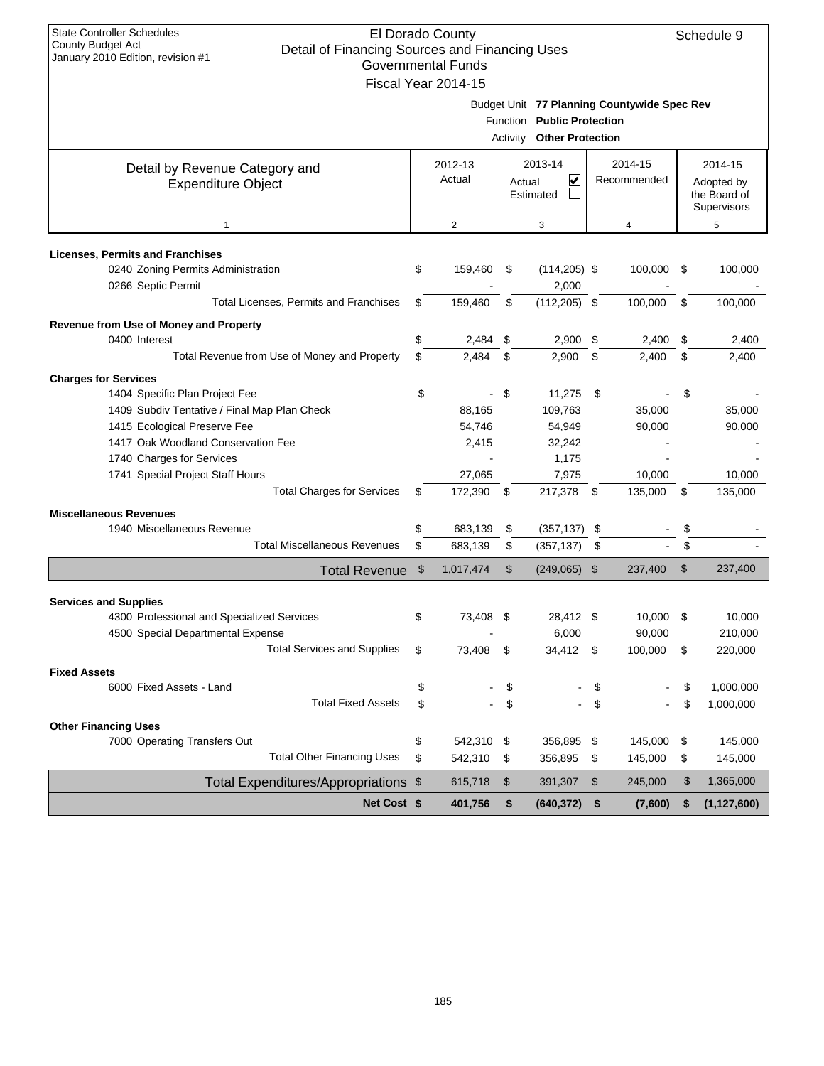State Controller Schedules
County Budget Act
January 2010 Edition, revision #1

# El Dorado County
## Detail of Financing Sources and Financing Uses
### Governmental Funds
### Fiscal Year 2014-15

Schedule 9

Budget Unit **77 Planning Countywide Spec Rev**
Function **Public Protection**
Activity **Other Protection**

| Detail by Revenue Category and Expenditure Object | 2012-13 Actual | 2013-14 Actual ☑ Estimated ☐ | 2014-15 Recommended | 2014-15 Adopted by the Board of Supervisors |
|---|---|---|---|---|
| 1 | 2 | 3 | 4 | 5 |
| **Licenses, Permits and Franchises** | | | | |
| 0240 Zoning Permits Administration | $ 159,460 | $ (114,205) | $ 100,000 | $ 100,000 |
| 0266 Septic Permit | - | 2,000 | - | - |
| Total Licenses, Permits and Franchises | $ 159,460 | $ (112,205) | $ 100,000 | $ 100,000 |
| **Revenue from Use of Money and Property** | | | | |
| 0400 Interest | $ 2,484 | $ 2,900 | $ 2,400 | $ 2,400 |
| Total Revenue from Use of Money and Property | $ 2,484 | $ 2,900 | $ 2,400 | $ 2,400 |
| **Charges for Services** | | | | |
| 1404 Specific Plan Project Fee | $ - | $ 11,275 | $ - | $ - |
| 1409 Subdiv Tentative / Final Map Plan Check | 88,165 | 109,763 | 35,000 | 35,000 |
| 1415 Ecological Preserve Fee | 54,746 | 54,949 | 90,000 | 90,000 |
| 1417 Oak Woodland Conservation Fee | 2,415 | 32,242 | - | - |
| 1740 Charges for Services | - | 1,175 | - | - |
| 1741 Special Project Staff Hours | 27,065 | 7,975 | 10,000 | 10,000 |
| Total Charges for Services | $ 172,390 | $ 217,378 | $ 135,000 | $ 135,000 |
| **Miscellaneous Revenues** | | | | |
| 1940 Miscellaneous Revenue | $ 683,139 | $ (357,137) | $ - | $ - |
| Total Miscellaneous Revenues | $ 683,139 | $ (357,137) | $ - | $ - |
| Total Revenue | $ 1,017,474 | $ (249,065) | $ 237,400 | $ 237,400 |
| **Services and Supplies** | | | | |
| 4300 Professional and Specialized Services | $ 73,408 | $ 28,412 | $ 10,000 | $ 10,000 |
| 4500 Special Departmental Expense | - | 6,000 | 90,000 | 210,000 |
| Total Services and Supplies | $ 73,408 | $ 34,412 | $ 100,000 | $ 220,000 |
| **Fixed Assets** | | | | |
| 6000 Fixed Assets - Land | $ - | $ - | $ - | $ 1,000,000 |
| Total Fixed Assets | $ - | $ - | $ - | $ 1,000,000 |
| **Other Financing Uses** | | | | |
| 7000 Operating Transfers Out | $ 542,310 | $ 356,895 | $ 145,000 | $ 145,000 |
| Total Other Financing Uses | $ 542,310 | $ 356,895 | $ 145,000 | $ 145,000 |
| Total Expenditures/Appropriations | $ 615,718 | $ 391,307 | $ 245,000 | $ 1,365,000 |
| **Net Cost** | **$ 401,756** | **$ (640,372)** | **$ (7,600)** | **$ (1,127,600)** |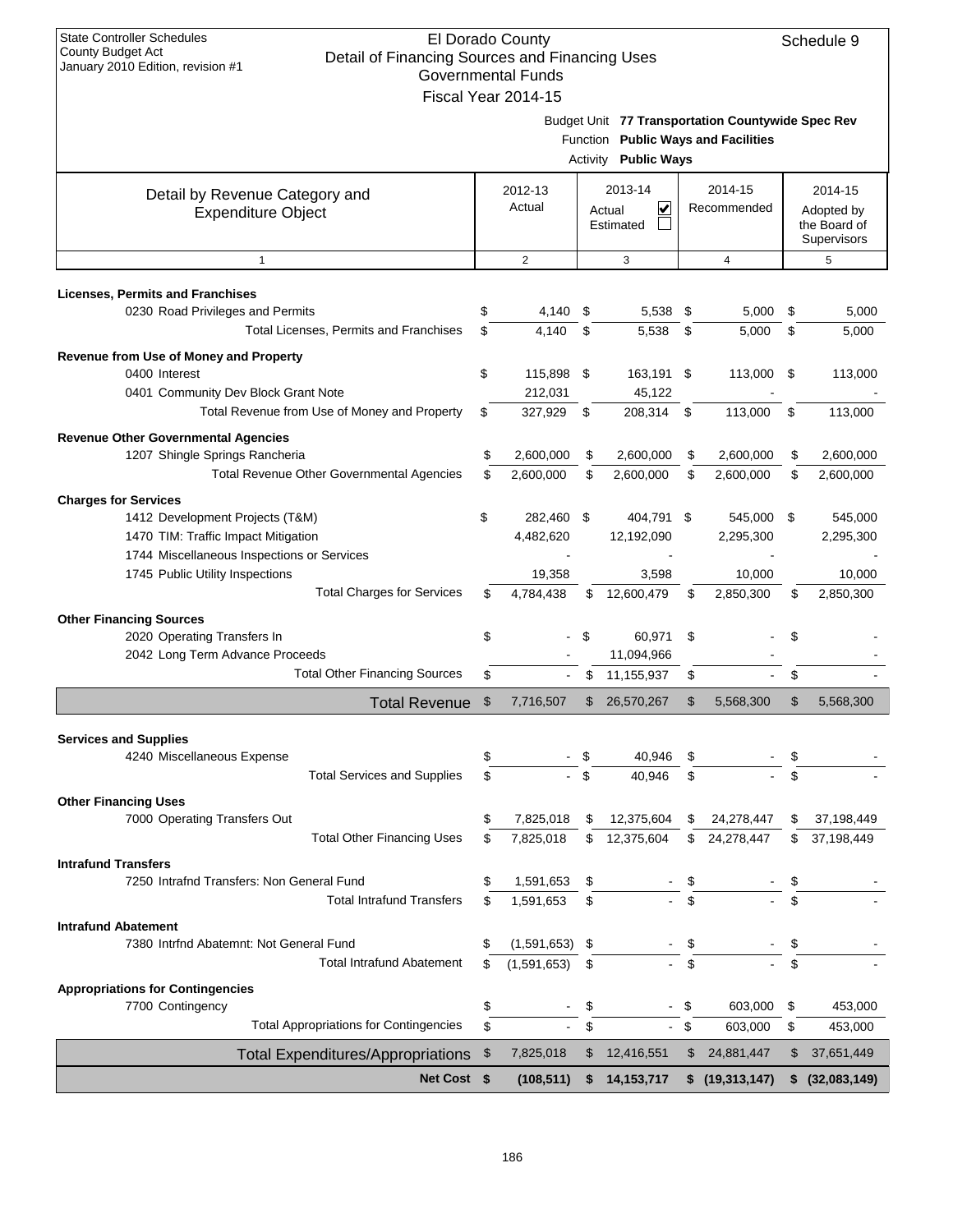State Controller Schedules
County Budget Act
January 2010 Edition, revision #1

# El Dorado County
## Detail of Financing Sources and Financing Uses
### Governmental Funds
### Fiscal Year 2014-15

Schedule 9

Budget Unit **77 Transportation Countywide Spec Rev**
Function **Public Ways and Facilities**
Activity **Public Ways**

| Detail by Revenue Category and Expenditure Object | 2012-13 Actual | 2013-14 Actual ☑ Estimated ☐ | 2014-15 Recommended | 2014-15 Adopted by the Board of Supervisors |
|---|---|---|---|---|
| 1 | 2 | 3 | 4 | 5 |
| **Licenses, Permits and Franchises** | | | | |
| 0230 Road Privileges and Permits | $ 4,140 | $ 5,538 | $ 5,000 | $ 5,000 |
| Total Licenses, Permits and Franchises | $ 4,140 | $ 5,538 | $ 5,000 | $ 5,000 |
| **Revenue from Use of Money and Property** | | | | |
| 0400 Interest | $ 115,898 | $ 163,191 | $ 113,000 | $ 113,000 |
| 0401 Community Dev Block Grant Note | 212,031 | 45,122 | - | - |
| Total Revenue from Use of Money and Property | $ 327,929 | $ 208,314 | $ 113,000 | $ 113,000 |
| **Revenue Other Governmental Agencies** | | | | |
| 1207 Shingle Springs Rancheria | $ 2,600,000 | $ 2,600,000 | $ 2,600,000 | $ 2,600,000 |
| Total Revenue Other Governmental Agencies | $ 2,600,000 | $ 2,600,000 | $ 2,600,000 | $ 2,600,000 |
| **Charges for Services** | | | | |
| 1412 Development Projects (T&M) | $ 282,460 | $ 404,791 | $ 545,000 | $ 545,000 |
| 1470 TIM: Traffic Impact Mitigation | 4,482,620 | 12,192,090 | 2,295,300 | 2,295,300 |
| 1744 Miscellaneous Inspections or Services | - | - | - | - |
| 1745 Public Utility Inspections | 19,358 | 3,598 | 10,000 | 10,000 |
| Total Charges for Services | $ 4,784,438 | $ 12,600,479 | $ 2,850,300 | $ 2,850,300 |
| **Other Financing Sources** | | | | |
| 2020 Operating Transfers In | $ - | $ 60,971 | $ - | $ - |
| 2042 Long Term Advance Proceeds | - | 11,094,966 | - | - |
| Total Other Financing Sources | $ - | $ 11,155,937 | $ - | $ - |
| **Total Revenue** | $ 7,716,507 | $ 26,570,267 | $ 5,568,300 | $ 5,568,300 |
| **Services and Supplies** | | | | |
| 4240 Miscellaneous Expense | $ - | $ 40,946 | $ - | $ - |
| Total Services and Supplies | $ - | $ 40,946 | $ - | $ - |
| **Other Financing Uses** | | | | |
| 7000 Operating Transfers Out | $ 7,825,018 | $ 12,375,604 | $ 24,278,447 | $ 37,198,449 |
| Total Other Financing Uses | $ 7,825,018 | $ 12,375,604 | $ 24,278,447 | $ 37,198,449 |
| **Intrafund Transfers** | | | | |
| 7250 Intrafnd Transfers: Non General Fund | $ 1,591,653 | $ - | $ - | $ - |
| Total Intrafund Transfers | $ 1,591,653 | $ - | $ - | $ - |
| **Intrafund Abatement** | | | | |
| 7380 Intrfnd Abatemnt: Not General Fund | $ (1,591,653) | $ - | $ - | $ - |
| Total Intrafund Abatement | $ (1,591,653) | $ - | $ - | $ - |
| **Appropriations for Contingencies** | | | | |
| 7700 Contingency | $ - | $ - | $ 603,000 | $ 453,000 |
| Total Appropriations for Contingencies | $ - | $ - | $ 603,000 | $ 453,000 |
| **Total Expenditures/Appropriations** | $ 7,825,018 | $ 12,416,551 | $ 24,881,447 | $ 37,651,449 |
| **Net Cost** | **$ (108,511)** | **$ 14,153,717** | **$ (19,313,147)** | **$ (32,083,149)** |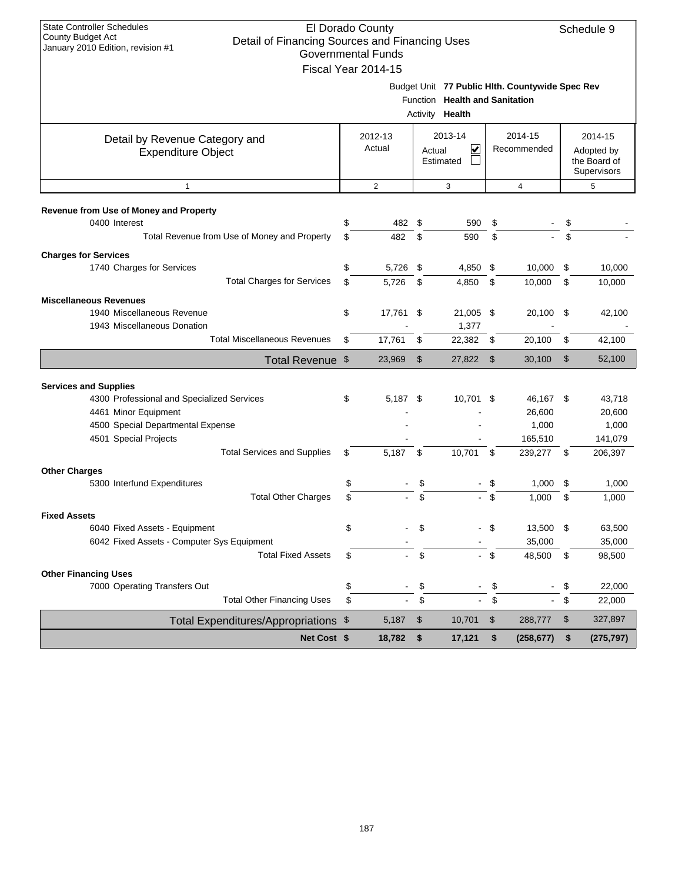State Controller Schedules
County Budget Act
January 2010 Edition, revision #1

# El Dorado County
## Detail of Financing Sources and Financing Uses
### Governmental Funds
### Fiscal Year 2014-15

Schedule 9

Budget Unit **77 Public Hlth. Countywide Spec Rev**
Function **Health and Sanitation**
Activity **Health**

| Detail by Revenue Category and Expenditure Object | 2012-13 Actual | 2013-14 Actual ☑ Estimated ☐ | 2014-15 Recommended | 2014-15 Adopted by the Board of Supervisors |
|---|---|---|---|---|
| 1 | 2 | 3 | 4 | 5 |
| **Revenue from Use of Money and Property** | | | | |
| 0400 Interest | $ 482 | $ 590 | $ - | $ - |
| Total Revenue from Use of Money and Property | $ 482 | $ 590 | $ - | $ - |
| **Charges for Services** | | | | |
| 1740 Charges for Services | $ 5,726 | $ 4,850 | $ 10,000 | $ 10,000 |
| Total Charges for Services | $ 5,726 | $ 4,850 | $ 10,000 | $ 10,000 |
| **Miscellaneous Revenues** | | | | |
| 1940 Miscellaneous Revenue | $ 17,761 | $ 21,005 | $ 20,100 | $ 42,100 |
| 1943 Miscellaneous Donation | - | 1,377 | - | - |
| Total Miscellaneous Revenues | $ 17,761 | $ 22,382 | $ 20,100 | $ 42,100 |
| Total Revenue | $ 23,969 | $ 27,822 | $ 30,100 | $ 52,100 |
| **Services and Supplies** | | | | |
| 4300 Professional and Specialized Services | $ 5,187 | $ 10,701 | $ 46,167 | $ 43,718 |
| 4461 Minor Equipment | - | - | 26,600 | 20,600 |
| 4500 Special Departmental Expense | - | - | 1,000 | 1,000 |
| 4501 Special Projects | - | - | 165,510 | 141,079 |
| Total Services and Supplies | $ 5,187 | $ 10,701 | $ 239,277 | $ 206,397 |
| **Other Charges** | | | | |
| 5300 Interfund Expenditures | $ - | $ - | $ 1,000 | $ 1,000 |
| Total Other Charges | $ - | $ - | $ 1,000 | $ 1,000 |
| **Fixed Assets** | | | | |
| 6040 Fixed Assets - Equipment | $ - | $ - | $ 13,500 | $ 63,500 |
| 6042 Fixed Assets - Computer Sys Equipment | - | - | 35,000 | 35,000 |
| Total Fixed Assets | $ - | $ - | $ 48,500 | $ 98,500 |
| **Other Financing Uses** | | | | |
| 7000 Operating Transfers Out | $ - | $ - | $ - | $ 22,000 |
| Total Other Financing Uses | $ - | $ - | $ - | $ 22,000 |
| Total Expenditures/Appropriations | $ 5,187 | $ 10,701 | $ 288,777 | $ 327,897 |
| **Net Cost** | **$ 18,782** | **$ 17,121** | **$ (258,677)** | **$ (275,797)** |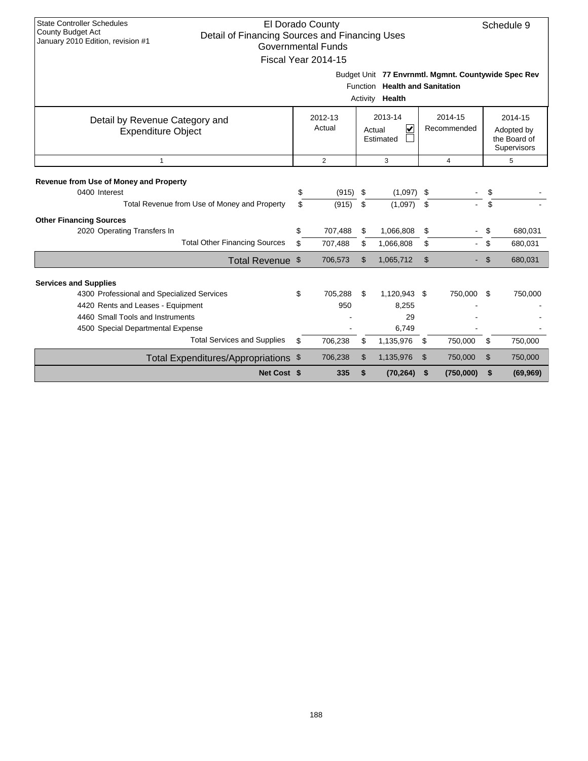State Controller Schedules
County Budget Act
January 2010 Edition, revision #1

# El Dorado County
## Detail of Financing Sources and Financing Uses
### Governmental Funds
### Fiscal Year 2014-15

Schedule 9

Budget Unit **77 Envrnmtl. Mgmnt. Countywide Spec Rev**
Function **Health and Sanitation**
Activity **Health**

| Detail by Revenue Category and Expenditure Object | 2012-13 Actual | 2013-14 Actual ☑ Estimated ☐ | 2014-15 Recommended | 2014-15 Adopted by the Board of Supervisors |
|---|---|---|---|---|
| 1 | 2 | 3 | 4 | 5 |
| **Revenue from Use of Money and Property** | | | | |
| 0400 Interest | $ (915) | $ (1,097) | $ - | $ - |
| Total Revenue from Use of Money and Property | $ (915) | $ (1,097) | $ - | $ - |
| **Other Financing Sources** | | | | |
| 2020 Operating Transfers In | $ 707,488 | $ 1,066,808 | $ - | $ 680,031 |
| Total Other Financing Sources | $ 707,488 | $ 1,066,808 | $ - | $ 680,031 |
| Total Revenue | $ 706,573 | $ 1,065,712 | $ - | $ 680,031 |
| **Services and Supplies** | | | | |
| 4300 Professional and Specialized Services | $ 705,288 | $ 1,120,943 | $ 750,000 | $ 750,000 |
| 4420 Rents and Leases - Equipment | 950 | 8,255 | - | - |
| 4460 Small Tools and Instruments | - | 29 | - | - |
| 4500 Special Departmental Expense | - | 6,749 | - | - |
| Total Services and Supplies | $ 706,238 | $ 1,135,976 | $ 750,000 | $ 750,000 |
| Total Expenditures/Appropriations | $ 706,238 | $ 1,135,976 | $ 750,000 | $ 750,000 |
| **Net Cost** | **$ 335** | **$ (70,264)** | **$ (750,000)** | **$ (69,969)** |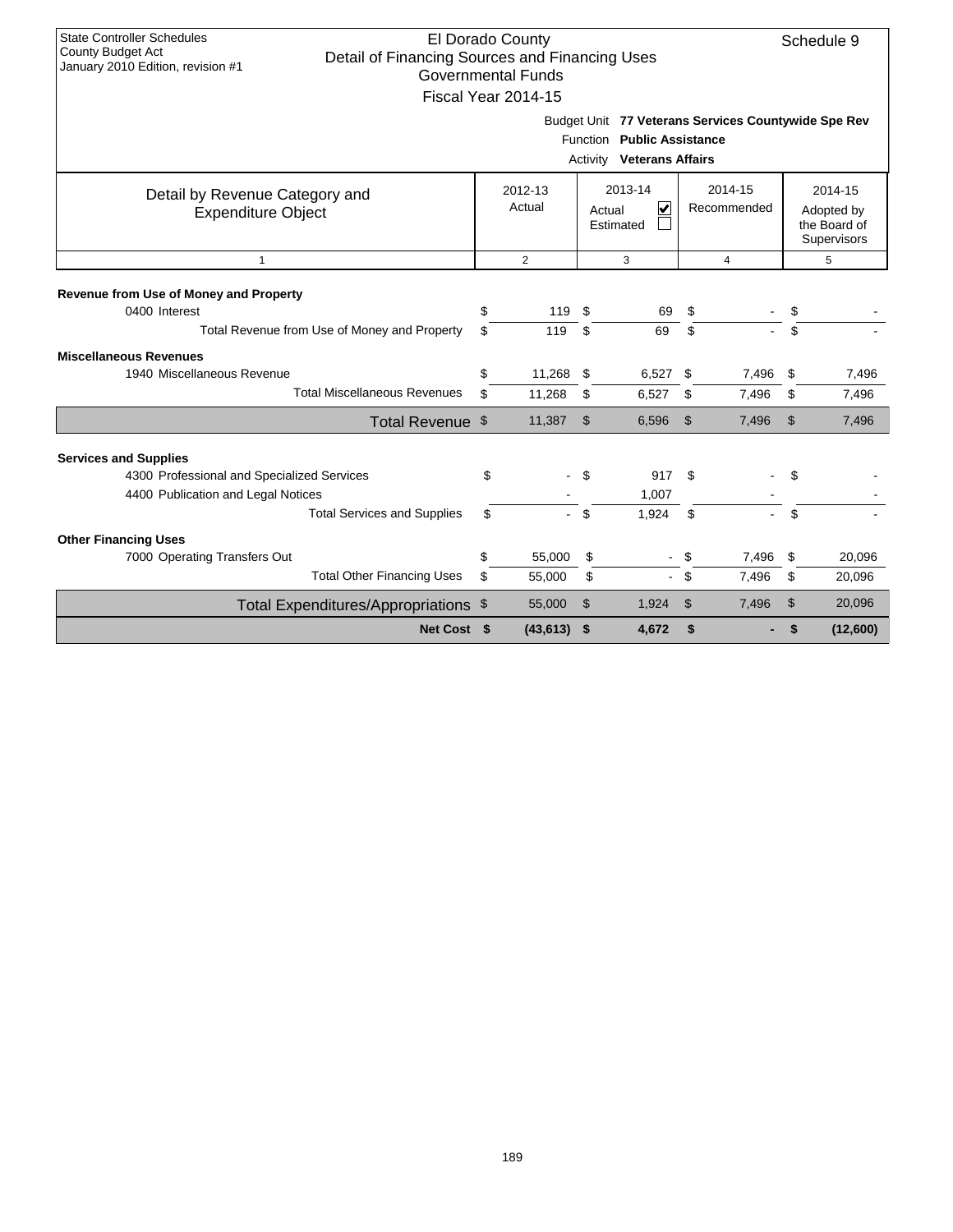State Controller Schedules
County Budget Act
January 2010 Edition, revision #1

# El Dorado County
## Detail of Financing Sources and Financing Uses
### Governmental Funds
### Fiscal Year 2014-15

Schedule 9

Budget Unit **77 Veterans Services Countywide Spe Rev**
Function **Public Assistance**
Activity **Veterans Affairs**

| Detail by Revenue Category and Expenditure Object | 2012-13 Actual | 2013-14 Actual ☑ Estimated ☐ | 2014-15 Recommended | 2014-15 Adopted by the Board of Supervisors |
|---|---|---|---|---|
| 1 | 2 | 3 | 4 | 5 |
| **Revenue from Use of Money and Property** | | | | |
| 0400 Interest | $ 119 | $ 69 | $ - | $ - |
| Total Revenue from Use of Money and Property | $ 119 | $ 69 | $ - | $ - |
| **Miscellaneous Revenues** | | | | |
| 1940 Miscellaneous Revenue | $ 11,268 | $ 6,527 | $ 7,496 | $ 7,496 |
| Total Miscellaneous Revenues | $ 11,268 | $ 6,527 | $ 7,496 | $ 7,496 |
| Total Revenue | $ 11,387 | $ 6,596 | $ 7,496 | $ 7,496 |
| **Services and Supplies** | | | | |
| 4300 Professional and Specialized Services | $ - | $ 917 | $ - | $ - |
| 4400 Publication and Legal Notices | - | 1,007 | - | - |
| Total Services and Supplies | $ - | $ 1,924 | $ - | $ - |
| **Other Financing Uses** | | | | |
| 7000 Operating Transfers Out | $ 55,000 | $ - | $ 7,496 | $ 20,096 |
| Total Other Financing Uses | $ 55,000 | $ - | $ 7,496 | $ 20,096 |
| Total Expenditures/Appropriations | $ 55,000 | $ 1,924 | $ 7,496 | $ 20,096 |
| **Net Cost** | **$ (43,613)** | **$ 4,672** | **$ -** | **$ (12,600)** |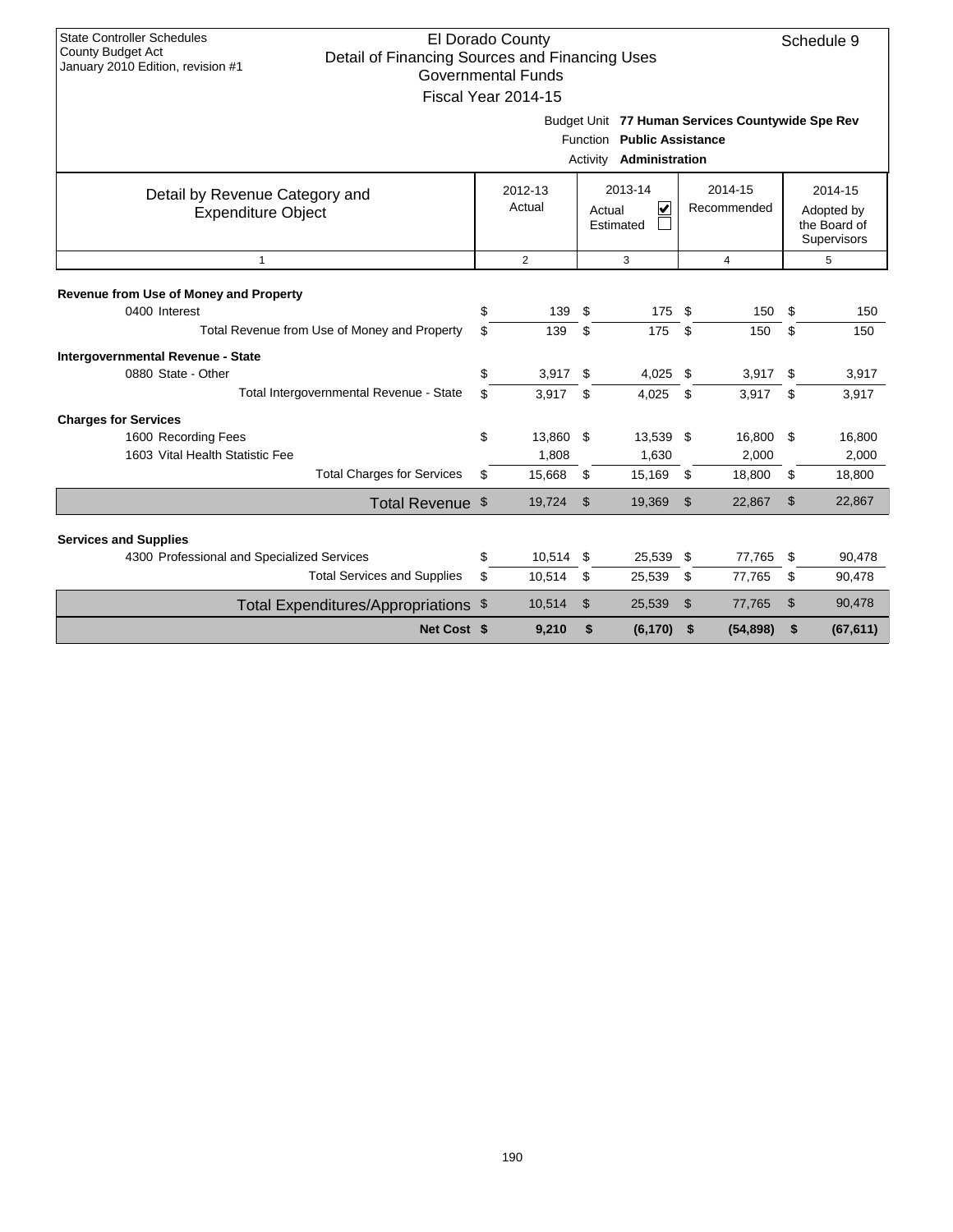State Controller Schedules
County Budget Act
January 2010 Edition, revision #1

# El Dorado County
## Detail of Financing Sources and Financing Uses
### Governmental Funds
### Fiscal Year 2014-15

Schedule 9

Budget Unit **77 Human Services Countywide Spe Rev**
Function **Public Assistance**
Activity **Administration**

| Detail by Revenue Category and Expenditure Object | 2012-13 Actual | 2013-14 Actual ☑ Estimated ☐ | 2014-15 Recommended | 2014-15 Adopted by the Board of Supervisors |
|---|---|---|---|---|
| 1 | 2 | 3 | 4 | 5 |
| **Revenue from Use of Money and Property** | | | | |
| 0400 Interest | $ 139 | $ 175 | $ 150 | $ 150 |
| Total Revenue from Use of Money and Property | $ 139 | $ 175 | $ 150 | $ 150 |
| **Intergovernmental Revenue - State** | | | | |
| 0880 State - Other | $ 3,917 | $ 4,025 | $ 3,917 | $ 3,917 |
| Total Intergovernmental Revenue - State | $ 3,917 | $ 4,025 | $ 3,917 | $ 3,917 |
| **Charges for Services** | | | | |
| 1600 Recording Fees | $ 13,860 | $ 13,539 | $ 16,800 | $ 16,800 |
| 1603 Vital Health Statistic Fee | 1,808 | 1,630 | 2,000 | 2,000 |
| Total Charges for Services | $ 15,668 | $ 15,169 | $ 18,800 | $ 18,800 |
| Total Revenue | $ 19,724 | $ 19,369 | $ 22,867 | $ 22,867 |
| **Services and Supplies** | | | | |
| 4300 Professional and Specialized Services | $ 10,514 | $ 25,539 | $ 77,765 | $ 90,478 |
| Total Services and Supplies | $ 10,514 | $ 25,539 | $ 77,765 | $ 90,478 |
| Total Expenditures/Appropriations | $ 10,514 | $ 25,539 | $ 77,765 | $ 90,478 |
| **Net Cost** | **$ 9,210** | **$ (6,170)** | **$ (54,898)** | **$ (67,611)** |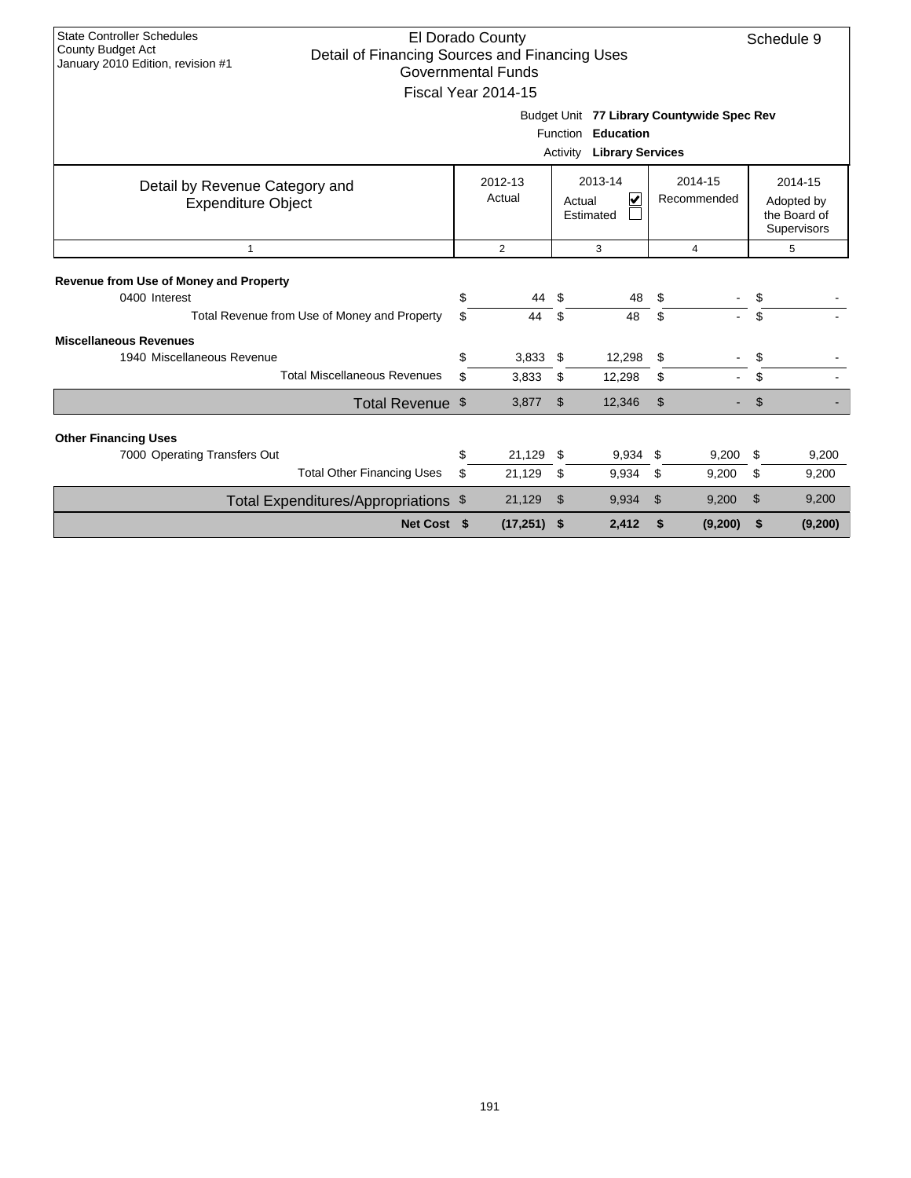State Controller Schedules
County Budget Act
January 2010 Edition, revision #1

# El Dorado County
## Detail of Financing Sources and Financing Uses
### Governmental Funds
### Fiscal Year 2014-15

Schedule 9

Budget Unit **77 Library Countywide Spec Rev**
Function **Education**
Activity **Library Services**

| Detail by Revenue Category and Expenditure Object | 2012-13 Actual | 2013-14 Actual ☑ Estimated ☐ | 2014-15 Recommended | 2014-15 Adopted by the Board of Supervisors |
|---|---|---|---|---|
| 1 | 2 | 3 | 4 | 5 |
| **Revenue from Use of Money and Property** | | | | |
| 0400 Interest | $ 44 | $ 48 | $ - | $ - |
| Total Revenue from Use of Money and Property | $ 44 | $ 48 | $ - | $ - |
| **Miscellaneous Revenues** | | | | |
| 1940 Miscellaneous Revenue | $ 3,833 | $ 12,298 | $ - | $ - |
| Total Miscellaneous Revenues | $ 3,833 | $ 12,298 | $ - | $ - |
| Total Revenue | $ 3,877 | $ 12,346 | $ - | $ - |
| **Other Financing Uses** | | | | |
| 7000 Operating Transfers Out | $ 21,129 | $ 9,934 | $ 9,200 | $ 9,200 |
| Total Other Financing Uses | $ 21,129 | $ 9,934 | $ 9,200 | $ 9,200 |
| Total Expenditures/Appropriations | $ 21,129 | $ 9,934 | $ 9,200 | $ 9,200 |
| **Net Cost** | **$ (17,251)** | **$ 2,412** | **$ (9,200)** | **$ (9,200)** |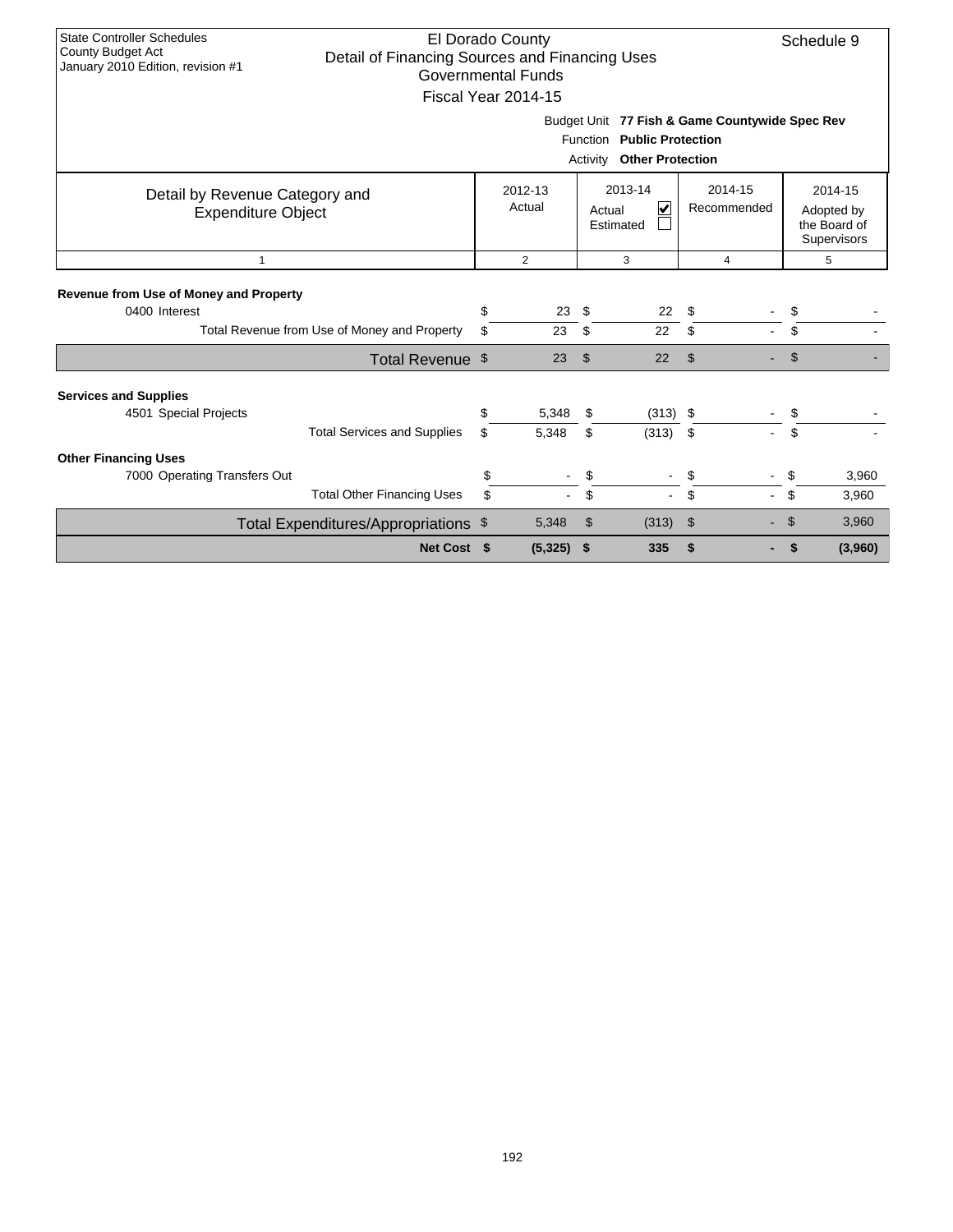State Controller Schedules
County Budget Act
January 2010 Edition, revision #1

# El Dorado County
## Detail of Financing Sources and Financing Uses
### Governmental Funds
### Fiscal Year 2014-15

Schedule 9

Budget Unit **77 Fish & Game Countywide Spec Rev**
Function **Public Protection**
Activity **Other Protection**

| Detail by Revenue Category and Expenditure Object | 2012-13 Actual | 2013-14 Actual ☑ Estimated ☐ | 2014-15 Recommended | 2014-15 Adopted by the Board of Supervisors |
|---|---|---|---|---|
| 1 | 2 | 3 | 4 | 5 |
| **Revenue from Use of Money and Property** | | | | |
| 0400 Interest | $ 23 | $ 22 | $ - | $ - |
| Total Revenue from Use of Money and Property | $ 23 | $ 22 | $ - | $ - |
| Total Revenue | $ 23 | $ 22 | $ - | $ - |
| **Services and Supplies** | | | | |
| 4501 Special Projects | $ 5,348 | $ (313) | $ - | $ - |
| Total Services and Supplies | $ 5,348 | $ (313) | $ - | $ - |
| **Other Financing Uses** | | | | |
| 7000 Operating Transfers Out | $ - | $ - | $ - | $ 3,960 |
| Total Other Financing Uses | $ - | $ - | $ - | $ 3,960 |
| Total Expenditures/Appropriations | $ 5,348 | $ (313) | $ - | $ 3,960 |
| **Net Cost** | **$ (5,325)** | **$ 335** | **$ -** | **$ (3,960)** |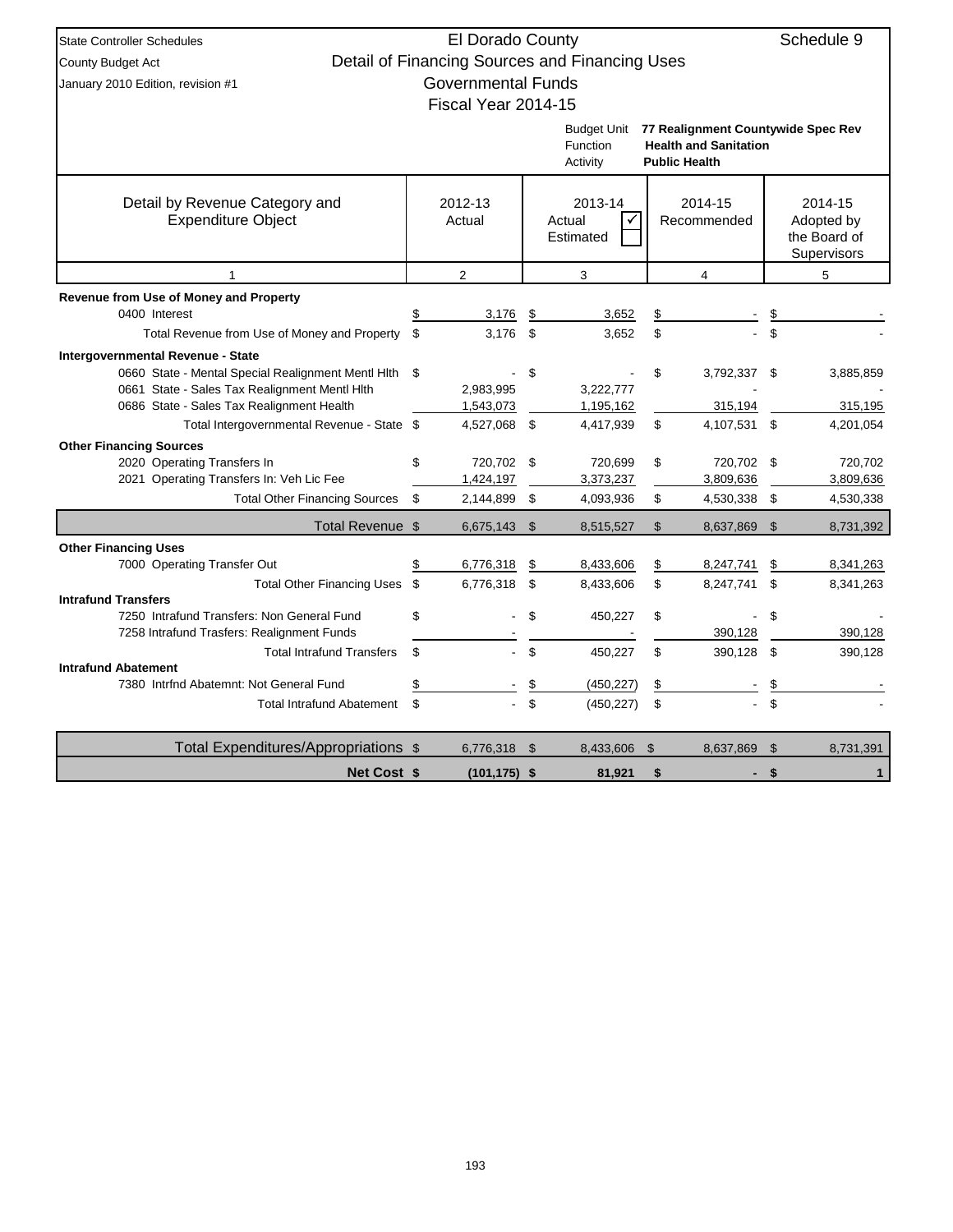State Controller Schedules
County Budget Act
January 2010 Edition, revision #1

# El Dorado County
## Detail of Financing Sources and Financing Uses
### Governmental Funds
### Fiscal Year 2014-15

Schedule 9

Budget Unit **77 Realignment Countywide Spec Rev**
Function **Health and Sanitation**
Activity **Public Health**

| Detail by Revenue Category and Expenditure Object | 2012-13 Actual | 2013-14 Actual ✓ / Estimated | 2014-15 Recommended | 2014-15 Adopted by the Board of Supervisors |
|---|---|---|---|---|
| 1 | 2 | 3 | 4 | 5 |
| **Revenue from Use of Money and Property** | | | | |
| 0400 Interest | $ 3,176 | $ 3,652 | $ - | $ - |
| Total Revenue from Use of Money and Property | $ 3,176 | $ 3,652 | $ - | $ - |
| **Intergovernmental Revenue - State** | | | | |
| 0660 State - Mental Special Realignment Mentl Hlth | $ - | $ - | $ 3,792,337 | $ 3,885,859 |
| 0661 State - Sales Tax Realignment Mentl Hlth | 2,983,995 | 3,222,777 | - | - |
| 0686 State - Sales Tax Realignment Health | 1,543,073 | 1,195,162 | 315,194 | 315,195 |
| Total Intergovernmental Revenue - State | $ 4,527,068 | $ 4,417,939 | $ 4,107,531 | $ 4,201,054 |
| **Other Financing Sources** | | | | |
| 2020 Operating Transfers In | $ 720,702 | $ 720,699 | $ 720,702 | $ 720,702 |
| 2021 Operating Transfers In: Veh Lic Fee | 1,424,197 | 3,373,237 | 3,809,636 | 3,809,636 |
| Total Other Financing Sources | $ 2,144,899 | $ 4,093,936 | $ 4,530,338 | $ 4,530,338 |
| Total Revenue | $ 6,675,143 | $ 8,515,527 | $ 8,637,869 | $ 8,731,392 |
| **Other Financing Uses** | | | | |
| 7000 Operating Transfer Out | $ 6,776,318 | $ 8,433,606 | $ 8,247,741 | $ 8,341,263 |
| Total Other Financing Uses | $ 6,776,318 | $ 8,433,606 | $ 8,247,741 | $ 8,341,263 |
| **Intrafund Transfers** | | | | |
| 7250 Intrafund Transfers: Non General Fund | $ - | $ 450,227 | $ - | $ - |
| 7258 Intrafund Trasfers: Realignment Funds | - | - | 390,128 | 390,128 |
| Total Intrafund Transfers | $ - | $ 450,227 | $ 390,128 | $ 390,128 |
| **Intrafund Abatement** | | | | |
| 7380 Intrfnd Abatemnt: Not General Fund | $ - | $ (450,227) | $ - | $ - |
| Total Intrafund Abatement | $ - | $ (450,227) | $ - | $ - |
| Total Expenditures/Appropriations | $ 6,776,318 | $ 8,433,606 | $ 8,637,869 | $ 8,731,391 |
| **Net Cost** | **$ (101,175)** | **$ 81,921** | **$ -** | **$ 1** |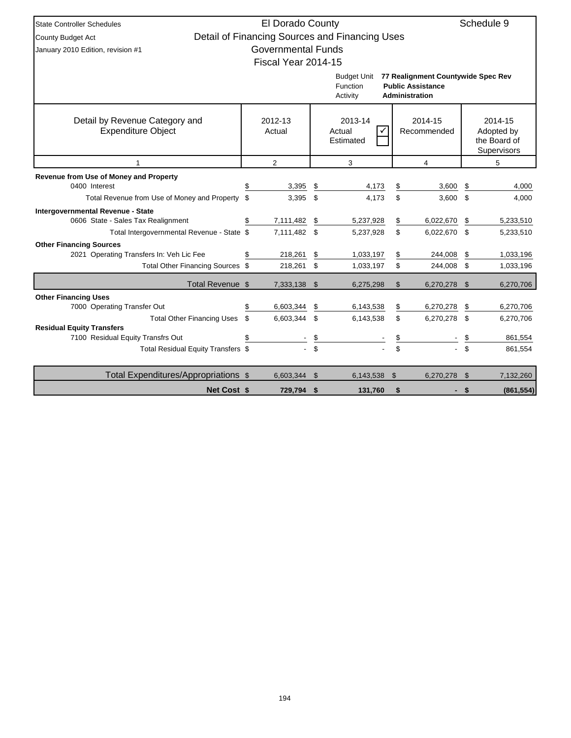State Controller Schedules
County Budget Act
January 2010 Edition, revision #1

# El Dorado County
## Detail of Financing Sources and Financing Uses
## Governmental Funds
## Fiscal Year 2014-15

Schedule 9

Budget Unit **77 Realignment Countywide Spec Rev**
Function **Public Assistance**
Activity **Administration**

| Detail by Revenue Category and Expenditure Object | 2012-13 Actual | 2013-14 Actual ☑ Estimated ☐ | 2014-15 Recommended | 2014-15 Adopted by the Board of Supervisors |
|---|---|---|---|---|
| 1 | 2 | 3 | 4 | 5 |
| **Revenue from Use of Money and Property** | | | | |
| 0400 Interest | $ 3,395 | $ 4,173 | $ 3,600 | $ 4,000 |
| Total Revenue from Use of Money and Property | $ 3,395 | $ 4,173 | $ 3,600 | $ 4,000 |
| **Intergovernmental Revenue - State** | | | | |
| 0606 State - Sales Tax Realignment | $ 7,111,482 | $ 5,237,928 | $ 6,022,670 | $ 5,233,510 |
| Total Intergovernmental Revenue - State | $ 7,111,482 | $ 5,237,928 | $ 6,022,670 | $ 5,233,510 |
| **Other Financing Sources** | | | | |
| 2021 Operating Transfers In: Veh Lic Fee | $ 218,261 | $ 1,033,197 | $ 244,008 | $ 1,033,196 |
| Total Other Financing Sources | $ 218,261 | $ 1,033,197 | $ 244,008 | $ 1,033,196 |
| Total Revenue | $ 7,333,138 | $ 6,275,298 | $ 6,270,278 | $ 6,270,706 |
| **Other Financing Uses** | | | | |
| 7000 Operating Transfer Out | $ 6,603,344 | $ 6,143,538 | $ 6,270,278 | $ 6,270,706 |
| Total Other Financing Uses | $ 6,603,344 | $ 6,143,538 | $ 6,270,278 | $ 6,270,706 |
| **Residual Equity Transfers** | | | | |
| 7100 Residual Equity Transfrs Out | $ - | $ - | $ - | $ 861,554 |
| Total Residual Equity Transfers | $ - | $ - | $ - | $ 861,554 |
| Total Expenditures/Appropriations | $ 6,603,344 | $ 6,143,538 | $ 6,270,278 | $ 7,132,260 |
| **Net Cost** | **$ 729,794** | **$ 131,760** | **$ -** | **$ (861,554)** |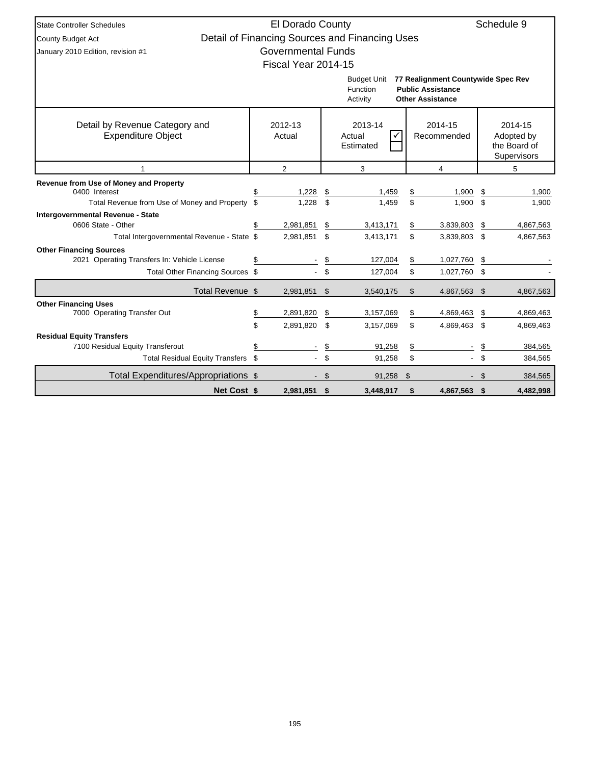State Controller Schedules
County Budget Act
January 2010 Edition, revision #1

# El Dorado County
## Detail of Financing Sources and Financing Uses
## Governmental Funds
## Fiscal Year 2014-15

Schedule 9

Budget Unit **77 Realignment Countywide Spec Rev**
Function **Public Assistance**
Activity **Other Assistance**

| Detail by Revenue Category and Expenditure Object | 2012-13 Actual | 2013-14 Actual ☑ Estimated ☐ | 2014-15 Recommended | 2014-15 Adopted by the Board of Supervisors |
|---|---|---|---|---|
| 1 | 2 | 3 | 4 | 5 |
| **Revenue from Use of Money and Property** | | | | |
| 0400 Interest | $ 1,228 | $ 1,459 | $ 1,900 | $ 1,900 |
| Total Revenue from Use of Money and Property | $ 1,228 | $ 1,459 | $ 1,900 | $ 1,900 |
| **Intergovernmental Revenue - State** | | | | |
| 0606 State - Other | $ 2,981,851 | $ 3,413,171 | $ 3,839,803 | $ 4,867,563 |
| Total Intergovernmental Revenue - State | $ 2,981,851 | $ 3,413,171 | $ 3,839,803 | $ 4,867,563 |
| **Other Financing Sources** | | | | |
| 2021 Operating Transfers In: Vehicle License | $ - | $ 127,004 | $ 1,027,760 | $ - |
| Total Other Financing Sources | $ - | $ 127,004 | $ 1,027,760 | $ - |
| Total Revenue | $ 2,981,851 | $ 3,540,175 | $ 4,867,563 | $ 4,867,563 |
| **Other Financing Uses** | | | | |
| 7000 Operating Transfer Out | $ 2,891,820 | $ 3,157,069 | $ 4,869,463 | $ 4,869,463 |
| | $ 2,891,820 | $ 3,157,069 | $ 4,869,463 | $ 4,869,463 |
| **Residual Equity Transfers** | | | | |
| 7100 Residual Equity Transferout | $ - | $ 91,258 | $ - | $ 384,565 |
| Total Residual Equity Transfers | $ - | $ 91,258 | $ - | $ 384,565 |
| Total Expenditures/Appropriations | $ - | $ 91,258 | $ - | $ 384,565 |
| **Net Cost** | **$ 2,981,851** | **$ 3,448,917** | **$ 4,867,563** | **$ 4,482,998** |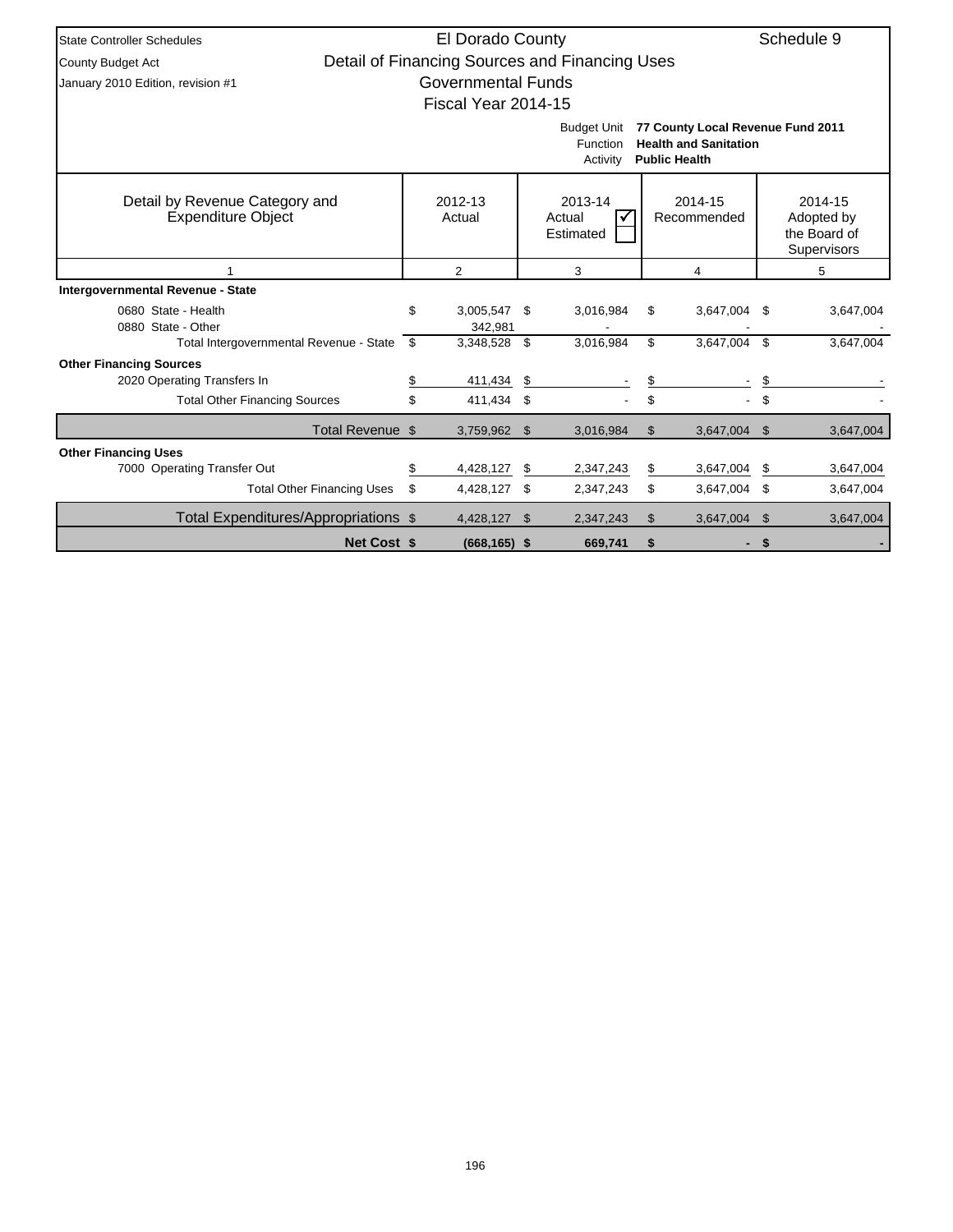State Controller Schedules
County Budget Act
January 2010 Edition, revision #1

# El Dorado County
## Detail of Financing Sources and Financing Uses
## Governmental Funds
## Fiscal Year 2014-15

Schedule 9

Budget Unit **77 County Local Revenue Fund 2011**
Function **Health and Sanitation**
Activity **Public Health**

| Detail by Revenue Category and Expenditure Object | 2012-13 Actual | 2013-14 Actual ☑ Estimated ☐ | 2014-15 Recommended | 2014-15 Adopted by the Board of Supervisors |
|---|---|---|---|---|
| 1 | 2 | 3 | 4 | 5 |
| **Intergovernmental Revenue - State** | | | | |
| 0680 State - Health | $ 3,005,547 | $ 3,016,984 | $ 3,647,004 | $ 3,647,004 |
| 0880 State - Other | 342,981 | - | - | - |
| Total Intergovernmental Revenue - State | $ 3,348,528 | $ 3,016,984 | $ 3,647,004 | $ 3,647,004 |
| **Other Financing Sources** | | | | |
| 2020 Operating Transfers In | $ 411,434 | $ - | $ - | $ - |
| Total Other Financing Sources | $ 411,434 | $ - | $ - | $ - |
| Total Revenue | $ 3,759,962 | $ 3,016,984 | $ 3,647,004 | $ 3,647,004 |
| **Other Financing Uses** | | | | |
| 7000 Operating Transfer Out | $ 4,428,127 | $ 2,347,243 | $ 3,647,004 | $ 3,647,004 |
| Total Other Financing Uses | $ 4,428,127 | $ 2,347,243 | $ 3,647,004 | $ 3,647,004 |
| Total Expenditures/Appropriations | $ 4,428,127 | $ 2,347,243 | $ 3,647,004 | $ 3,647,004 |
| **Net Cost** | **$ (668,165)** | **$ 669,741** | **$ -** | **$ -** |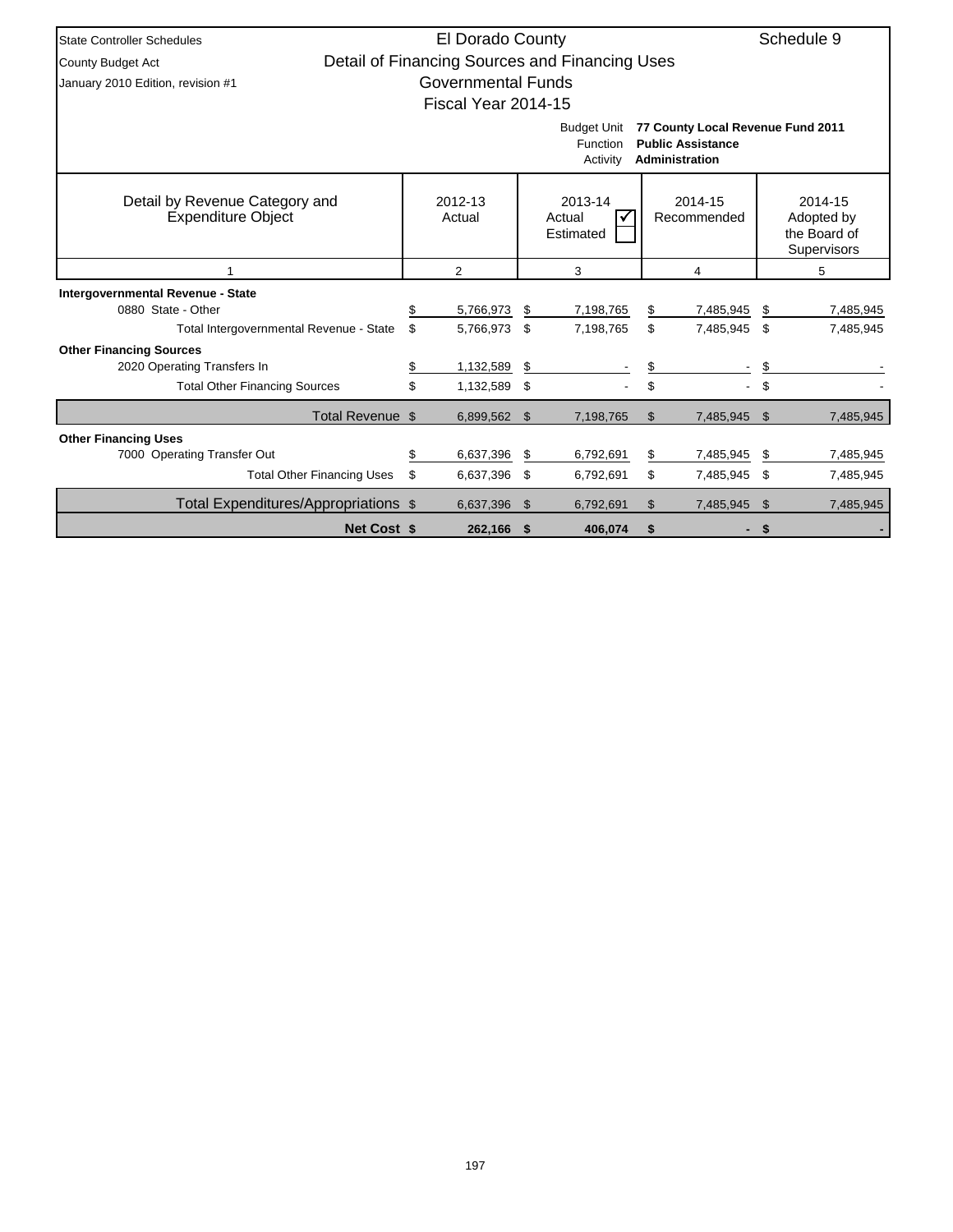State Controller Schedules
County Budget Act
January 2010 Edition, revision #1

# El Dorado County

## Detail of Financing Sources and Financing Uses

### Governmental Funds

### Fiscal Year 2014-15

Schedule 9

Budget Unit **77 County Local Revenue Fund 2011**
Function **Public Assistance**
Activity **Administration**

| Detail by Revenue Category and Expenditure Object | 2012-13 Actual | 2013-14 Actual ☑ / Estimated ☐ | 2014-15 Recommended | 2014-15 Adopted by the Board of Supervisors |
|---|---|---|---|---|
| 1 | 2 | 3 | 4 | 5 |
| **Intergovernmental Revenue - State** | | | | |
| 0880 State - Other | $ 5,766,973 | $ 7,198,765 | $ 7,485,945 | $ 7,485,945 |
| Total Intergovernmental Revenue - State | $ 5,766,973 | $ 7,198,765 | $ 7,485,945 | $ 7,485,945 |
| **Other Financing Sources** | | | | |
| 2020 Operating Transfers In | $ 1,132,589 | $ - | $ - | $ - |
| Total Other Financing Sources | $ 1,132,589 | $ - | $ - | $ - |
| Total Revenue | $ 6,899,562 | $ 7,198,765 | $ 7,485,945 | $ 7,485,945 |
| **Other Financing Uses** | | | | |
| 7000 Operating Transfer Out | $ 6,637,396 | $ 6,792,691 | $ 7,485,945 | $ 7,485,945 |
| Total Other Financing Uses | $ 6,637,396 | $ 6,792,691 | $ 7,485,945 | $ 7,485,945 |
| Total Expenditures/Appropriations | $ 6,637,396 | $ 6,792,691 | $ 7,485,945 | $ 7,485,945 |
| **Net Cost** | **$ 262,166** | **$ 406,074** | **$ -** | **$ -** |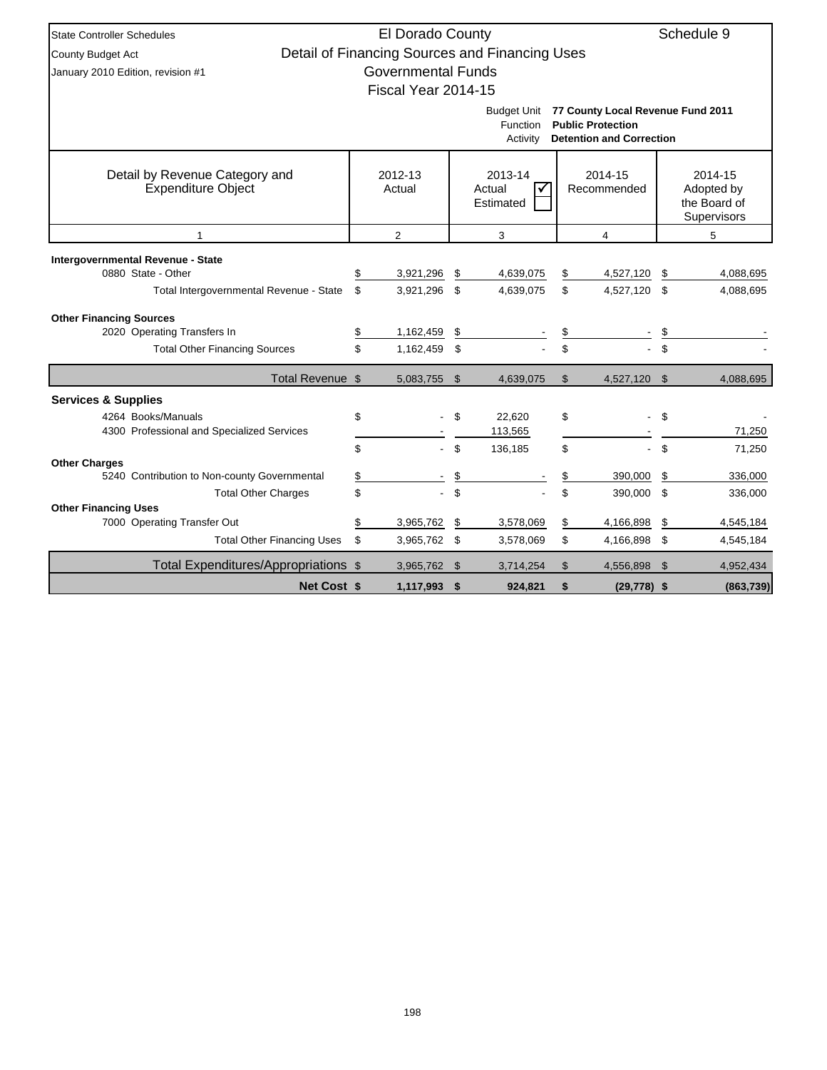State Controller Schedules
County Budget Act
January 2010 Edition, revision #1

# El Dorado County
## Detail of Financing Sources and Financing Uses
## Governmental Funds
## Fiscal Year 2014-15

Schedule 9

Budget Unit **77 County Local Revenue Fund 2011**
Function **Public Protection**
Activity **Detention and Correction**

| Detail by Revenue Category and Expenditure Object | 2012-13 Actual | 2013-14 Actual ☑ Estimated ☐ | 2014-15 Recommended | 2014-15 Adopted by the Board of Supervisors |
|---|---|---|---|---|
| 1 | 2 | 3 | 4 | 5 |
| **Intergovernmental Revenue - State** | | | | |
| 0880 State - Other | $ 3,921,296 | $ 4,639,075 | $ 4,527,120 | $ 4,088,695 |
| Total Intergovernmental Revenue - State | $ 3,921,296 | $ 4,639,075 | $ 4,527,120 | $ 4,088,695 |
| **Other Financing Sources** | | | | |
| 2020 Operating Transfers In | $ 1,162,459 | $ - | $ - | $ - |
| Total Other Financing Sources | $ 1,162,459 | $ - | $ - | $ - |
| Total Revenue | $ 5,083,755 | $ 4,639,075 | $ 4,527,120 | $ 4,088,695 |
| **Services & Supplies** | | | | |
| 4264 Books/Manuals | $ - | $ 22,620 | $ - | $ - |
| 4300 Professional and Specialized Services | - | 113,565 | - | 71,250 |
| | $ - | $ 136,185 | $ - | $ 71,250 |
| **Other Charges** | | | | |
| 5240 Contribution to Non-county Governmental | $ - | $ - | $ 390,000 | $ 336,000 |
| Total Other Charges | $ - | $ - | $ 390,000 | $ 336,000 |
| **Other Financing Uses** | | | | |
| 7000 Operating Transfer Out | $ 3,965,762 | $ 3,578,069 | $ 4,166,898 | $ 4,545,184 |
| Total Other Financing Uses | $ 3,965,762 | $ 3,578,069 | $ 4,166,898 | $ 4,545,184 |
| Total Expenditures/Appropriations | $ 3,965,762 | $ 3,714,254 | $ 4,556,898 | $ 4,952,434 |
| **Net Cost** | **$ 1,117,993** | **$ 924,821** | **$ (29,778)** | **$ (863,739)** |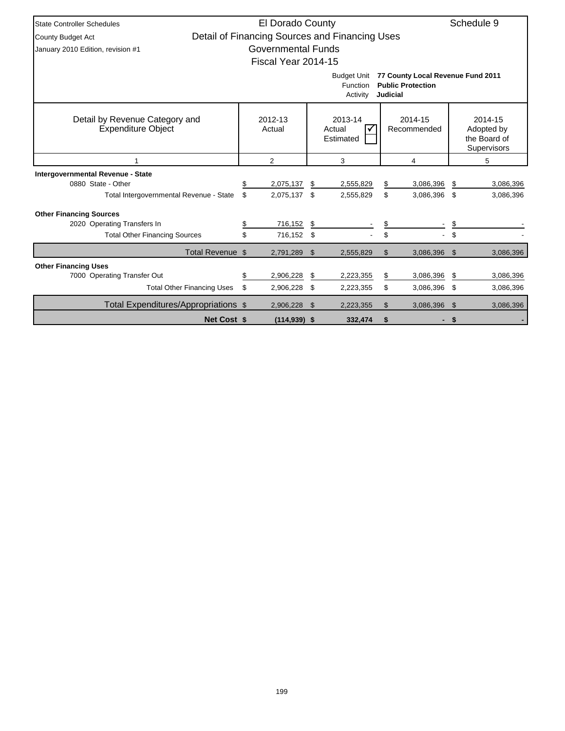State Controller Schedules
County Budget Act
January 2010 Edition, revision #1

# El Dorado County
## Detail of Financing Sources and Financing Uses
### Governmental Funds
### Fiscal Year 2014-15

Schedule 9

Budget Unit **77 County Local Revenue Fund 2011**
Function **Public Protection**
Activity **Judicial**

| Detail by Revenue Category and Expenditure Object | 2012-13 Actual | 2013-14 Actual ☑ Estimated ☐ | 2014-15 Recommended | 2014-15 Adopted by the Board of Supervisors |
|---|---|---|---|---|
| 1 | 2 | 3 | 4 | 5 |
| **Intergovernmental Revenue - State** | | | | |
| 0880 State - Other | $ 2,075,137 | $ 2,555,829 | $ 3,086,396 | $ 3,086,396 |
| Total Intergovernmental Revenue - State | $ 2,075,137 | $ 2,555,829 | $ 3,086,396 | $ 3,086,396 |
| **Other Financing Sources** | | | | |
| 2020 Operating Transfers In | $ 716,152 | $ - | $ - | $ - |
| Total Other Financing Sources | $ 716,152 | $ - | $ - | $ - |
| Total Revenue | $ 2,791,289 | $ 2,555,829 | $ 3,086,396 | $ 3,086,396 |
| **Other Financing Uses** | | | | |
| 7000 Operating Transfer Out | $ 2,906,228 | $ 2,223,355 | $ 3,086,396 | $ 3,086,396 |
| Total Other Financing Uses | $ 2,906,228 | $ 2,223,355 | $ 3,086,396 | $ 3,086,396 |
| Total Expenditures/Appropriations | $ 2,906,228 | $ 2,223,355 | $ 3,086,396 | $ 3,086,396 |
| **Net Cost** | **$ (114,939)** | **$ 332,474** | **$ -** | **$ -** |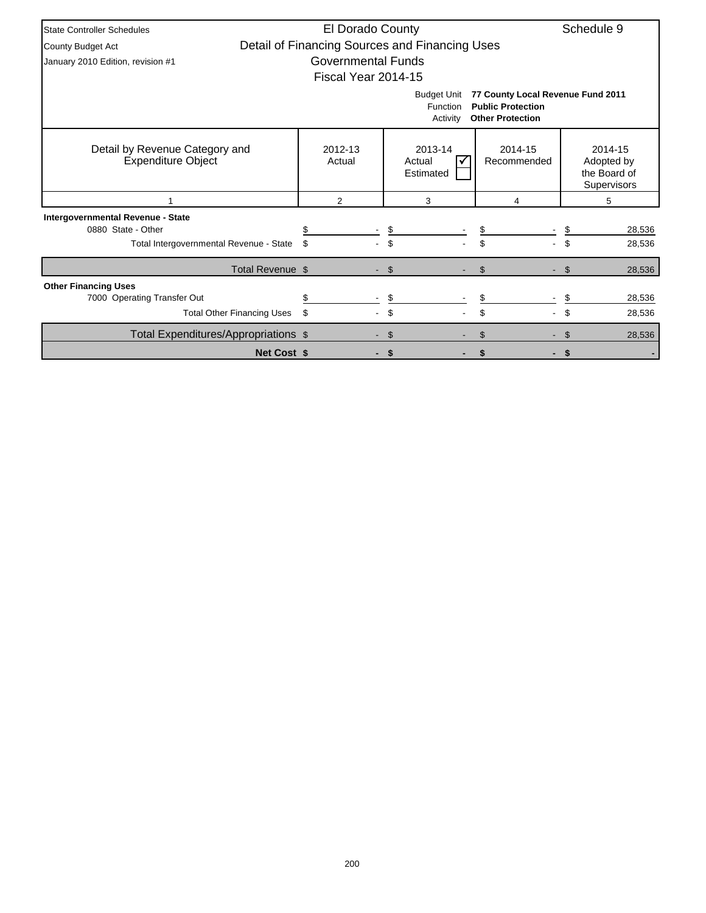State Controller Schedules
County Budget Act
January 2010 Edition, revision #1

# El Dorado County

## Detail of Financing Sources and Financing Uses

## Governmental Funds

## Fiscal Year 2014-15

Schedule 9

Budget Unit **77 County Local Revenue Fund 2011**
Function **Public Protection**
Activity **Other Protection**

| Detail by Revenue Category and Expenditure Object | 2012-13 Actual | 2013-14 Actual ☑ Estimated ☐ | 2014-15 Recommended | 2014-15 Adopted by the Board of Supervisors |
|---|---|---|---|---|
| 1 | 2 | 3 | 4 | 5 |
| **Intergovernmental Revenue - State** | | | | |
| 0880 State - Other | $ - | $ - | $ - | $ 28,536 |
| Total Intergovernmental Revenue - State | $ - | $ - | $ - | $ 28,536 |
| Total Revenue | $ - | $ - | $ - | $ 28,536 |
| **Other Financing Uses** | | | | |
| 7000 Operating Transfer Out | $ - | $ - | $ - | $ 28,536 |
| Total Other Financing Uses | $ - | $ - | $ - | $ 28,536 |
| Total Expenditures/Appropriations | $ - | $ - | $ - | $ 28,536 |
| **Net Cost** | **$ -** | **$ -** | **$ -** | **$ -** |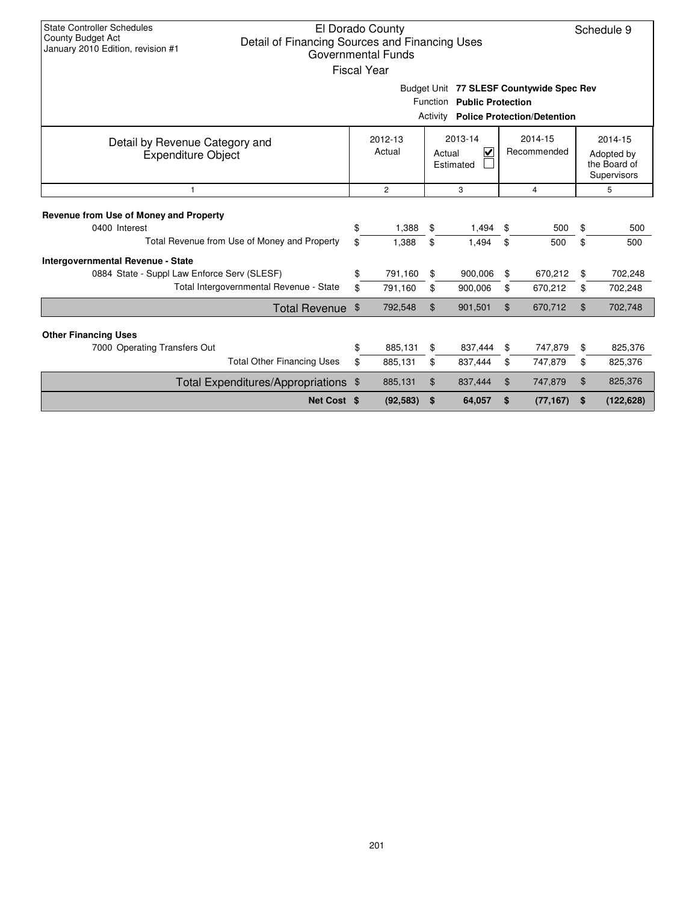State Controller Schedules
County Budget Act
January 2010 Edition, revision #1

El Dorado County
Detail of Financing Sources and Financing Uses
Governmental Funds
Fiscal Year

Schedule 9

Budget Unit **77 SLESF Countywide Spec Rev**
Function **Public Protection**
Activity **Police Protection/Detention**

| Detail by Revenue Category and Expenditure Object | 2012-13 Actual | 2013-14 Actual ☑ Estimated ☐ | 2014-15 Recommended | 2014-15 Adopted by the Board of Supervisors |
|---|---|---|---|---|
| 1 | 2 | 3 | 4 | 5 |
| **Revenue from Use of Money and Property** | | | | |
| 0400 Interest | $ 1,388 | $ 1,494 | $ 500 | $ 500 |
| Total Revenue from Use of Money and Property | $ 1,388 | $ 1,494 | $ 500 | $ 500 |
| **Intergovernmental Revenue - State** | | | | |
| 0884 State - Suppl Law Enforce Serv (SLESF) | $ 791,160 | $ 900,006 | $ 670,212 | $ 702,248 |
| Total Intergovernmental Revenue - State | $ 791,160 | $ 900,006 | $ 670,212 | $ 702,248 |
| Total Revenue | $ 792,548 | $ 901,501 | $ 670,712 | $ 702,748 |
| **Other Financing Uses** | | | | |
| 7000 Operating Transfers Out | $ 885,131 | $ 837,444 | $ 747,879 | $ 825,376 |
| Total Other Financing Uses | $ 885,131 | $ 837,444 | $ 747,879 | $ 825,376 |
| Total Expenditures/Appropriations | $ 885,131 | $ 837,444 | $ 747,879 | $ 825,376 |
| **Net Cost** | **$ (92,583)** | **$ 64,057** | **$ (77,167)** | **$ (122,628)** |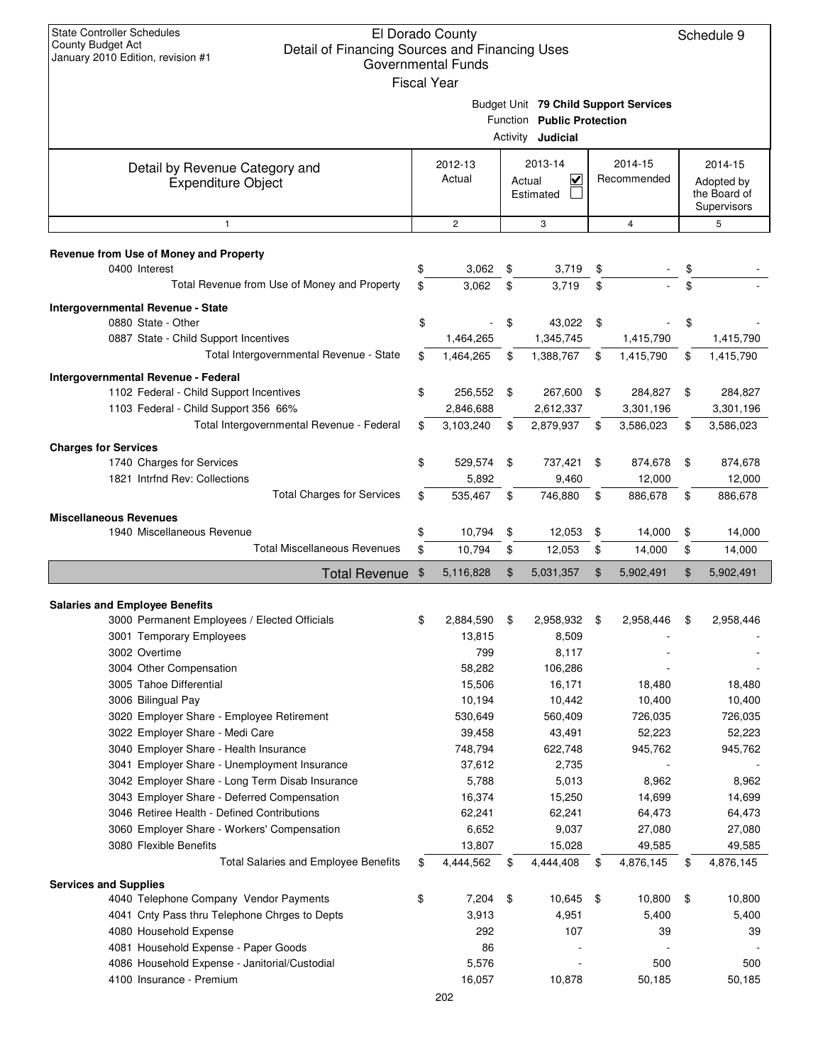State Controller Schedules
County Budget Act
January 2010 Edition, revision #1

# El Dorado County
## Detail of Financing Sources and Financing Uses
### Governmental Funds
### Fiscal Year

Schedule 9

Budget Unit **79 Child Support Services**
Function **Public Protection**
Activity **Judicial**

| Detail by Revenue Category and Expenditure Object | 2012-13 Actual | 2013-14 Actual ☑ Estimated ☐ | 2014-15 Recommended | 2014-15 Adopted by the Board of Supervisors |
|---|---|---|---|---|
| 1 | 2 | 3 | 4 | 5 |
| **Revenue from Use of Money and Property** | | | | |
| 0400 Interest | $ 3,062 | $ 3,719 | $ - | $ - |
| Total Revenue from Use of Money and Property | $ 3,062 | $ 3,719 | $ - | $ - |
| **Intergovernmental Revenue - State** | | | | |
| 0880 State - Other | $ - | $ 43,022 | $ - | $ - |
| 0887 State - Child Support Incentives | 1,464,265 | 1,345,745 | 1,415,790 | 1,415,790 |
| Total Intergovernmental Revenue - State | $ 1,464,265 | $ 1,388,767 | $ 1,415,790 | $ 1,415,790 |
| **Intergovernmental Revenue - Federal** | | | | |
| 1102 Federal - Child Support Incentives | $ 256,552 | $ 267,600 | $ 284,827 | $ 284,827 |
| 1103 Federal - Child Support 356 66% | 2,846,688 | 2,612,337 | 3,301,196 | 3,301,196 |
| Total Intergovernmental Revenue - Federal | $ 3,103,240 | $ 2,879,937 | $ 3,586,023 | $ 3,586,023 |
| **Charges for Services** | | | | |
| 1740 Charges for Services | $ 529,574 | $ 737,421 | $ 874,678 | $ 874,678 |
| 1821 Intrfnd Rev: Collections | 5,892 | 9,460 | 12,000 | 12,000 |
| Total Charges for Services | $ 535,467 | $ 746,880 | $ 886,678 | $ 886,678 |
| **Miscellaneous Revenues** | | | | |
| 1940 Miscellaneous Revenue | $ 10,794 | $ 12,053 | $ 14,000 | $ 14,000 |
| Total Miscellaneous Revenues | $ 10,794 | $ 12,053 | $ 14,000 | $ 14,000 |
| **Total Revenue** | $ 5,116,828 | $ 5,031,357 | $ 5,902,491 | $ 5,902,491 |
| **Salaries and Employee Benefits** | | | | |
| 3000 Permanent Employees / Elected Officials | $ 2,884,590 | $ 2,958,932 | $ 2,958,446 | $ 2,958,446 |
| 3001 Temporary Employees | 13,815 | 8,509 | - | - |
| 3002 Overtime | 799 | 8,117 | - | - |
| 3004 Other Compensation | 58,282 | 106,286 | - | - |
| 3005 Tahoe Differential | 15,506 | 16,171 | 18,480 | 18,480 |
| 3006 Bilingual Pay | 10,194 | 10,442 | 10,400 | 10,400 |
| 3020 Employer Share - Employee Retirement | 530,649 | 560,409 | 726,035 | 726,035 |
| 3022 Employer Share - Medi Care | 39,458 | 43,491 | 52,223 | 52,223 |
| 3040 Employer Share - Health Insurance | 748,794 | 622,748 | 945,762 | 945,762 |
| 3041 Employer Share - Unemployment Insurance | 37,612 | 2,735 | - | - |
| 3042 Employer Share - Long Term Disab Insurance | 5,788 | 5,013 | 8,962 | 8,962 |
| 3043 Employer Share - Deferred Compensation | 16,374 | 15,250 | 14,699 | 14,699 |
| 3046 Retiree Health - Defined Contributions | 62,241 | 62,241 | 64,473 | 64,473 |
| 3060 Employer Share - Workers' Compensation | 6,652 | 9,037 | 27,080 | 27,080 |
| 3080 Flexible Benefits | 13,807 | 15,028 | 49,585 | 49,585 |
| Total Salaries and Employee Benefits | $ 4,444,562 | $ 4,444,408 | $ 4,876,145 | $ 4,876,145 |
| **Services and Supplies** | | | | |
| 4040 Telephone Company Vendor Payments | $ 7,204 | $ 10,645 | $ 10,800 | $ 10,800 |
| 4041 Cnty Pass thru Telephone Chrges to Depts | 3,913 | 4,951 | 5,400 | 5,400 |
| 4080 Household Expense | 292 | 107 | 39 | 39 |
| 4081 Household Expense - Paper Goods | 86 | - | - | - |
| 4086 Household Expense - Janitorial/Custodial | 5,576 | - | 500 | 500 |
| 4100 Insurance - Premium | 16,057 | 10,878 | 50,185 | 50,185 |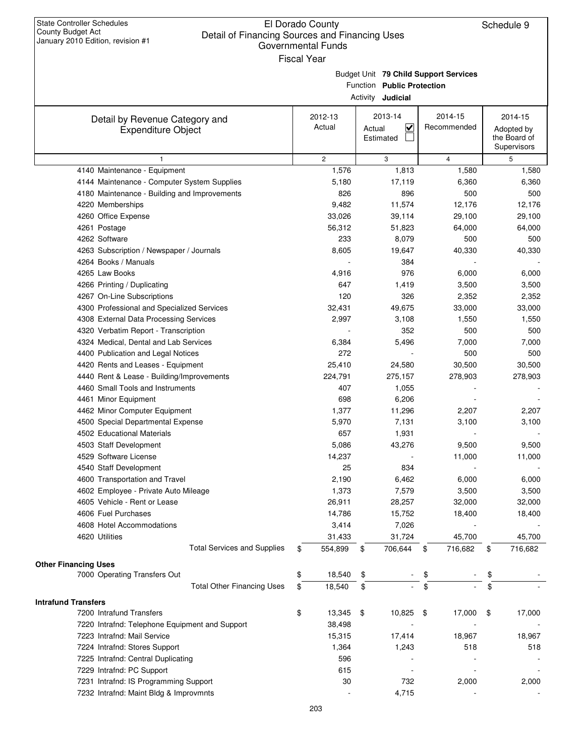State Controller Schedules
County Budget Act
January 2010 Edition, revision #1

# El Dorado County
## Detail of Financing Sources and Financing Uses
### Governmental Funds
Fiscal Year

Schedule 9

Budget Unit **79 Child Support Services**
Function **Public Protection**
Activity **Judicial**

| Detail by Revenue Category and Expenditure Object | 2012-13 Actual | 2013-14 Actual ☑ Estimated ☐ | 2014-15 Recommended | 2014-15 Adopted by the Board of Supervisors |
|---|---|---|---|---|
| 1 | 2 | 3 | 4 | 5 |
| 4140 Maintenance - Equipment | 1,576 | 1,813 | 1,580 | 1,580 |
| 4144 Maintenance - Computer System Supplies | 5,180 | 17,119 | 6,360 | 6,360 |
| 4180 Maintenance - Building and Improvements | 826 | 896 | 500 | 500 |
| 4220 Memberships | 9,482 | 11,574 | 12,176 | 12,176 |
| 4260 Office Expense | 33,026 | 39,114 | 29,100 | 29,100 |
| 4261 Postage | 56,312 | 51,823 | 64,000 | 64,000 |
| 4262 Software | 233 | 8,079 | 500 | 500 |
| 4263 Subscription / Newspaper / Journals | 8,605 | 19,647 | 40,330 | 40,330 |
| 4264 Books / Manuals | - | 384 | - | - |
| 4265 Law Books | 4,916 | 976 | 6,000 | 6,000 |
| 4266 Printing / Duplicating | 647 | 1,419 | 3,500 | 3,500 |
| 4267 On-Line Subscriptions | 120 | 326 | 2,352 | 2,352 |
| 4300 Professional and Specialized Services | 32,431 | 49,675 | 33,000 | 33,000 |
| 4308 External Data Processing Services | 2,997 | 3,108 | 1,550 | 1,550 |
| 4320 Verbatim Report - Transcription | - | 352 | 500 | 500 |
| 4324 Medical, Dental and Lab Services | 6,384 | 5,496 | 7,000 | 7,000 |
| 4400 Publication and Legal Notices | 272 | - | 500 | 500 |
| 4420 Rents and Leases - Equipment | 25,410 | 24,580 | 30,500 | 30,500 |
| 4440 Rent & Lease - Building/Improvements | 224,791 | 275,157 | 278,903 | 278,903 |
| 4460 Small Tools and Instruments | 407 | 1,055 | - | - |
| 4461 Minor Equipment | 698 | 6,206 | - | - |
| 4462 Minor Computer Equipment | 1,377 | 11,296 | 2,207 | 2,207 |
| 4500 Special Departmental Expense | 5,970 | 7,131 | 3,100 | 3,100 |
| 4502 Educational Materials | 657 | 1,931 | - | - |
| 4503 Staff Development | 5,086 | 43,276 | 9,500 | 9,500 |
| 4529 Software License | 14,237 | - | 11,000 | 11,000 |
| 4540 Staff Development | 25 | 834 | - | - |
| 4600 Transportation and Travel | 2,190 | 6,462 | 6,000 | 6,000 |
| 4602 Employee - Private Auto Mileage | 1,373 | 7,579 | 3,500 | 3,500 |
| 4605 Vehicle - Rent or Lease | 26,911 | 28,257 | 32,000 | 32,000 |
| 4606 Fuel Purchases | 14,786 | 15,752 | 18,400 | 18,400 |
| 4608 Hotel Accommodations | 3,414 | 7,026 | - | - |
| 4620 Utilities | 31,433 | 31,724 | 45,700 | 45,700 |
| Total Services and Supplies | $ 554,899 | $ 706,644 | $ 716,682 | $ 716,682 |
| **Other Financing Uses** | | | | |
| 7000 Operating Transfers Out | $ 18,540 | $ - | $ - | $ - |
| Total Other Financing Uses | $ 18,540 | $ - | $ - | $ - |
| **Intrafund Transfers** | | | | |
| 7200 Intrafund Transfers | $ 13,345 | $ 10,825 | $ 17,000 | $ 17,000 |
| 7220 Intrafnd: Telephone Equipment and Support | 38,498 | - | - | - |
| 7223 Intrafnd: Mail Service | 15,315 | 17,414 | 18,967 | 18,967 |
| 7224 Intrafnd: Stores Support | 1,364 | 1,243 | 518 | 518 |
| 7225 Intrafnd: Central Duplicating | 596 | - | - | - |
| 7229 Intrafnd: PC Support | 615 | - | - | - |
| 7231 Intrafnd: IS Programming Support | 30 | 732 | 2,000 | 2,000 |
| 7232 Intrafnd: Maint Bldg & Improvmnts | - | 4,715 | - | - |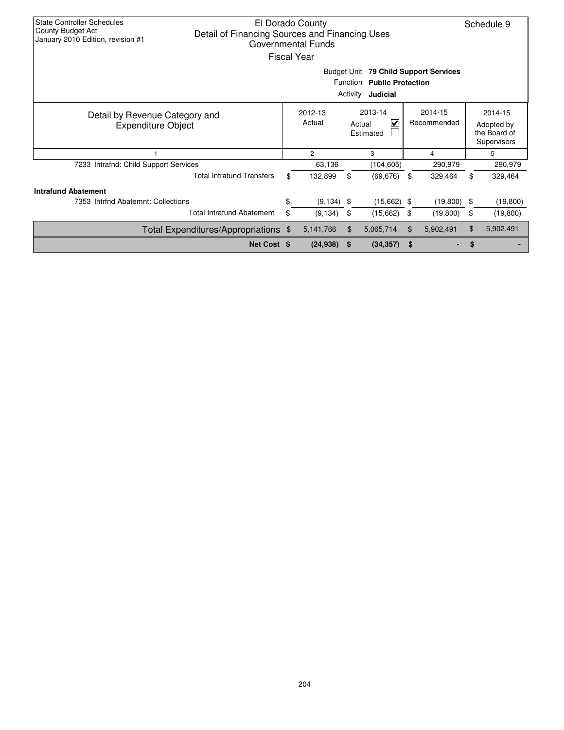State Controller Schedules
County Budget Act
January 2010 Edition, revision #1

# El Dorado County
## Detail of Financing Sources and Financing Uses
### Governmental Funds
Fiscal Year

Schedule 9

Budget Unit **79 Child Support Services**
Function **Public Protection**
Activity **Judicial**

| Detail by Revenue Category and Expenditure Object | 2012-13 Actual | 2013-14 Actual ☑ Estimated ☐ | 2014-15 Recommended | 2014-15 Adopted by the Board of Supervisors |
|---|---|---|---|---|
| 1 | 2 | 3 | 4 | 5 |
| 7233 Intrafnd: Child Support Services | 63,136 | (104,605) | 290,979 | 290,979 |
| Total Intrafund Transfers | $ 132,899 | $ (69,676) | $ 329,464 | $ 329,464 |
| **Intrafund Abatement** | | | | |
| 7353 Intrfnd Abatemnt: Collections | $ (9,134) | $ (15,662) | $ (19,800) | $ (19,800) |
| Total Intrafund Abatement | $ (9,134) | $ (15,662) | $ (19,800) | $ (19,800) |
| Total Expenditures/Appropriations | $ 5,141,766 | $ 5,065,714 | $ 5,902,491 | $ 5,902,491 |
| **Net Cost** | **$ (24,938)** | **$ (34,357)** | **$ -** | **$ -** |